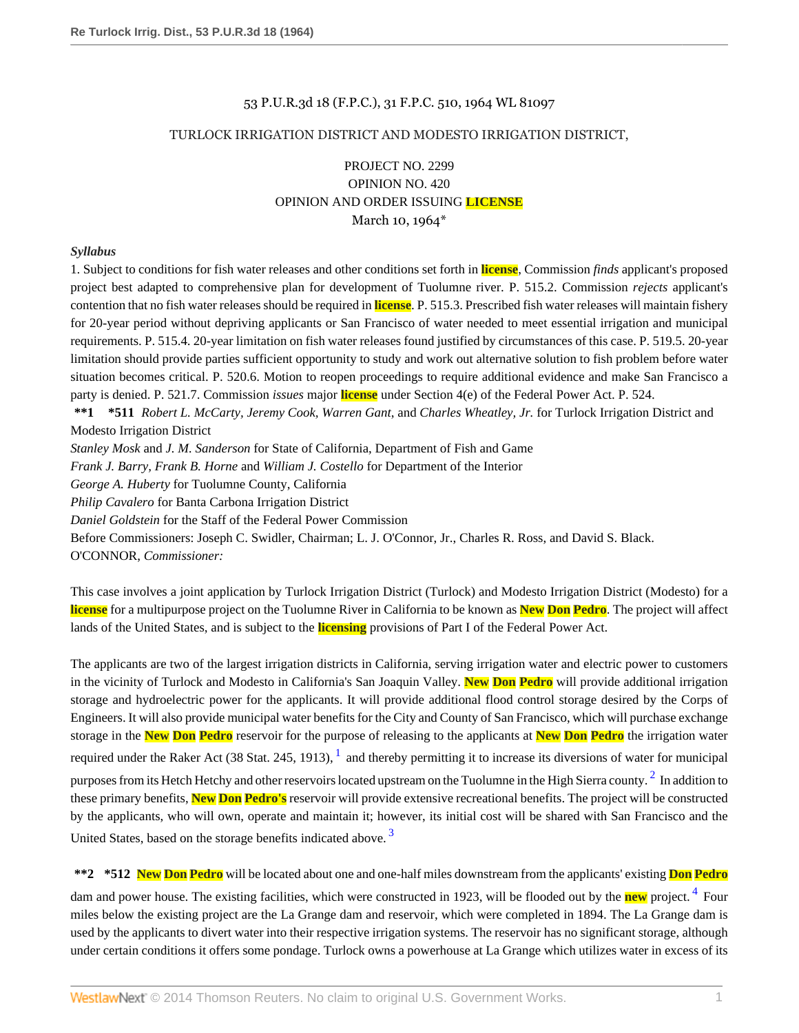53 P.U.R.3d 18 (F.P.C.), 31 F.P.C. 510, 1964 WL 81097

TURLOCK IRRIGATION DISTRICT AND MODESTO IRRIGATION DISTRICT,

PROJECT NO. 2299
OPINION NO. 420
OPINION AND ORDER ISSUING LICENSE
March 10, 1964*

***Syllabus***

1. Subject to conditions for fish water releases and other conditions set forth in license, Commission *finds* applicant's proposed project best adapted to comprehensive plan for development of Tuolumne river. P. 515.2. Commission *rejects* applicant's contention that no fish water releases should be required in license. P. 515.3. Prescribed fish water releases will maintain fishery for 20-year period without depriving applicants or San Francisco of water needed to meet essential irrigation and municipal requirements. P. 515.4. 20-year limitation on fish water releases found justified by circumstances of this case. P. 519.5. 20-year limitation should provide parties sufficient opportunity to study and work out alternative solution to fish problem before water situation becomes critical. P. 520.6. Motion to reopen proceedings to require additional evidence and make San Francisco a party is denied. P. 521.7. Commission *issues* major license under Section 4(e) of the Federal Power Act. P. 524.

**\*\*1 \*511** *Robert L. McCarty, Jeremy Cook, Warren Gant*, and *Charles Wheatley, Jr.* for Turlock Irrigation District and Modesto Irrigation District

*Stanley Mosk* and *J. M. Sanderson* for State of California, Department of Fish and Game

*Frank J. Barry, Frank B. Horne* and *William J. Costello* for Department of the Interior

*George A. Huberty* for Tuolumne County, California

*Philip Cavalero* for Banta Carbona Irrigation District

*Daniel Goldstein* for the Staff of the Federal Power Commission

Before Commissioners: Joseph C. Swidler, Chairman; L. J. O'Connor, Jr., Charles R. Ross, and David S. Black.

O'CONNOR, *Commissioner:*

This case involves a joint application by Turlock Irrigation District (Turlock) and Modesto Irrigation District (Modesto) for a license for a multipurpose project on the Tuolumne River in California to be known as New Don Pedro. The project will affect lands of the United States, and is subject to the licensing provisions of Part I of the Federal Power Act.

The applicants are two of the largest irrigation districts in California, serving irrigation water and electric power to customers in the vicinity of Turlock and Modesto in California's San Joaquin Valley. New Don Pedro will provide additional irrigation storage and hydroelectric power for the applicants. It will provide additional flood control storage desired by the Corps of Engineers. It will also provide municipal water benefits for the City and County of San Francisco, which will purchase exchange storage in the New Don Pedro reservoir for the purpose of releasing to the applicants at New Don Pedro the irrigation water required under the Raker Act (38 Stat. 245, 1913), [1] and thereby permitting it to increase its diversions of water for municipal purposes from its Hetch Hetchy and other reservoirs located upstream on the Tuolumne in the High Sierra county. [2] In addition to these primary benefits, New Don Pedro's reservoir will provide extensive recreational benefits. The project will be constructed by the applicants, who will own, operate and maintain it; however, its initial cost will be shared with San Francisco and the United States, based on the storage benefits indicated above. [3]

**\*\*2 \*512** New Don Pedro will be located about one and one-half miles downstream from the applicants' existing Don Pedro dam and power house. The existing facilities, which were constructed in 1923, will be flooded out by the new project. [4] Four miles below the existing project are the La Grange dam and reservoir, which were completed in 1894. The La Grange dam is used by the applicants to divert water into their respective irrigation systems. The reservoir has no significant storage, although under certain conditions it offers some pondage. Turlock owns a powerhouse at La Grange which utilizes water in excess of its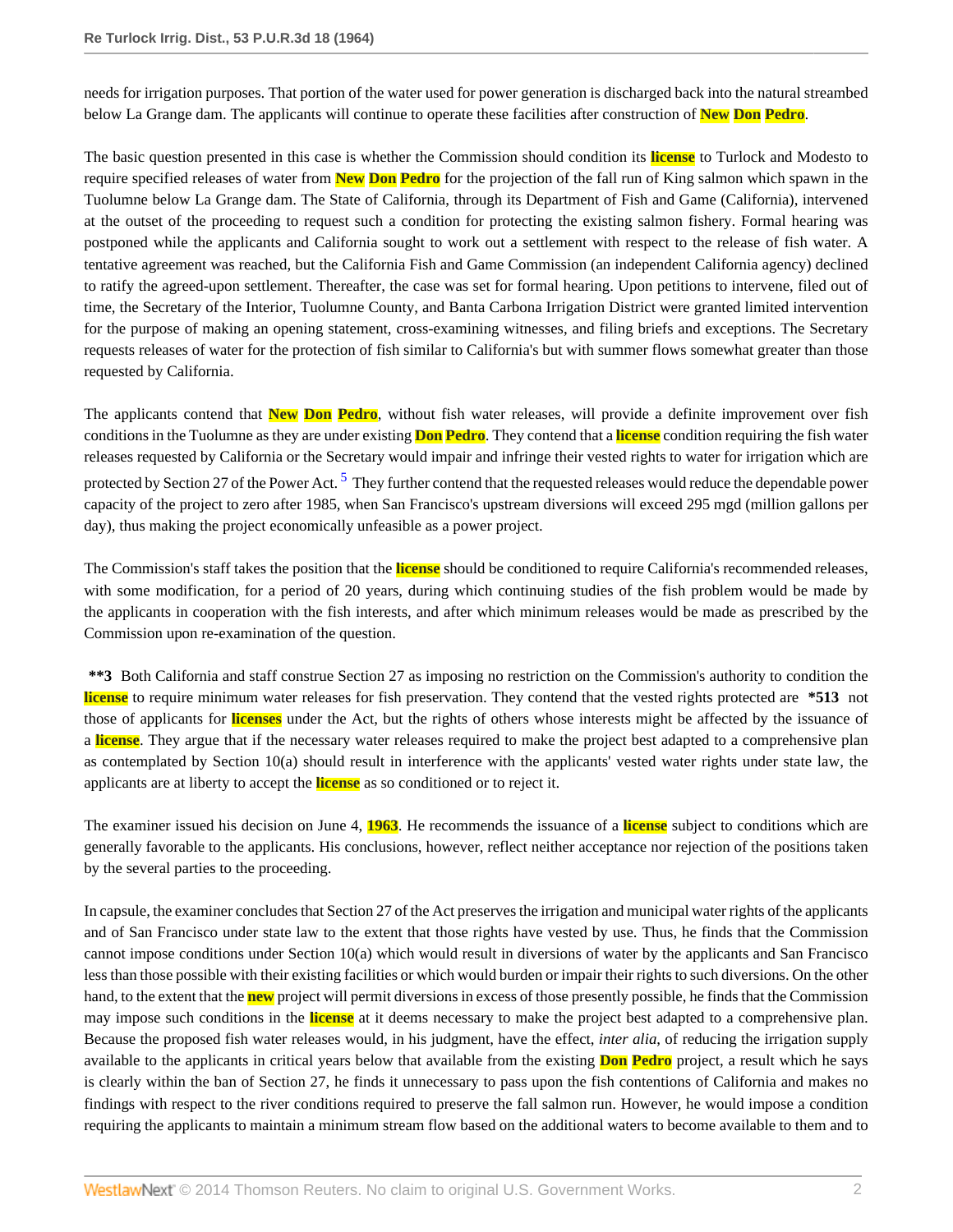needs for irrigation purposes. That portion of the water used for power generation is discharged back into the natural streambed below La Grange dam. The applicants will continue to operate these facilities after construction of New Don Pedro.

The basic question presented in this case is whether the Commission should condition its license to Turlock and Modesto to require specified releases of water from New Don Pedro for the projection of the fall run of King salmon which spawn in the Tuolumne below La Grange dam. The State of California, through its Department of Fish and Game (California), intervened at the outset of the proceeding to request such a condition for protecting the existing salmon fishery. Formal hearing was postponed while the applicants and California sought to work out a settlement with respect to the release of fish water. A tentative agreement was reached, but the California Fish and Game Commission (an independent California agency) declined to ratify the agreed-upon settlement. Thereafter, the case was set for formal hearing. Upon petitions to intervene, filed out of time, the Secretary of the Interior, Tuolumne County, and Banta Carbona Irrigation District were granted limited intervention for the purpose of making an opening statement, cross-examining witnesses, and filing briefs and exceptions. The Secretary requests releases of water for the protection of fish similar to California's but with summer flows somewhat greater than those requested by California.

The applicants contend that New Don Pedro, without fish water releases, will provide a definite improvement over fish conditions in the Tuolumne as they are under existing Don Pedro. They contend that a license condition requiring the fish water releases requested by California or the Secretary would impair and infringe their vested rights to water for irrigation which are protected by Section 27 of the Power Act. [5] They further contend that the requested releases would reduce the dependable power capacity of the project to zero after 1985, when San Francisco's upstream diversions will exceed 295 mgd (million gallons per day), thus making the project economically unfeasible as a power project.

The Commission's staff takes the position that the license should be conditioned to require California's recommended releases, with some modification, for a period of 20 years, during which continuing studies of the fish problem would be made by the applicants in cooperation with the fish interests, and after which minimum releases would be made as prescribed by the Commission upon re-examination of the question.

**\*\*3** Both California and staff construe Section 27 as imposing no restriction on the Commission's authority to condition the license to require minimum water releases for fish preservation. They contend that the vested rights protected are **\*513** not those of applicants for licenses under the Act, but the rights of others whose interests might be affected by the issuance of a license. They argue that if the necessary water releases required to make the project best adapted to a comprehensive plan as contemplated by Section 10(a) should result in interference with the applicants' vested water rights under state law, the applicants are at liberty to accept the license as so conditioned or to reject it.

The examiner issued his decision on June 4, 1963. He recommends the issuance of a license subject to conditions which are generally favorable to the applicants. His conclusions, however, reflect neither acceptance nor rejection of the positions taken by the several parties to the proceeding.

In capsule, the examiner concludes that Section 27 of the Act preserves the irrigation and municipal water rights of the applicants and of San Francisco under state law to the extent that those rights have vested by use. Thus, he finds that the Commission cannot impose conditions under Section 10(a) which would result in diversions of water by the applicants and San Francisco less than those possible with their existing facilities or which would burden or impair their rights to such diversions. On the other hand, to the extent that the new project will permit diversions in excess of those presently possible, he finds that the Commission may impose such conditions in the license at it deems necessary to make the project best adapted to a comprehensive plan. Because the proposed fish water releases would, in his judgment, have the effect, *inter alia*, of reducing the irrigation supply available to the applicants in critical years below that available from the existing Don Pedro project, a result which he says is clearly within the ban of Section 27, he finds it unnecessary to pass upon the fish contentions of California and makes no findings with respect to the river conditions required to preserve the fall salmon run. However, he would impose a condition requiring the applicants to maintain a minimum stream flow based on the additional waters to become available to them and to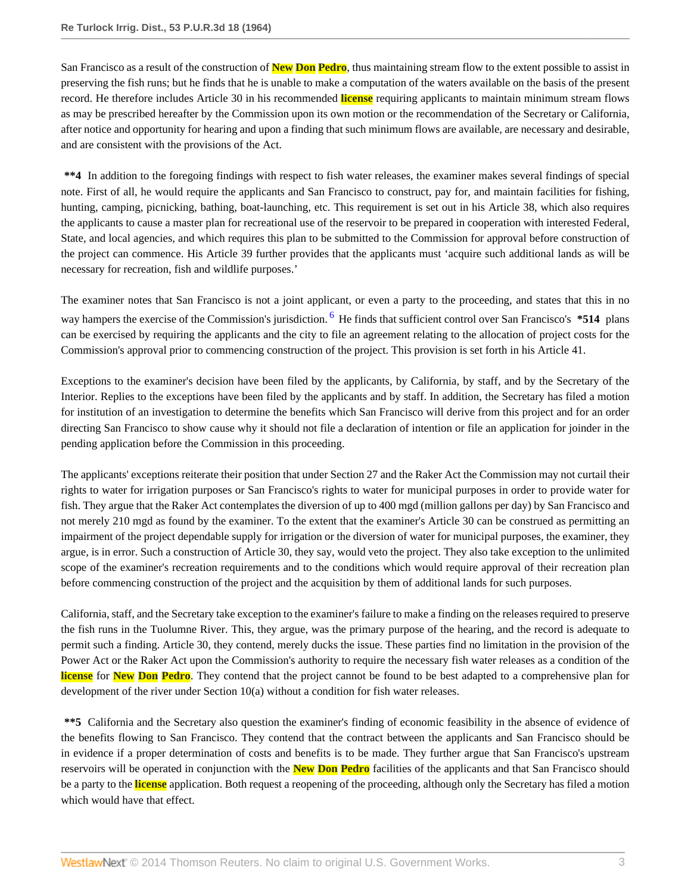San Francisco as a result of the construction of New Don Pedro, thus maintaining stream flow to the extent possible to assist in preserving the fish runs; but he finds that he is unable to make a computation of the waters available on the basis of the present record. He therefore includes Article 30 in his recommended license requiring applicants to maintain minimum stream flows as may be prescribed hereafter by the Commission upon its own motion or the recommendation of the Secretary or California, after notice and opportunity for hearing and upon a finding that such minimum flows are available, are necessary and desirable, and are consistent with the provisions of the Act.

**\*\*4** In addition to the foregoing findings with respect to fish water releases, the examiner makes several findings of special note. First of all, he would require the applicants and San Francisco to construct, pay for, and maintain facilities for fishing, hunting, camping, picnicking, bathing, boat-launching, etc. This requirement is set out in his Article 38, which also requires the applicants to cause a master plan for recreational use of the reservoir to be prepared in cooperation with interested Federal, State, and local agencies, and which requires this plan to be submitted to the Commission for approval before construction of the project can commence. His Article 39 further provides that the applicants must 'acquire such additional lands as will be necessary for recreation, fish and wildlife purposes.'

The examiner notes that San Francisco is not a joint applicant, or even a party to the proceeding, and states that this in no way hampers the exercise of the Commission's jurisdiction.[6] He finds that sufficient control over San Francisco's **\*514** plans can be exercised by requiring the applicants and the city to file an agreement relating to the allocation of project costs for the Commission's approval prior to commencing construction of the project. This provision is set forth in his Article 41.

Exceptions to the examiner's decision have been filed by the applicants, by California, by staff, and by the Secretary of the Interior. Replies to the exceptions have been filed by the applicants and by staff. In addition, the Secretary has filed a motion for institution of an investigation to determine the benefits which San Francisco will derive from this project and for an order directing San Francisco to show cause why it should not file a declaration of intention or file an application for joinder in the pending application before the Commission in this proceeding.

The applicants' exceptions reiterate their position that under Section 27 and the Raker Act the Commission may not curtail their rights to water for irrigation purposes or San Francisco's rights to water for municipal purposes in order to provide water for fish. They argue that the Raker Act contemplates the diversion of up to 400 mgd (million gallons per day) by San Francisco and not merely 210 mgd as found by the examiner. To the extent that the examiner's Article 30 can be construed as permitting an impairment of the project dependable supply for irrigation or the diversion of water for municipal purposes, the examiner, they argue, is in error. Such a construction of Article 30, they say, would veto the project. They also take exception to the unlimited scope of the examiner's recreation requirements and to the conditions which would require approval of their recreation plan before commencing construction of the project and the acquisition by them of additional lands for such purposes.

California, staff, and the Secretary take exception to the examiner's failure to make a finding on the releases required to preserve the fish runs in the Tuolumne River. This, they argue, was the primary purpose of the hearing, and the record is adequate to permit such a finding. Article 30, they contend, merely ducks the issue. These parties find no limitation in the provision of the Power Act or the Raker Act upon the Commission's authority to require the necessary fish water releases as a condition of the license for New Don Pedro. They contend that the project cannot be found to be best adapted to a comprehensive plan for development of the river under Section 10(a) without a condition for fish water releases.

**\*\*5** California and the Secretary also question the examiner's finding of economic feasibility in the absence of evidence of the benefits flowing to San Francisco. They contend that the contract between the applicants and San Francisco should be in evidence if a proper determination of costs and benefits is to be made. They further argue that San Francisco's upstream reservoirs will be operated in conjunction with the New Don Pedro facilities of the applicants and that San Francisco should be a party to the license application. Both request a reopening of the proceeding, although only the Secretary has filed a motion which would have that effect.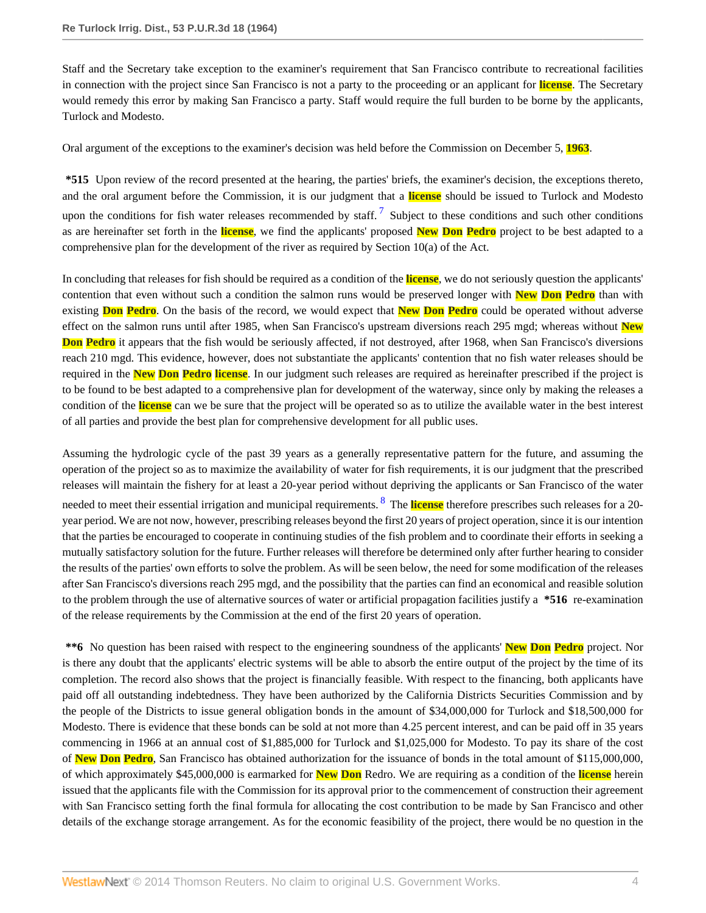Staff and the Secretary take exception to the examiner's requirement that San Francisco contribute to recreational facilities in connection with the project since San Francisco is not a party to the proceeding or an applicant for license. The Secretary would remedy this error by making San Francisco a party. Staff would require the full burden to be borne by the applicants, Turlock and Modesto.

Oral argument of the exceptions to the examiner's decision was held before the Commission on December 5, 1963.

**\*515** Upon review of the record presented at the hearing, the parties' briefs, the examiner's decision, the exceptions thereto, and the oral argument before the Commission, it is our judgment that a license should be issued to Turlock and Modesto upon the conditions for fish water releases recommended by staff.[7] Subject to these conditions and such other conditions as are hereinafter set forth in the license, we find the applicants' proposed New Don Pedro project to be best adapted to a comprehensive plan for the development of the river as required by Section 10(a) of the Act.

In concluding that releases for fish should be required as a condition of the license, we do not seriously question the applicants' contention that even without such a condition the salmon runs would be preserved longer with New Don Pedro than with existing Don Pedro. On the basis of the record, we would expect that New Don Pedro could be operated without adverse effect on the salmon runs until after 1985, when San Francisco's upstream diversions reach 295 mgd; whereas without New Don Pedro it appears that the fish would be seriously affected, if not destroyed, after 1968, when San Francisco's diversions reach 210 mgd. This evidence, however, does not substantiate the applicants' contention that no fish water releases should be required in the New Don Pedro license. In our judgment such releases are required as hereinafter prescribed if the project is to be found to be best adapted to a comprehensive plan for development of the waterway, since only by making the releases a condition of the license can we be sure that the project will be operated so as to utilize the available water in the best interest of all parties and provide the best plan for comprehensive development for all public uses.

Assuming the hydrologic cycle of the past 39 years as a generally representative pattern for the future, and assuming the operation of the project so as to maximize the availability of water for fish requirements, it is our judgment that the prescribed releases will maintain the fishery for at least a 20-year period without depriving the applicants or San Francisco of the water needed to meet their essential irrigation and municipal requirements.[8] The license therefore prescribes such releases for a 20-year period. We are not now, however, prescribing releases beyond the first 20 years of project operation, since it is our intention that the parties be encouraged to cooperate in continuing studies of the fish problem and to coordinate their efforts in seeking a mutually satisfactory solution for the future. Further releases will therefore be determined only after further hearing to consider the results of the parties' own efforts to solve the problem. As will be seen below, the need for some modification of the releases after San Francisco's diversions reach 295 mgd, and the possibility that the parties can find an economical and feasible solution to the problem through the use of alternative sources of water or artificial propagation facilities justify a **\*516** re-examination of the release requirements by the Commission at the end of the first 20 years of operation.

**\*\*6** No question has been raised with respect to the engineering soundness of the applicants' New Don Pedro project. Nor is there any doubt that the applicants' electric systems will be able to absorb the entire output of the project by the time of its completion. The record also shows that the project is financially feasible. With respect to the financing, both applicants have paid off all outstanding indebtedness. They have been authorized by the California Districts Securities Commission and by the people of the Districts to issue general obligation bonds in the amount of $34,000,000 for Turlock and $18,500,000 for Modesto. There is evidence that these bonds can be sold at not more than 4.25 percent interest, and can be paid off in 35 years commencing in 1966 at an annual cost of $1,885,000 for Turlock and $1,025,000 for Modesto. To pay its share of the cost of New Don Pedro, San Francisco has obtained authorization for the issuance of bonds in the total amount of $115,000,000, of which approximately $45,000,000 is earmarked for New Don Redro. We are requiring as a condition of the license herein issued that the applicants file with the Commission for its approval prior to the commencement of construction their agreement with San Francisco setting forth the final formula for allocating the cost contribution to be made by San Francisco and other details of the exchange storage arrangement. As for the economic feasibility of the project, there would be no question in the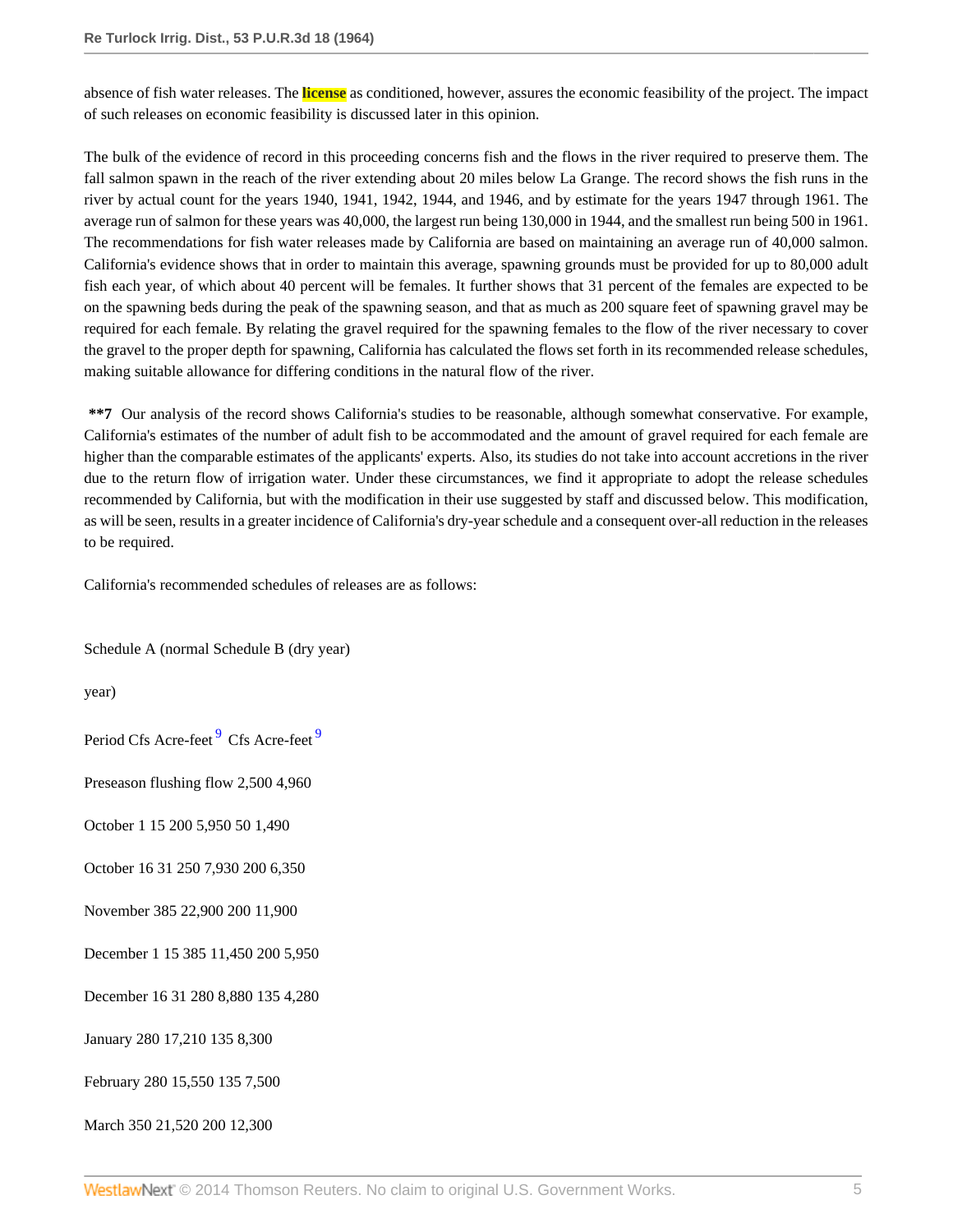absence of fish water releases. The **license** as conditioned, however, assures the economic feasibility of the project. The impact of such releases on economic feasibility is discussed later in this opinion.

The bulk of the evidence of record in this proceeding concerns fish and the flows in the river required to preserve them. The fall salmon spawn in the reach of the river extending about 20 miles below La Grange. The record shows the fish runs in the river by actual count for the years 1940, 1941, 1942, 1944, and 1946, and by estimate for the years 1947 through 1961. The average run of salmon for these years was 40,000, the largest run being 130,000 in 1944, and the smallest run being 500 in 1961. The recommendations for fish water releases made by California are based on maintaining an average run of 40,000 salmon. California's evidence shows that in order to maintain this average, spawning grounds must be provided for up to 80,000 adult fish each year, of which about 40 percent will be females. It further shows that 31 percent of the females are expected to be on the spawning beds during the peak of the spawning season, and that as much as 200 square feet of spawning gravel may be required for each female. By relating the gravel required for the spawning females to the flow of the river necessary to cover the gravel to the proper depth for spawning, California has calculated the flows set forth in its recommended release schedules, making suitable allowance for differing conditions in the natural flow of the river.

**\*\*7** Our analysis of the record shows California's studies to be reasonable, although somewhat conservative. For example, California's estimates of the number of adult fish to be accommodated and the amount of gravel required for each female are higher than the comparable estimates of the applicants' experts. Also, its studies do not take into account accretions in the river due to the return flow of irrigation water. Under these circumstances, we find it appropriate to adopt the release schedules recommended by California, but with the modification in their use suggested by staff and discussed below. This modification, as will be seen, results in a greater incidence of California's dry-year schedule and a consequent over-all reduction in the releases to be required.

California's recommended schedules of releases are as follows:

| | Schedule A (normal year) | | Schedule B (dry year) | |
|---|---|---|---|---|
| Period | Cfs | Acre-feet [9] | Cfs | Acre-feet [9] |
| Preseason flushing flow | | | 2,500 | 4,960 |
| October 1 15 | 200 | 5,950 | 50 | 1,490 |
| October 16 31 | 250 | 7,930 | 200 | 6,350 |
| November | 385 | 22,900 | 200 | 11,900 |
| December 1 15 | 385 | 11,450 | 200 | 5,950 |
| December 16 31 | 280 | 8,880 | 135 | 4,280 |
| January | 280 | 17,210 | 135 | 8,300 |
| February | 280 | 15,550 | 135 | 7,500 |
| March | 350 | 21,520 | 200 | 12,300 |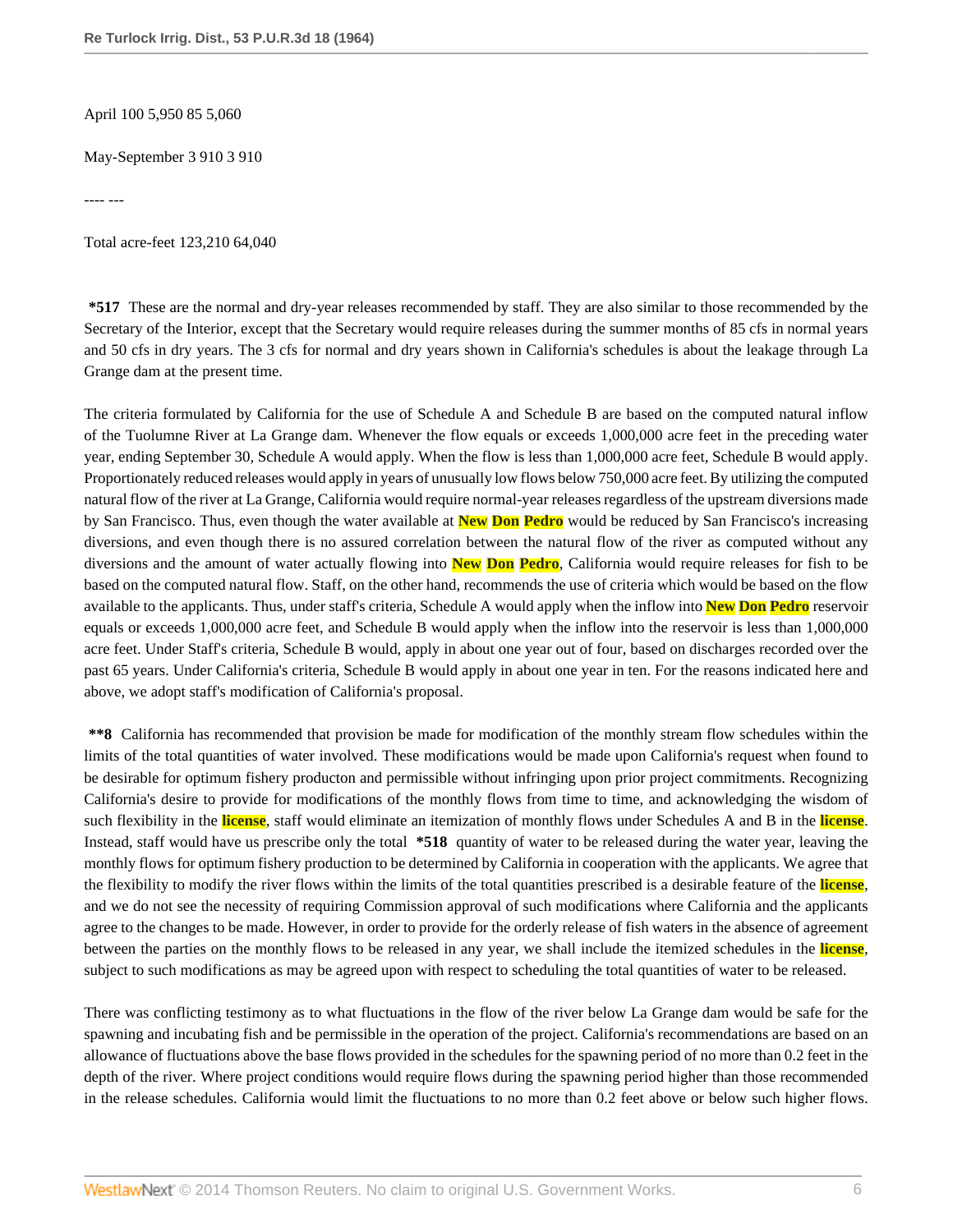April 100 5,950 85 5,060

May-September 3 910 3 910

---- ---

Total acre-feet 123,210 64,040

**\*517** These are the normal and dry-year releases recommended by staff. They are also similar to those recommended by the Secretary of the Interior, except that the Secretary would require releases during the summer months of 85 cfs in normal years and 50 cfs in dry years. The 3 cfs for normal and dry years shown in California's schedules is about the leakage through La Grange dam at the present time.

The criteria formulated by California for the use of Schedule A and Schedule B are based on the computed natural inflow of the Tuolumne River at La Grange dam. Whenever the flow equals or exceeds 1,000,000 acre feet in the preceding water year, ending September 30, Schedule A would apply. When the flow is less than 1,000,000 acre feet, Schedule B would apply. Proportionately reduced releases would apply in years of unusually low flows below 750,000 acre feet. By utilizing the computed natural flow of the river at La Grange, California would require normal-year releases regardless of the upstream diversions made by San Francisco. Thus, even though the water available at New Don Pedro would be reduced by San Francisco's increasing diversions, and even though there is no assured correlation between the natural flow of the river as computed without any diversions and the amount of water actually flowing into New Don Pedro, California would require releases for fish to be based on the computed natural flow. Staff, on the other hand, recommends the use of criteria which would be based on the flow available to the applicants. Thus, under staff's criteria, Schedule A would apply when the inflow into New Don Pedro reservoir equals or exceeds 1,000,000 acre feet, and Schedule B would apply when the inflow into the reservoir is less than 1,000,000 acre feet. Under Staff's criteria, Schedule B would, apply in about one year out of four, based on discharges recorded over the past 65 years. Under California's criteria, Schedule B would apply in about one year in ten. For the reasons indicated here and above, we adopt staff's modification of California's proposal.

**\*\*8** California has recommended that provision be made for modification of the monthly stream flow schedules within the limits of the total quantities of water involved. These modifications would be made upon California's request when found to be desirable for optimum fishery producton and permissible without infringing upon prior project commitments. Recognizing California's desire to provide for modifications of the monthly flows from time to time, and acknowledging the wisdom of such flexibility in the license, staff would eliminate an itemization of monthly flows under Schedules A and B in the license. Instead, staff would have us prescribe only the total **\*518** quantity of water to be released during the water year, leaving the monthly flows for optimum fishery production to be determined by California in cooperation with the applicants. We agree that the flexibility to modify the river flows within the limits of the total quantities prescribed is a desirable feature of the license, and we do not see the necessity of requiring Commission approval of such modifications where California and the applicants agree to the changes to be made. However, in order to provide for the orderly release of fish waters in the absence of agreement between the parties on the monthly flows to be released in any year, we shall include the itemized schedules in the license, subject to such modifications as may be agreed upon with respect to scheduling the total quantities of water to be released.

There was conflicting testimony as to what fluctuations in the flow of the river below La Grange dam would be safe for the spawning and incubating fish and be permissible in the operation of the project. California's recommendations are based on an allowance of fluctuations above the base flows provided in the schedules for the spawning period of no more than 0.2 feet in the depth of the river. Where project conditions would require flows during the spawning period higher than those recommended in the release schedules. California would limit the fluctuations to no more than 0.2 feet above or below such higher flows.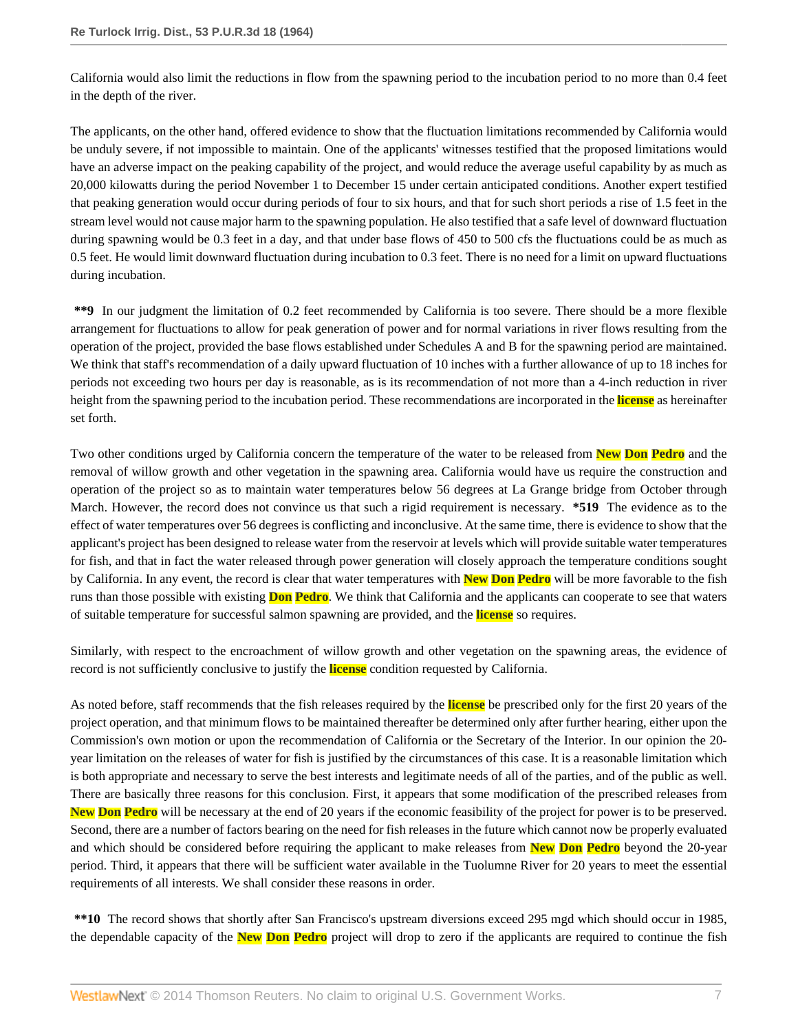California would also limit the reductions in flow from the spawning period to the incubation period to no more than 0.4 feet in the depth of the river.

The applicants, on the other hand, offered evidence to show that the fluctuation limitations recommended by California would be unduly severe, if not impossible to maintain. One of the applicants' witnesses testified that the proposed limitations would have an adverse impact on the peaking capability of the project, and would reduce the average useful capability by as much as 20,000 kilowatts during the period November 1 to December 15 under certain anticipated conditions. Another expert testified that peaking generation would occur during periods of four to six hours, and that for such short periods a rise of 1.5 feet in the stream level would not cause major harm to the spawning population. He also testified that a safe level of downward fluctuation during spawning would be 0.3 feet in a day, and that under base flows of 450 to 500 cfs the fluctuations could be as much as 0.5 feet. He would limit downward fluctuation during incubation to 0.3 feet. There is no need for a limit on upward fluctuations during incubation.

**\*\*9** In our judgment the limitation of 0.2 feet recommended by California is too severe. There should be a more flexible arrangement for fluctuations to allow for peak generation of power and for normal variations in river flows resulting from the operation of the project, provided the base flows established under Schedules A and B for the spawning period are maintained. We think that staff's recommendation of a daily upward fluctuation of 10 inches with a further allowance of up to 18 inches for periods not exceeding two hours per day is reasonable, as is its recommendation of not more than a 4-inch reduction in river height from the spawning period to the incubation period. These recommendations are incorporated in the license as hereinafter set forth.

Two other conditions urged by California concern the temperature of the water to be released from New Don Pedro and the removal of willow growth and other vegetation in the spawning area. California would have us require the construction and operation of the project so as to maintain water temperatures below 56 degrees at La Grange bridge from October through March. However, the record does not convince us that such a rigid requirement is necessary. **\*519** The evidence as to the effect of water temperatures over 56 degrees is conflicting and inconclusive. At the same time, there is evidence to show that the applicant's project has been designed to release water from the reservoir at levels which will provide suitable water temperatures for fish, and that in fact the water released through power generation will closely approach the temperature conditions sought by California. In any event, the record is clear that water temperatures with New Don Pedro will be more favorable to the fish runs than those possible with existing Don Pedro. We think that California and the applicants can cooperate to see that waters of suitable temperature for successful salmon spawning are provided, and the license so requires.

Similarly, with respect to the encroachment of willow growth and other vegetation on the spawning areas, the evidence of record is not sufficiently conclusive to justify the license condition requested by California.

As noted before, staff recommends that the fish releases required by the license be prescribed only for the first 20 years of the project operation, and that minimum flows to be maintained thereafter be determined only after further hearing, either upon the Commission's own motion or upon the recommendation of California or the Secretary of the Interior. In our opinion the 20-year limitation on the releases of water for fish is justified by the circumstances of this case. It is a reasonable limitation which is both appropriate and necessary to serve the best interests and legitimate needs of all of the parties, and of the public as well. There are basically three reasons for this conclusion. First, it appears that some modification of the prescribed releases from New Don Pedro will be necessary at the end of 20 years if the economic feasibility of the project for power is to be preserved. Second, there are a number of factors bearing on the need for fish releases in the future which cannot now be properly evaluated and which should be considered before requiring the applicant to make releases from New Don Pedro beyond the 20-year period. Third, it appears that there will be sufficient water available in the Tuolumne River for 20 years to meet the essential requirements of all interests. We shall consider these reasons in order.

**\*\*10** The record shows that shortly after San Francisco's upstream diversions exceed 295 mgd which should occur in 1985, the dependable capacity of the New Don Pedro project will drop to zero if the applicants are required to continue the fish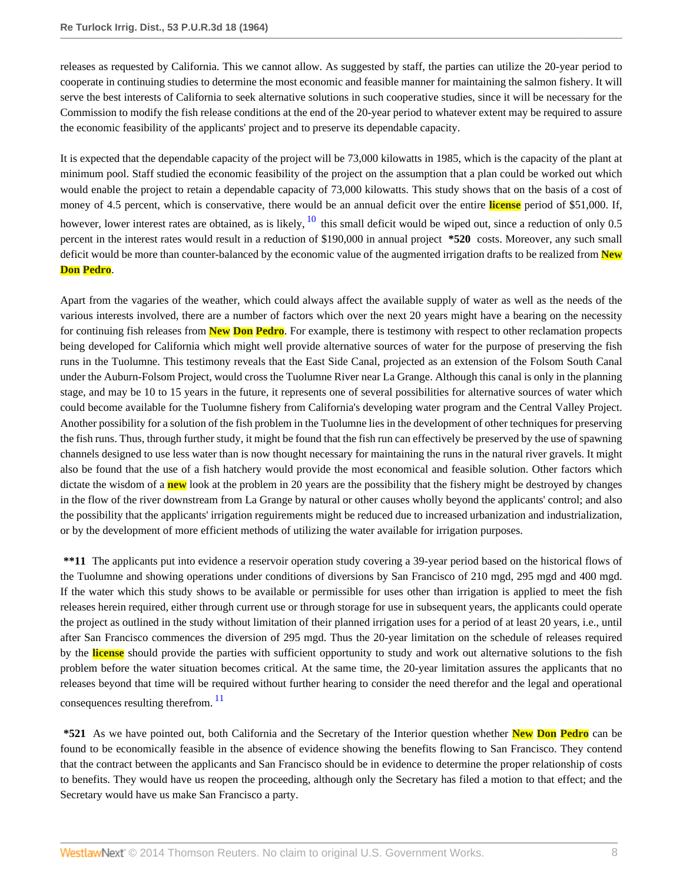releases as requested by California. This we cannot allow. As suggested by staff, the parties can utilize the 20-year period to cooperate in continuing studies to determine the most economic and feasible manner for maintaining the salmon fishery. It will serve the best interests of California to seek alternative solutions in such cooperative studies, since it will be necessary for the Commission to modify the fish release conditions at the end of the 20-year period to whatever extent may be required to assure the economic feasibility of the applicants' project and to preserve its dependable capacity.

It is expected that the dependable capacity of the project will be 73,000 kilowatts in 1985, which is the capacity of the plant at minimum pool. Staff studied the economic feasibility of the project on the assumption that a plan could be worked out which would enable the project to retain a dependable capacity of 73,000 kilowatts. This study shows that on the basis of a cost of money of 4.5 percent, which is conservative, there would be an annual deficit over the entire license period of $51,000. If, however, lower interest rates are obtained, as is likely, [10] this small deficit would be wiped out, since a reduction of only 0.5 percent in the interest rates would result in a reduction of $190,000 in annual project **\*520** costs. Moreover, any such small deficit would be more than counter-balanced by the economic value of the augmented irrigation drafts to be realized from New Don Pedro.

Apart from the vagaries of the weather, which could always affect the available supply of water as well as the needs of the various interests involved, there are a number of factors which over the next 20 years might have a bearing on the necessity for continuing fish releases from New Don Pedro. For example, there is testimony with respect to other reclamation propects being developed for California which might well provide alternative sources of water for the purpose of preserving the fish runs in the Tuolumne. This testimony reveals that the East Side Canal, projected as an extension of the Folsom South Canal under the Auburn-Folsom Project, would cross the Tuolumne River near La Grange. Although this canal is only in the planning stage, and may be 10 to 15 years in the future, it represents one of several possibilities for alternative sources of water which could become available for the Tuolumne fishery from California's developing water program and the Central Valley Project. Another possibility for a solution of the fish problem in the Tuolumne lies in the development of other techniques for preserving the fish runs. Thus, through further study, it might be found that the fish run can effectively be preserved by the use of spawning channels designed to use less water than is now thought necessary for maintaining the runs in the natural river gravels. It might also be found that the use of a fish hatchery would provide the most economical and feasible solution. Other factors which dictate the wisdom of a new look at the problem in 20 years are the possibility that the fishery might be destroyed by changes in the flow of the river downstream from La Grange by natural or other causes wholly beyond the applicants' control; and also the possibility that the applicants' irrigation reguirements might be reduced due to increased urbanization and industrialization, or by the development of more efficient methods of utilizing the water available for irrigation purposes.

**\*\*11** The applicants put into evidence a reservoir operation study covering a 39-year period based on the historical flows of the Tuolumne and showing operations under conditions of diversions by San Francisco of 210 mgd, 295 mgd and 400 mgd. If the water which this study shows to be available or permissible for uses other than irrigation is applied to meet the fish releases herein required, either through current use or through storage for use in subsequent years, the applicants could operate the project as outlined in the study without limitation of their planned irrigation uses for a period of at least 20 years, i.e., until after San Francisco commences the diversion of 295 mgd. Thus the 20-year limitation on the schedule of releases required by the license should provide the parties with sufficient opportunity to study and work out alternative solutions to the fish problem before the water situation becomes critical. At the same time, the 20-year limitation assures the applicants that no releases beyond that time will be required without further hearing to consider the need therefor and the legal and operational consequences resulting therefrom. [11]

**\*521** As we have pointed out, both California and the Secretary of the Interior question whether New Don Pedro can be found to be economically feasible in the absence of evidence showing the benefits flowing to San Francisco. They contend that the contract between the applicants and San Francisco should be in evidence to determine the proper relationship of costs to benefits. They would have us reopen the proceeding, although only the Secretary has filed a motion to that effect; and the Secretary would have us make San Francisco a party.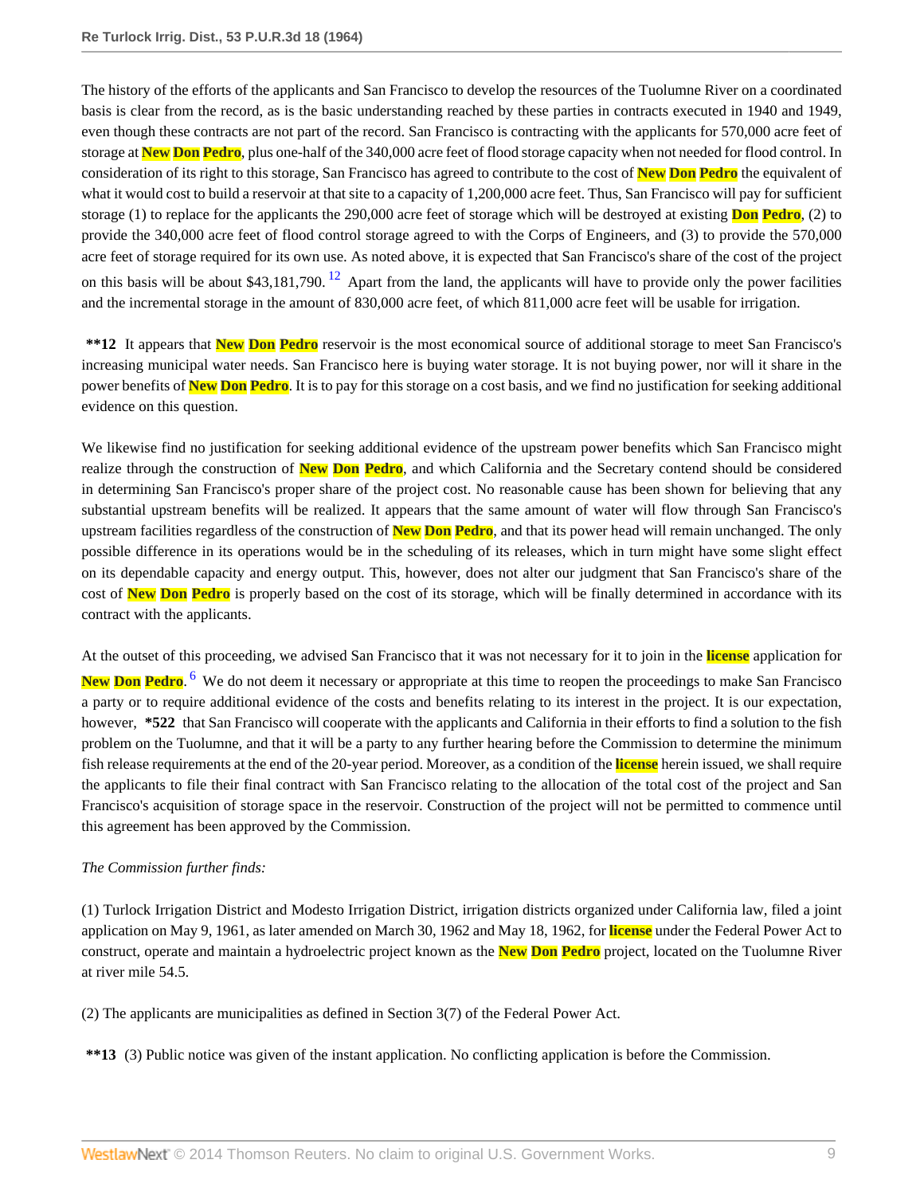The history of the efforts of the applicants and San Francisco to develop the resources of the Tuolumne River on a coordinated basis is clear from the record, as is the basic understanding reached by these parties in contracts executed in 1940 and 1949, even though these contracts are not part of the record. San Francisco is contracting with the applicants for 570,000 acre feet of storage at New Don Pedro, plus one-half of the 340,000 acre feet of flood storage capacity when not needed for flood control. In consideration of its right to this storage, San Francisco has agreed to contribute to the cost of New Don Pedro the equivalent of what it would cost to build a reservoir at that site to a capacity of 1,200,000 acre feet. Thus, San Francisco will pay for sufficient storage (1) to replace for the applicants the 290,000 acre feet of storage which will be destroyed at existing Don Pedro, (2) to provide the 340,000 acre feet of flood control storage agreed to with the Corps of Engineers, and (3) to provide the 570,000 acre feet of storage required for its own use. As noted above, it is expected that San Francisco's share of the cost of the project on this basis will be about $43,181,790. [12] Apart from the land, the applicants will have to provide only the power facilities and the incremental storage in the amount of 830,000 acre feet, of which 811,000 acre feet will be usable for irrigation.

**\*\*12** It appears that New Don Pedro reservoir is the most economical source of additional storage to meet San Francisco's increasing municipal water needs. San Francisco here is buying water storage. It is not buying power, nor will it share in the power benefits of New Don Pedro. It is to pay for this storage on a cost basis, and we find no justification for seeking additional evidence on this question.

We likewise find no justification for seeking additional evidence of the upstream power benefits which San Francisco might realize through the construction of New Don Pedro, and which California and the Secretary contend should be considered in determining San Francisco's proper share of the project cost. No reasonable cause has been shown for believing that any substantial upstream benefits will be realized. It appears that the same amount of water will flow through San Francisco's upstream facilities regardless of the construction of New Don Pedro, and that its power head will remain unchanged. The only possible difference in its operations would be in the scheduling of its releases, which in turn might have some slight effect on its dependable capacity and energy output. This, however, does not alter our judgment that San Francisco's share of the cost of New Don Pedro is properly based on the cost of its storage, which will be finally determined in accordance with its contract with the applicants.

At the outset of this proceeding, we advised San Francisco that it was not necessary for it to join in the license application for New Don Pedro. [6] We do not deem it necessary or appropriate at this time to reopen the proceedings to make San Francisco a party or to require additional evidence of the costs and benefits relating to its interest in the project. It is our expectation, however, **\*522** that San Francisco will cooperate with the applicants and California in their efforts to find a solution to the fish problem on the Tuolumne, and that it will be a party to any further hearing before the Commission to determine the minimum fish release requirements at the end of the 20-year period. Moreover, as a condition of the license herein issued, we shall require the applicants to file their final contract with San Francisco relating to the allocation of the total cost of the project and San Francisco's acquisition of storage space in the reservoir. Construction of the project will not be permitted to commence until this agreement has been approved by the Commission.

*The Commission further finds:*

(1) Turlock Irrigation District and Modesto Irrigation District, irrigation districts organized under California law, filed a joint application on May 9, 1961, as later amended on March 30, 1962 and May 18, 1962, for license under the Federal Power Act to construct, operate and maintain a hydroelectric project known as the New Don Pedro project, located on the Tuolumne River at river mile 54.5.

(2) The applicants are municipalities as defined in Section 3(7) of the Federal Power Act.

**\*\*13** (3) Public notice was given of the instant application. No conflicting application is before the Commission.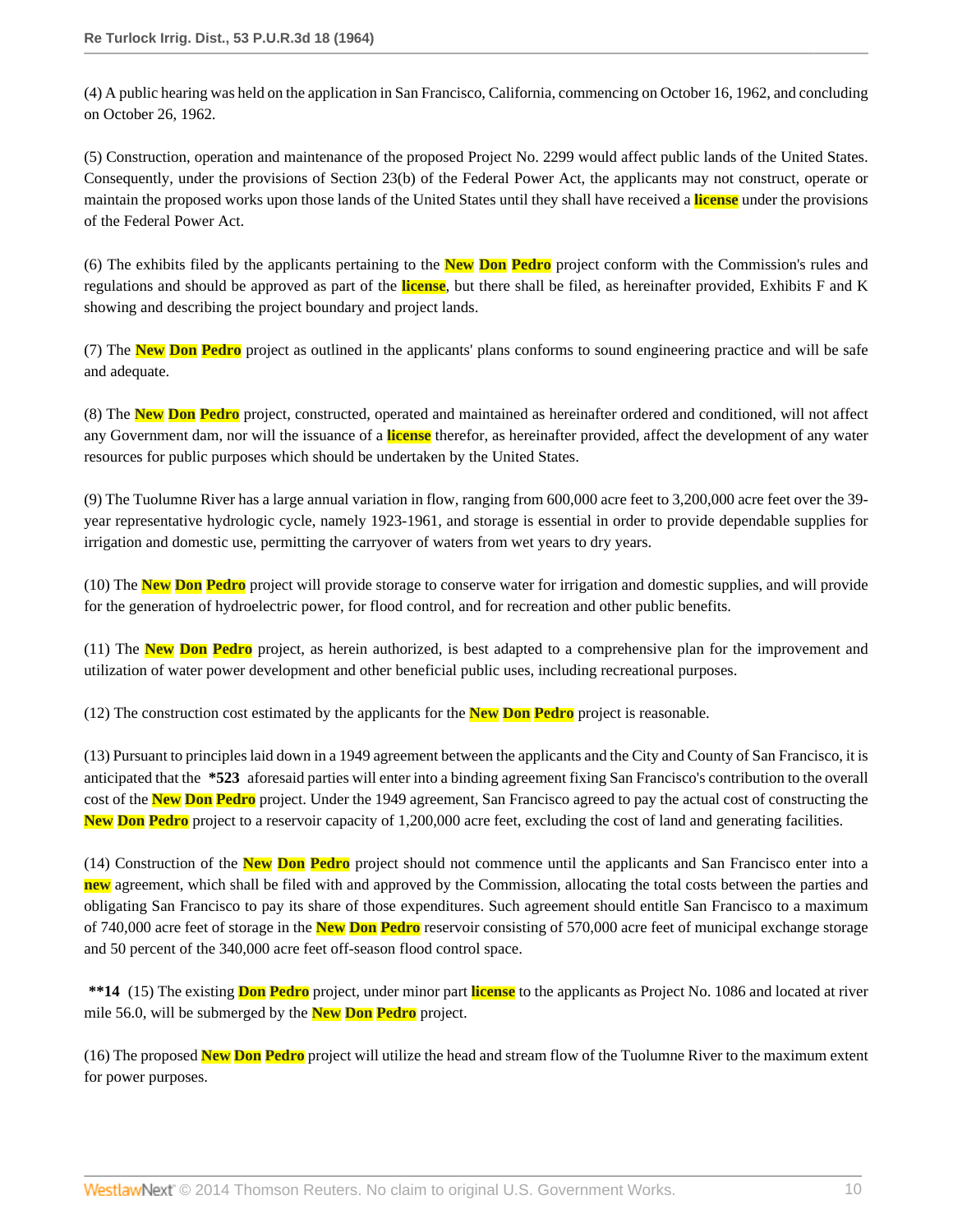(4) A public hearing was held on the application in San Francisco, California, commencing on October 16, 1962, and concluding on October 26, 1962.

(5) Construction, operation and maintenance of the proposed Project No. 2299 would affect public lands of the United States. Consequently, under the provisions of Section 23(b) of the Federal Power Act, the applicants may not construct, operate or maintain the proposed works upon those lands of the United States until they shall have received a license under the provisions of the Federal Power Act.

(6) The exhibits filed by the applicants pertaining to the New Don Pedro project conform with the Commission's rules and regulations and should be approved as part of the license, but there shall be filed, as hereinafter provided, Exhibits F and K showing and describing the project boundary and project lands.

(7) The New Don Pedro project as outlined in the applicants' plans conforms to sound engineering practice and will be safe and adequate.

(8) The New Don Pedro project, constructed, operated and maintained as hereinafter ordered and conditioned, will not affect any Government dam, nor will the issuance of a license therefor, as hereinafter provided, affect the development of any water resources for public purposes which should be undertaken by the United States.

(9) The Tuolumne River has a large annual variation in flow, ranging from 600,000 acre feet to 3,200,000 acre feet over the 39-year representative hydrologic cycle, namely 1923-1961, and storage is essential in order to provide dependable supplies for irrigation and domestic use, permitting the carryover of waters from wet years to dry years.

(10) The New Don Pedro project will provide storage to conserve water for irrigation and domestic supplies, and will provide for the generation of hydroelectric power, for flood control, and for recreation and other public benefits.

(11) The New Don Pedro project, as herein authorized, is best adapted to a comprehensive plan for the improvement and utilization of water power development and other beneficial public uses, including recreational purposes.

(12) The construction cost estimated by the applicants for the New Don Pedro project is reasonable.

(13) Pursuant to principles laid down in a 1949 agreement between the applicants and the City and County of San Francisco, it is anticipated that the **\*523** aforesaid parties will enter into a binding agreement fixing San Francisco's contribution to the overall cost of the New Don Pedro project. Under the 1949 agreement, San Francisco agreed to pay the actual cost of constructing the New Don Pedro project to a reservoir capacity of 1,200,000 acre feet, excluding the cost of land and generating facilities.

(14) Construction of the New Don Pedro project should not commence until the applicants and San Francisco enter into a new agreement, which shall be filed with and approved by the Commission, allocating the total costs between the parties and obligating San Francisco to pay its share of those expenditures. Such agreement should entitle San Francisco to a maximum of 740,000 acre feet of storage in the New Don Pedro reservoir consisting of 570,000 acre feet of municipal exchange storage and 50 percent of the 340,000 acre feet off-season flood control space.

**\*\*14** (15) The existing Don Pedro project, under minor part license to the applicants as Project No. 1086 and located at river mile 56.0, will be submerged by the New Don Pedro project.

(16) The proposed New Don Pedro project will utilize the head and stream flow of the Tuolumne River to the maximum extent for power purposes.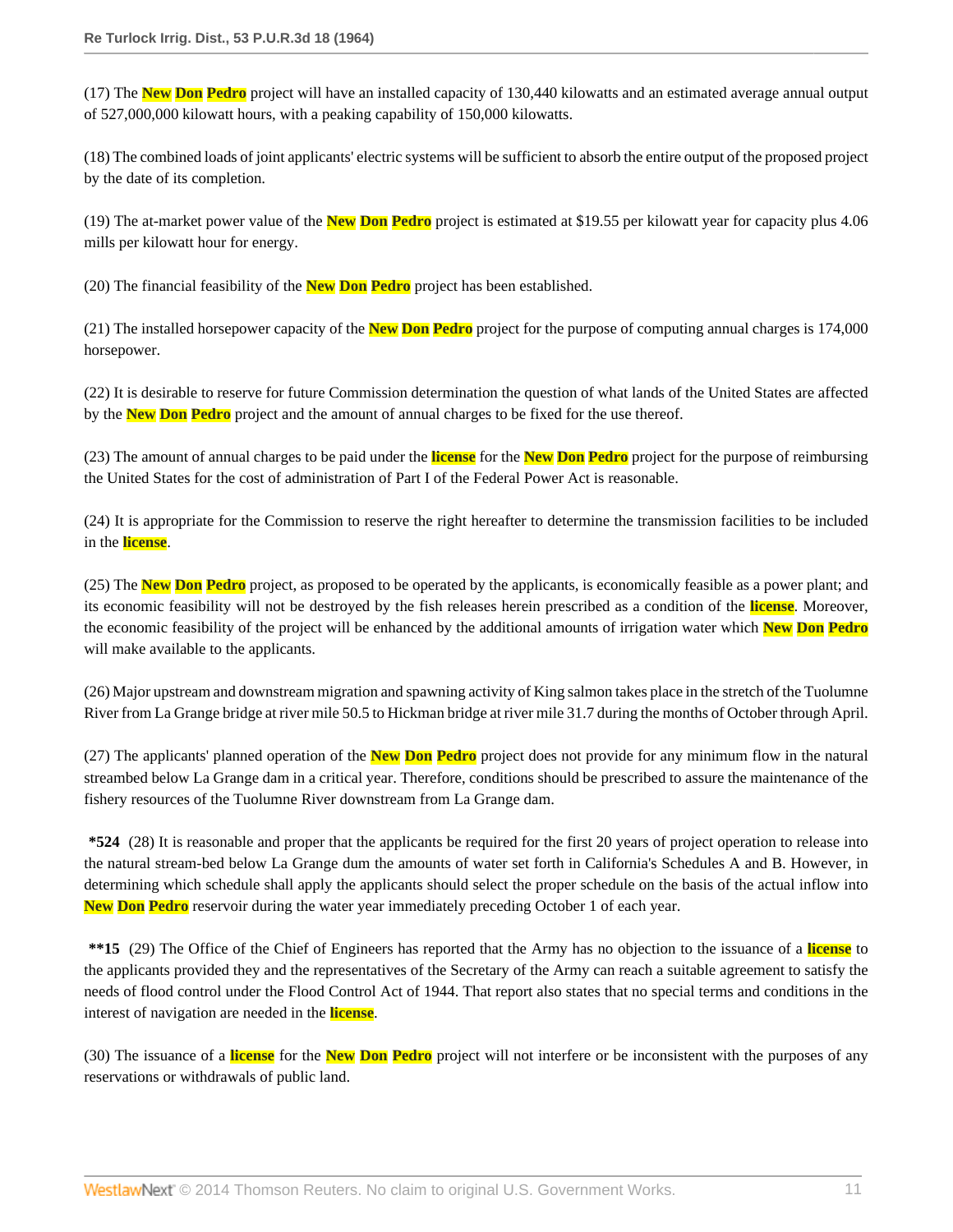(17) The New Don Pedro project will have an installed capacity of 130,440 kilowatts and an estimated average annual output of 527,000,000 kilowatt hours, with a peaking capability of 150,000 kilowatts.

(18) The combined loads of joint applicants' electric systems will be sufficient to absorb the entire output of the proposed project by the date of its completion.

(19) The at-market power value of the New Don Pedro project is estimated at $19.55 per kilowatt year for capacity plus 4.06 mills per kilowatt hour for energy.

(20) The financial feasibility of the New Don Pedro project has been established.

(21) The installed horsepower capacity of the New Don Pedro project for the purpose of computing annual charges is 174,000 horsepower.

(22) It is desirable to reserve for future Commission determination the question of what lands of the United States are affected by the New Don Pedro project and the amount of annual charges to be fixed for the use thereof.

(23) The amount of annual charges to be paid under the license for the New Don Pedro project for the purpose of reimbursing the United States for the cost of administration of Part I of the Federal Power Act is reasonable.

(24) It is appropriate for the Commission to reserve the right hereafter to determine the transmission facilities to be included in the license.

(25) The New Don Pedro project, as proposed to be operated by the applicants, is economically feasible as a power plant; and its economic feasibility will not be destroyed by the fish releases herein prescribed as a condition of the license. Moreover, the economic feasibility of the project will be enhanced by the additional amounts of irrigation water which New Don Pedro will make available to the applicants.

(26) Major upstream and downstream migration and spawning activity of King salmon takes place in the stretch of the Tuolumne River from La Grange bridge at river mile 50.5 to Hickman bridge at river mile 31.7 during the months of October through April.

(27) The applicants' planned operation of the New Don Pedro project does not provide for any minimum flow in the natural streambed below La Grange dam in a critical year. Therefore, conditions should be prescribed to assure the maintenance of the fishery resources of the Tuolumne River downstream from La Grange dam.

**\*524** (28) It is reasonable and proper that the applicants be required for the first 20 years of project operation to release into the natural stream-bed below La Grange dum the amounts of water set forth in California's Schedules A and B. However, in determining which schedule shall apply the applicants should select the proper schedule on the basis of the actual inflow into New Don Pedro reservoir during the water year immediately preceding October 1 of each year.

**\*\*15** (29) The Office of the Chief of Engineers has reported that the Army has no objection to the issuance of a license to the applicants provided they and the representatives of the Secretary of the Army can reach a suitable agreement to satisfy the needs of flood control under the Flood Control Act of 1944. That report also states that no special terms and conditions in the interest of navigation are needed in the license.

(30) The issuance of a license for the New Don Pedro project will not interfere or be inconsistent with the purposes of any reservations or withdrawals of public land.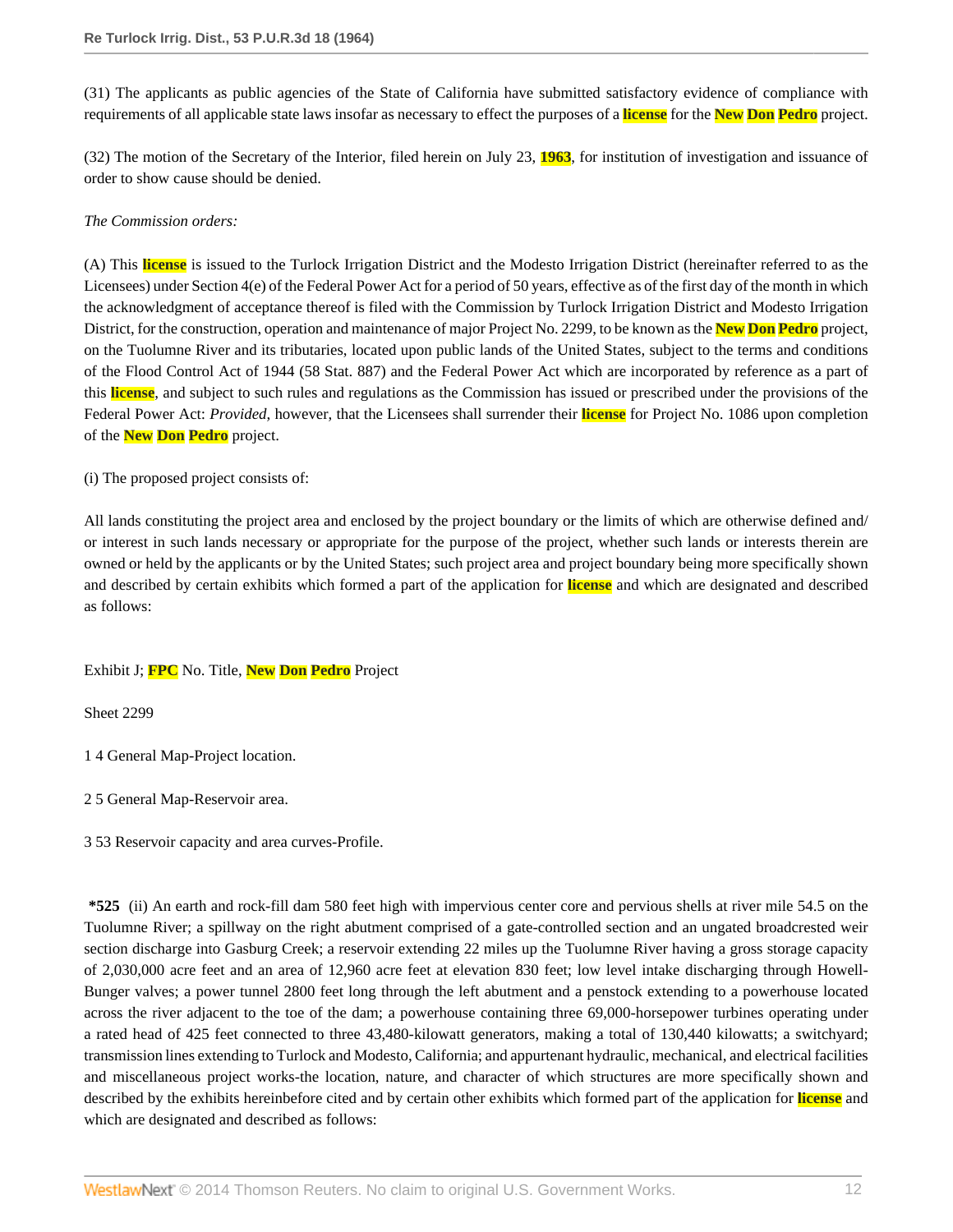(31) The applicants as public agencies of the State of California have submitted satisfactory evidence of compliance with requirements of all applicable state laws insofar as necessary to effect the purposes of a license for the New Don Pedro project.

(32) The motion of the Secretary of the Interior, filed herein on July 23, 1963, for institution of investigation and issuance of order to show cause should be denied.

*The Commission orders:*

(A) This license is issued to the Turlock Irrigation District and the Modesto Irrigation District (hereinafter referred to as the Licensees) under Section 4(e) of the Federal Power Act for a period of 50 years, effective as of the first day of the month in which the acknowledgment of acceptance thereof is filed with the Commission by Turlock Irrigation District and Modesto Irrigation District, for the construction, operation and maintenance of major Project No. 2299, to be known as the New Don Pedro project, on the Tuolumne River and its tributaries, located upon public lands of the United States, subject to the terms and conditions of the Flood Control Act of 1944 (58 Stat. 887) and the Federal Power Act which are incorporated by reference as a part of this license, and subject to such rules and regulations as the Commission has issued or prescribed under the provisions of the Federal Power Act: *Provided*, however, that the Licensees shall surrender their license for Project No. 1086 upon completion of the New Don Pedro project.

(i) The proposed project consists of:

All lands constituting the project area and enclosed by the project boundary or the limits of which are otherwise defined and/or interest in such lands necessary or appropriate for the purpose of the project, whether such lands or interests therein are owned or held by the applicants or by the United States; such project area and project boundary being more specifically shown and described by certain exhibits which formed a part of the application for license and which are designated and described as follows:

Exhibit J; FPC No. Title, New Don Pedro Project

Sheet 2299

1 4 General Map-Project location.

2 5 General Map-Reservoir area.

3 53 Reservoir capacity and area curves-Profile.

**\*525** (ii) An earth and rock-fill dam 580 feet high with impervious center core and pervious shells at river mile 54.5 on the Tuolumne River; a spillway on the right abutment comprised of a gate-controlled section and an ungated broadcrested weir section discharge into Gasburg Creek; a reservoir extending 22 miles up the Tuolumne River having a gross storage capacity of 2,030,000 acre feet and an area of 12,960 acre feet at elevation 830 feet; low level intake discharging through Howell-Bunger valves; a power tunnel 2800 feet long through the left abutment and a penstock extending to a powerhouse located across the river adjacent to the toe of the dam; a powerhouse containing three 69,000-horsepower turbines operating under a rated head of 425 feet connected to three 43,480-kilowatt generators, making a total of 130,440 kilowatts; a switchyard; transmission lines extending to Turlock and Modesto, California; and appurtenant hydraulic, mechanical, and electrical facilities and miscellaneous project works-the location, nature, and character of which structures are more specifically shown and described by the exhibits hereinbefore cited and by certain other exhibits which formed part of the application for license and which are designated and described as follows: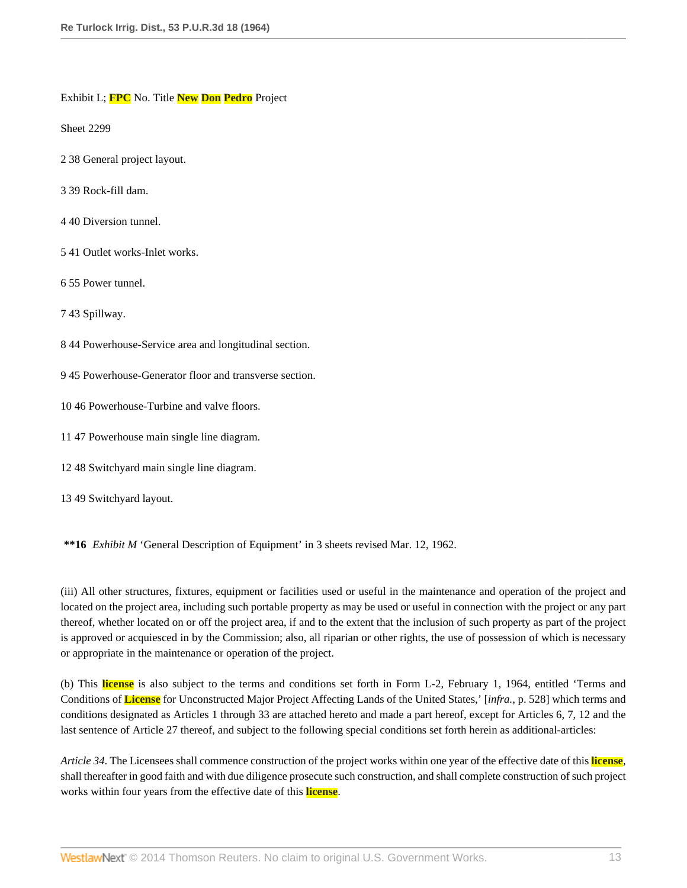Exhibit L; FPC No. Title New Don Pedro Project

Sheet 2299

2 38 General project layout.

3 39 Rock-fill dam.

4 40 Diversion tunnel.

5 41 Outlet works-Inlet works.

6 55 Power tunnel.

7 43 Spillway.

8 44 Powerhouse-Service area and longitudinal section.

9 45 Powerhouse-Generator floor and transverse section.

10 46 Powerhouse-Turbine and valve floors.

11 47 Powerhouse main single line diagram.

12 48 Switchyard main single line diagram.

13 49 Switchyard layout.

**\*\*16** *Exhibit M* 'General Description of Equipment' in 3 sheets revised Mar. 12, 1962.

(iii) All other structures, fixtures, equipment or facilities used or useful in the maintenance and operation of the project and located on the project area, including such portable property as may be used or useful in connection with the project or any part thereof, whether located on or off the project area, if and to the extent that the inclusion of such property as part of the project is approved or acquiesced in by the Commission; also, all riparian or other rights, the use of possession of which is necessary or appropriate in the maintenance or operation of the project.

(b) This license is also subject to the terms and conditions set forth in Form L-2, February 1, 1964, entitled 'Terms and Conditions of License for Unconstructed Major Project Affecting Lands of the United States,' [*infra.*, p. 528] which terms and conditions designated as Articles 1 through 33 are attached hereto and made a part hereof, except for Articles 6, 7, 12 and the last sentence of Article 27 thereof, and subject to the following special conditions set forth herein as additional-articles:

*Article 34*. The Licensees shall commence construction of the project works within one year of the effective date of this license, shall thereafter in good faith and with due diligence prosecute such construction, and shall complete construction of such project works within four years from the effective date of this license.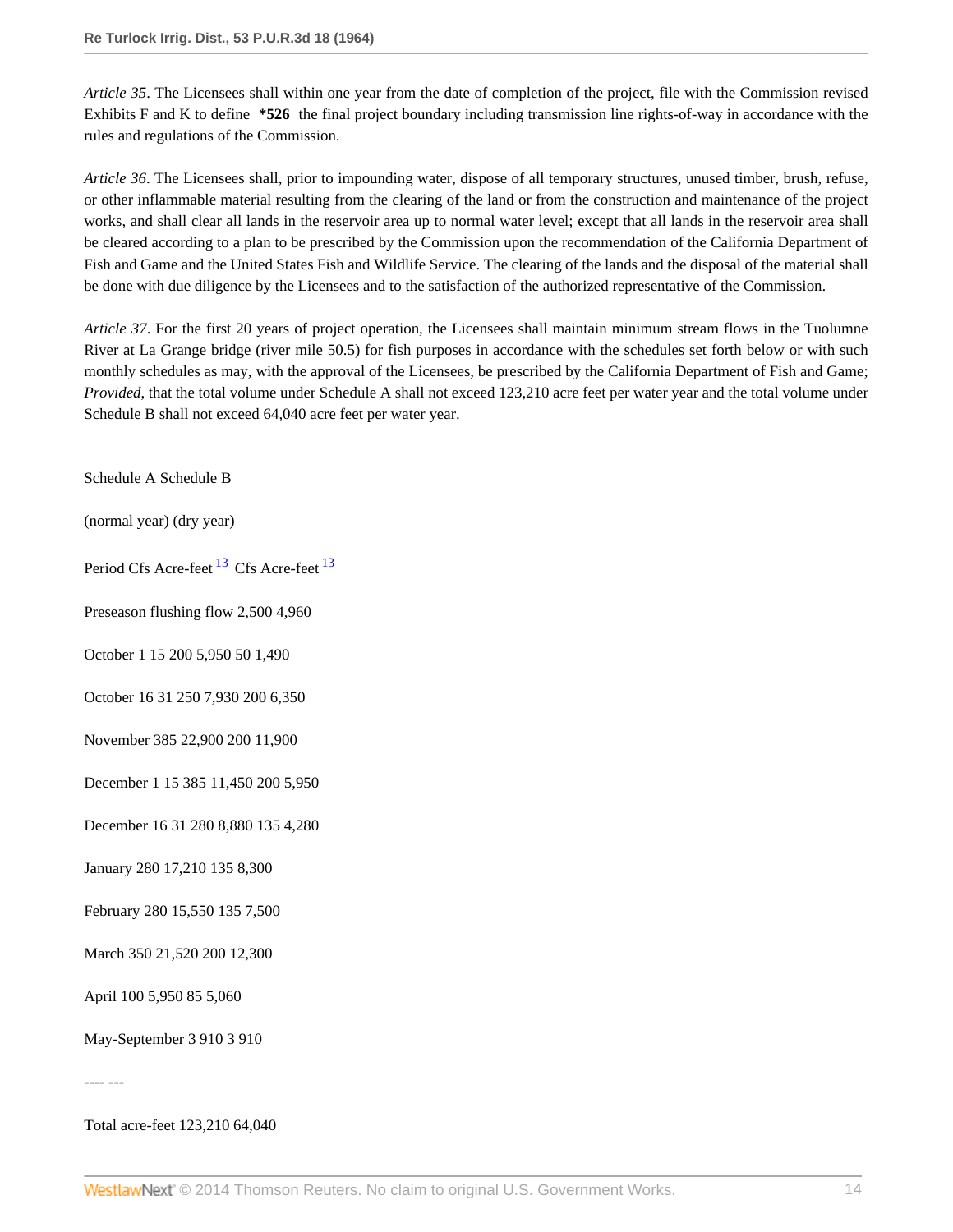*Article 35*. The Licensees shall within one year from the date of completion of the project, file with the Commission revised Exhibits F and K to define **\*526** the final project boundary including transmission line rights-of-way in accordance with the rules and regulations of the Commission.

*Article 36*. The Licensees shall, prior to impounding water, dispose of all temporary structures, unused timber, brush, refuse, or other inflammable material resulting from the clearing of the land or from the construction and maintenance of the project works, and shall clear all lands in the reservoir area up to normal water level; except that all lands in the reservoir area shall be cleared according to a plan to be prescribed by the Commission upon the recommendation of the California Department of Fish and Game and the United States Fish and Wildlife Service. The clearing of the lands and the disposal of the material shall be done with due diligence by the Licensees and to the satisfaction of the authorized representative of the Commission.

*Article 37*. For the first 20 years of project operation, the Licensees shall maintain minimum stream flows in the Tuolumne River at La Grange bridge (river mile 50.5) for fish purposes in accordance with the schedules set forth below or with such monthly schedules as may, with the approval of the Licensees, be prescribed by the California Department of Fish and Game; *Provided*, that the total volume under Schedule A shall not exceed 123,210 acre feet per water year and the total volume under Schedule B shall not exceed 64,040 acre feet per water year.

| | Schedule A (normal year) | | Schedule B (dry year) | |
|---|---|---|---|---|
| Period | Cfs | Acre-feet [13] | Cfs | Acre-feet [13] |
| Preseason flushing flow | 2,500 | 4,960 | | |
| October 1 15 | 200 | 5,950 | 50 | 1,490 |
| October 16 31 | 250 | 7,930 | 200 | 6,350 |
| November | 385 | 22,900 | 200 | 11,900 |
| December 1 15 | 385 | 11,450 | 200 | 5,950 |
| December 16 31 | 280 | 8,880 | 135 | 4,280 |
| January | 280 | 17,210 | 135 | 8,300 |
| February | 280 | 15,550 | 135 | 7,500 |
| March | 350 | 21,520 | 200 | 12,300 |
| April | 100 | 5,950 | 85 | 5,060 |
| May-September | 3 | 910 | 3 | 910 |
| | | ---- | | --- |
| Total acre-feet | | 123,210 | | 64,040 |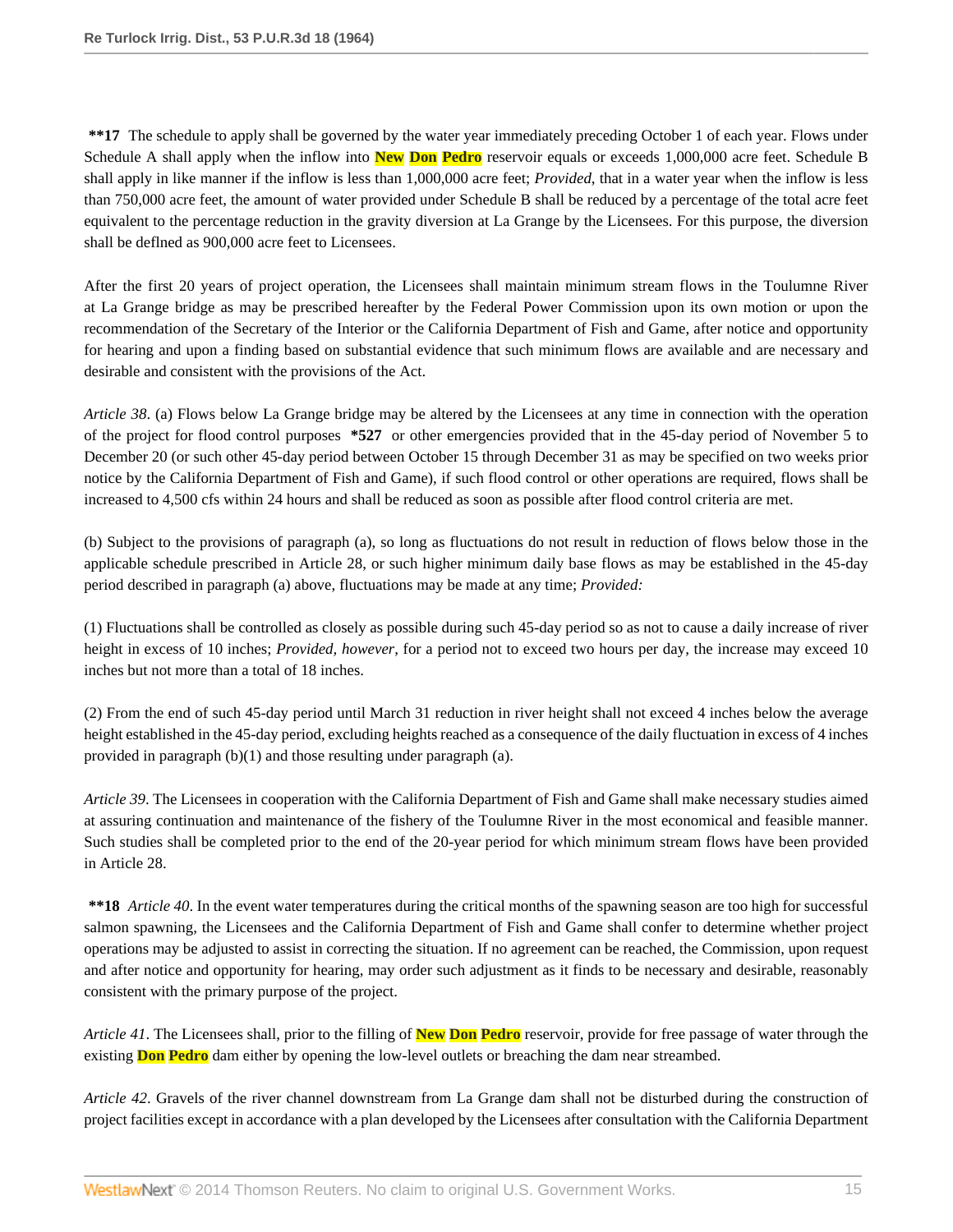**\*\*17** The schedule to apply shall be governed by the water year immediately preceding October 1 of each year. Flows under Schedule A shall apply when the inflow into **New Don Pedro** reservoir equals or exceeds 1,000,000 acre feet. Schedule B shall apply in like manner if the inflow is less than 1,000,000 acre feet; *Provided*, that in a water year when the inflow is less than 750,000 acre feet, the amount of water provided under Schedule B shall be reduced by a percentage of the total acre feet equivalent to the percentage reduction in the gravity diversion at La Grange by the Licensees. For this purpose, the diversion shall be deflned as 900,000 acre feet to Licensees.

After the first 20 years of project operation, the Licensees shall maintain minimum stream flows in the Toulumne River at La Grange bridge as may be prescribed hereafter by the Federal Power Commission upon its own motion or upon the recommendation of the Secretary of the Interior or the California Department of Fish and Game, after notice and opportunity for hearing and upon a finding based on substantial evidence that such minimum flows are available and are necessary and desirable and consistent with the provisions of the Act.

*Article 38*. (a) Flows below La Grange bridge may be altered by the Licensees at any time in connection with the operation of the project for flood control purposes **\*527** or other emergencies provided that in the 45-day period of November 5 to December 20 (or such other 45-day period between October 15 through December 31 as may be specified on two weeks prior notice by the California Department of Fish and Game), if such flood control or other operations are required, flows shall be increased to 4,500 cfs within 24 hours and shall be reduced as soon as possible after flood control criteria are met.

(b) Subject to the provisions of paragraph (a), so long as fluctuations do not result in reduction of flows below those in the applicable schedule prescribed in Article 28, or such higher minimum daily base flows as may be established in the 45-day period described in paragraph (a) above, fluctuations may be made at any time; *Provided:*

(1) Fluctuations shall be controlled as closely as possible during such 45-day period so as not to cause a daily increase of river height in excess of 10 inches; *Provided, however*, for a period not to exceed two hours per day, the increase may exceed 10 inches but not more than a total of 18 inches.

(2) From the end of such 45-day period until March 31 reduction in river height shall not exceed 4 inches below the average height established in the 45-day period, excluding heights reached as a consequence of the daily fluctuation in excess of 4 inches provided in paragraph (b)(1) and those resulting under paragraph (a).

*Article 39*. The Licensees in cooperation with the California Department of Fish and Game shall make necessary studies aimed at assuring continuation and maintenance of the fishery of the Toulumne River in the most economical and feasible manner. Such studies shall be completed prior to the end of the 20-year period for which minimum stream flows have been provided in Article 28.

**\*\*18** *Article 40*. In the event water temperatures during the critical months of the spawning season are too high for successful salmon spawning, the Licensees and the California Department of Fish and Game shall confer to determine whether project operations may be adjusted to assist in correcting the situation. If no agreement can be reached, the Commission, upon request and after notice and opportunity for hearing, may order such adjustment as it finds to be necessary and desirable, reasonably consistent with the primary purpose of the project.

*Article 41*. The Licensees shall, prior to the filling of **New Don Pedro** reservoir, provide for free passage of water through the existing **Don Pedro** dam either by opening the low-level outlets or breaching the dam near streambed.

*Article 42*. Gravels of the river channel downstream from La Grange dam shall not be disturbed during the construction of project facilities except in accordance with a plan developed by the Licensees after consultation with the California Department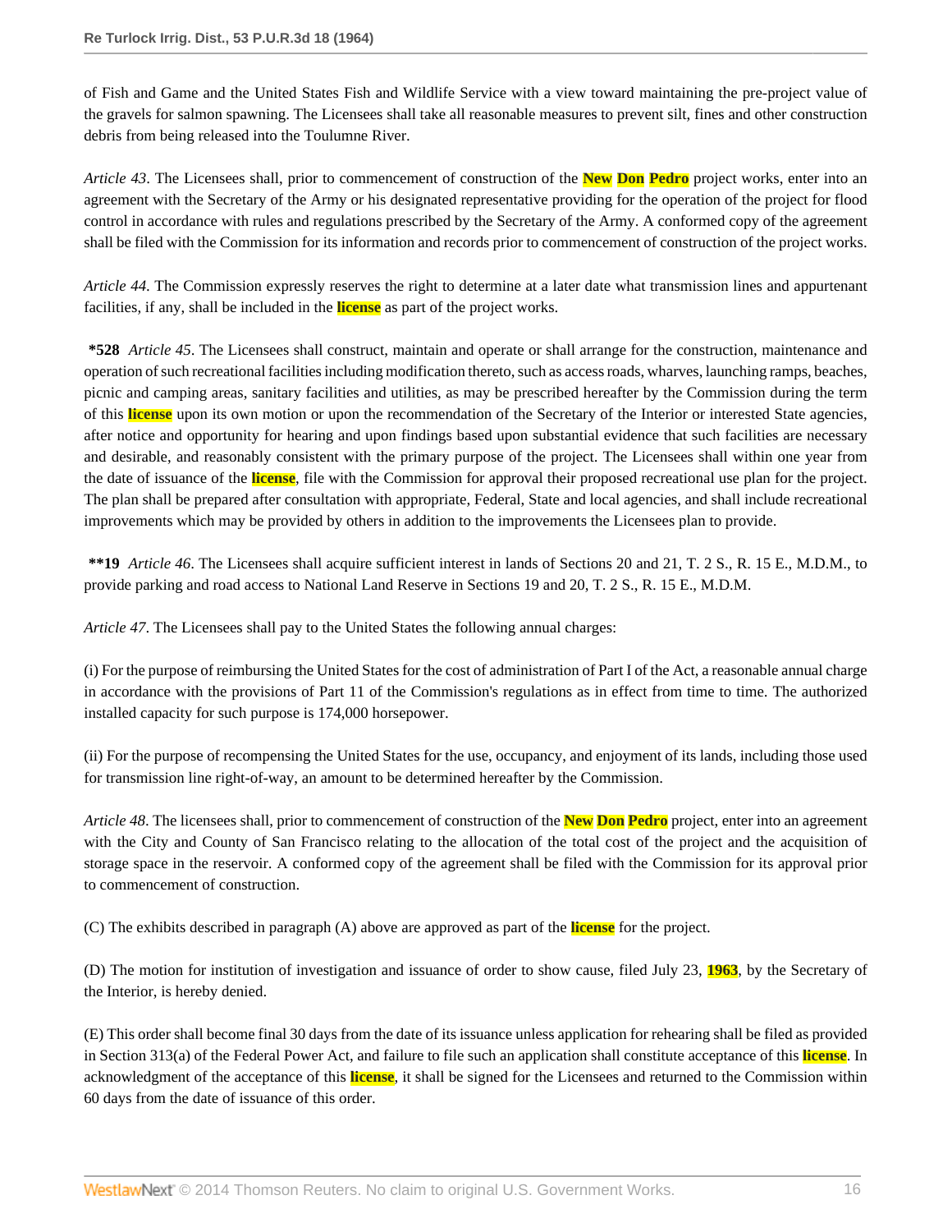of Fish and Game and the United States Fish and Wildlife Service with a view toward maintaining the pre-project value of the gravels for salmon spawning. The Licensees shall take all reasonable measures to prevent silt, fines and other construction debris from being released into the Toulumne River.

*Article 43*. The Licensees shall, prior to commencement of construction of the New Don Pedro project works, enter into an agreement with the Secretary of the Army or his designated representative providing for the operation of the project for flood control in accordance with rules and regulations prescribed by the Secretary of the Army. A conformed copy of the agreement shall be filed with the Commission for its information and records prior to commencement of construction of the project works.

*Article 44*. The Commission expressly reserves the right to determine at a later date what transmission lines and appurtenant facilities, if any, shall be included in the license as part of the project works.

**\*528** *Article 45*. The Licensees shall construct, maintain and operate or shall arrange for the construction, maintenance and operation of such recreational facilities including modification thereto, such as access roads, wharves, launching ramps, beaches, picnic and camping areas, sanitary facilities and utilities, as may be prescribed hereafter by the Commission during the term of this license upon its own motion or upon the recommendation of the Secretary of the Interior or interested State agencies, after notice and opportunity for hearing and upon findings based upon substantial evidence that such facilities are necessary and desirable, and reasonably consistent with the primary purpose of the project. The Licensees shall within one year from the date of issuance of the license, file with the Commission for approval their proposed recreational use plan for the project. The plan shall be prepared after consultation with appropriate, Federal, State and local agencies, and shall include recreational improvements which may be provided by others in addition to the improvements the Licensees plan to provide.

**\*\*19** *Article 46*. The Licensees shall acquire sufficient interest in lands of Sections 20 and 21, T. 2 S., R. 15 E., M.D.M., to provide parking and road access to National Land Reserve in Sections 19 and 20, T. 2 S., R. 15 E., M.D.M.

*Article 47*. The Licensees shall pay to the United States the following annual charges:

(i) For the purpose of reimbursing the United States for the cost of administration of Part I of the Act, a reasonable annual charge in accordance with the provisions of Part 11 of the Commission's regulations as in effect from time to time. The authorized installed capacity for such purpose is 174,000 horsepower.

(ii) For the purpose of recompensing the United States for the use, occupancy, and enjoyment of its lands, including those used for transmission line right-of-way, an amount to be determined hereafter by the Commission.

*Article 48*. The licensees shall, prior to commencement of construction of the New Don Pedro project, enter into an agreement with the City and County of San Francisco relating to the allocation of the total cost of the project and the acquisition of storage space in the reservoir. A conformed copy of the agreement shall be filed with the Commission for its approval prior to commencement of construction.

(C) The exhibits described in paragraph (A) above are approved as part of the license for the project.

(D) The motion for institution of investigation and issuance of order to show cause, filed July 23, 1963, by the Secretary of the Interior, is hereby denied.

(E) This order shall become final 30 days from the date of its issuance unless application for rehearing shall be filed as provided in Section 313(a) of the Federal Power Act, and failure to file such an application shall constitute acceptance of this license. In acknowledgment of the acceptance of this license, it shall be signed for the Licensees and returned to the Commission within 60 days from the date of issuance of this order.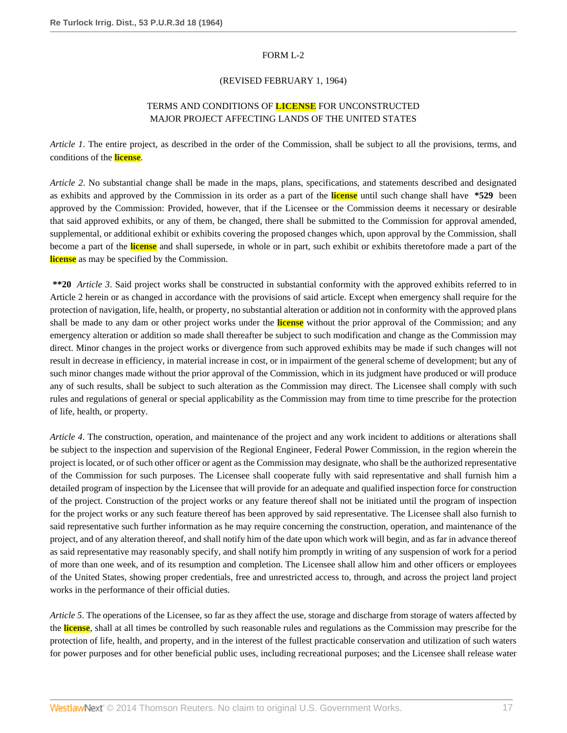FORM L-2

(REVISED FEBRUARY 1, 1964)

TERMS AND CONDITIONS OF LICENSE FOR UNCONSTRUCTED MAJOR PROJECT AFFECTING LANDS OF THE UNITED STATES

*Article 1*. The entire project, as described in the order of the Commission, shall be subject to all the provisions, terms, and conditions of the license.

*Article 2*. No substantial change shall be made in the maps, plans, specifications, and statements described and designated as exhibits and approved by the Commission in its order as a part of the license until such change shall have **\*529** been approved by the Commission: Provided, however, that if the Licensee or the Commission deems it necessary or desirable that said approved exhibits, or any of them, be changed, there shall be submitted to the Commission for approval amended, supplemental, or additional exhibit or exhibits covering the proposed changes which, upon approval by the Commission, shall become a part of the license and shall supersede, in whole or in part, such exhibit or exhibits theretofore made a part of the license as may be specified by the Commission.

**\*\*20** *Article 3*. Said project works shall be constructed in substantial conformity with the approved exhibits referred to in Article 2 herein or as changed in accordance with the provisions of said article. Except when emergency shall require for the protection of navigation, life, health, or property, no substantial alteration or addition not in conformity with the approved plans shall be made to any dam or other project works under the license without the prior approval of the Commission; and any emergency alteration or addition so made shall thereafter be subject to such modification and change as the Commission may direct. Minor changes in the project works or divergence from such approved exhibits may be made if such changes will not result in decrease in efficiency, in material increase in cost, or in impairment of the general scheme of development; but any of such minor changes made without the prior approval of the Commission, which in its judgment have produced or will produce any of such results, shall be subject to such alteration as the Commission may direct. The Licensee shall comply with such rules and regulations of general or special applicability as the Commission may from time to time prescribe for the protection of life, health, or property.

*Article 4*. The construction, operation, and maintenance of the project and any work incident to additions or alterations shall be subject to the inspection and supervision of the Regional Engineer, Federal Power Commission, in the region wherein the project is located, or of such other officer or agent as the Commission may designate, who shall be the authorized representative of the Commission for such purposes. The Licensee shall cooperate fully with said representative and shall furnish him a detailed program of inspection by the Licensee that will provide for an adequate and qualified inspection force for construction of the project. Construction of the project works or any feature thereof shall not be initiated until the program of inspection for the project works or any such feature thereof has been approved by said representative. The Licensee shall also furnish to said representative such further information as he may require concerning the construction, operation, and maintenance of the project, and of any alteration thereof, and shall notify him of the date upon which work will begin, and as far in advance thereof as said representative may reasonably specify, and shall notify him promptly in writing of any suspension of work for a period of more than one week, and of its resumption and completion. The Licensee shall allow him and other officers or employees of the United States, showing proper credentials, free and unrestricted access to, through, and across the project land project works in the performance of their official duties.

*Article 5*. The operations of the Licensee, so far as they affect the use, storage and discharge from storage of waters affected by the license, shall at all times be controlled by such reasonable rules and regulations as the Commission may prescribe for the protection of life, health, and property, and in the interest of the fullest practicable conservation and utilization of such waters for power purposes and for other beneficial public uses, including recreational purposes; and the Licensee shall release water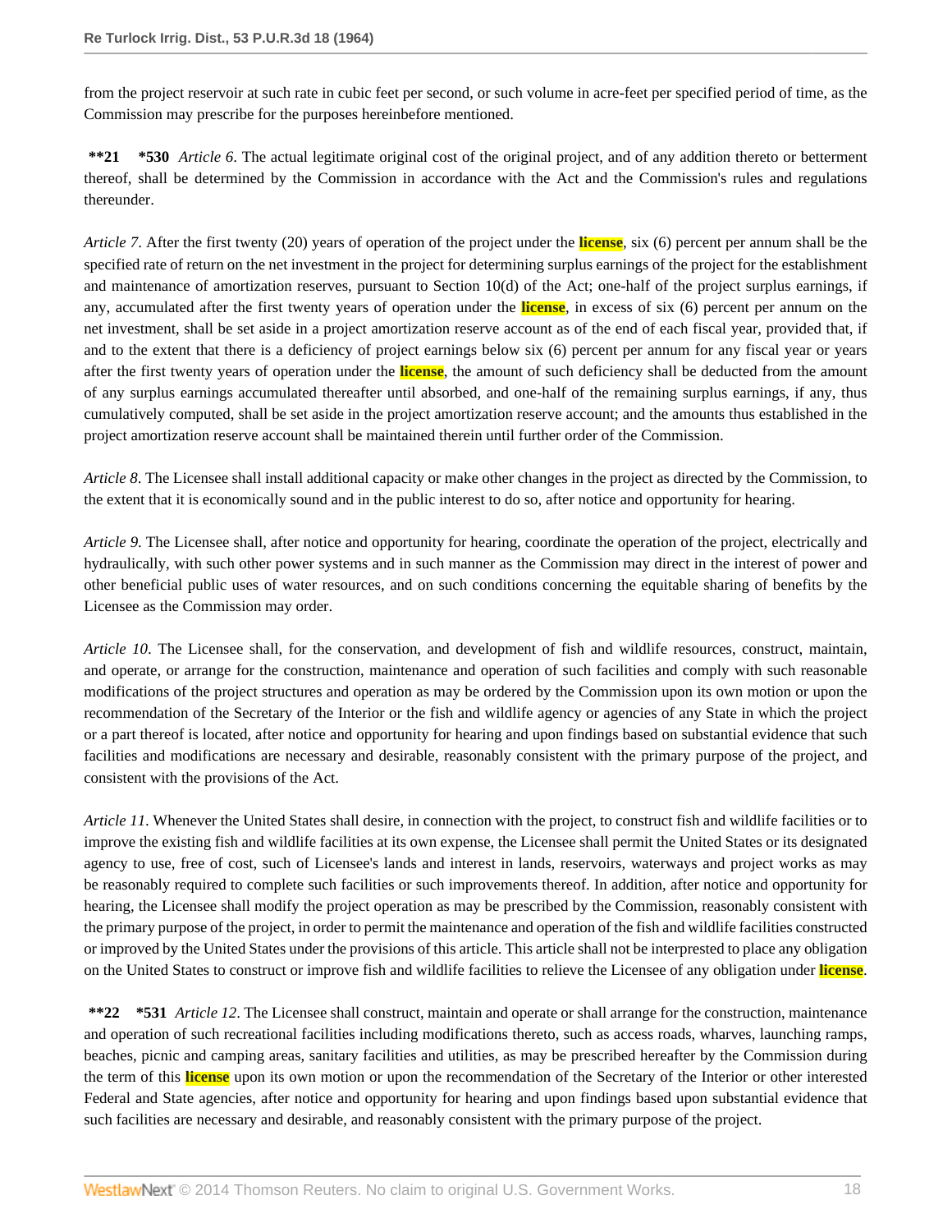from the project reservoir at such rate in cubic feet per second, or such volume in acre-feet per specified period of time, as the Commission may prescribe for the purposes hereinbefore mentioned.

**\*\*21 \*530** *Article 6*. The actual legitimate original cost of the original project, and of any addition thereto or betterment thereof, shall be determined by the Commission in accordance with the Act and the Commission's rules and regulations thereunder.

*Article 7*. After the first twenty (20) years of operation of the project under the license, six (6) percent per annum shall be the specified rate of return on the net investment in the project for determining surplus earnings of the project for the establishment and maintenance of amortization reserves, pursuant to Section 10(d) of the Act; one-half of the project surplus earnings, if any, accumulated after the first twenty years of operation under the license, in excess of six (6) percent per annum on the net investment, shall be set aside in a project amortization reserve account as of the end of each fiscal year, provided that, if and to the extent that there is a deficiency of project earnings below six (6) percent per annum for any fiscal year or years after the first twenty years of operation under the license, the amount of such deficiency shall be deducted from the amount of any surplus earnings accumulated thereafter until absorbed, and one-half of the remaining surplus earnings, if any, thus cumulatively computed, shall be set aside in the project amortization reserve account; and the amounts thus established in the project amortization reserve account shall be maintained therein until further order of the Commission.

*Article 8*. The Licensee shall install additional capacity or make other changes in the project as directed by the Commission, to the extent that it is economically sound and in the public interest to do so, after notice and opportunity for hearing.

*Article 9*. The Licensee shall, after notice and opportunity for hearing, coordinate the operation of the project, electrically and hydraulically, with such other power systems and in such manner as the Commission may direct in the interest of power and other beneficial public uses of water resources, and on such conditions concerning the equitable sharing of benefits by the Licensee as the Commission may order.

*Article 10*. The Licensee shall, for the conservation, and development of fish and wildlife resources, construct, maintain, and operate, or arrange for the construction, maintenance and operation of such facilities and comply with such reasonable modifications of the project structures and operation as may be ordered by the Commission upon its own motion or upon the recommendation of the Secretary of the Interior or the fish and wildlife agency or agencies of any State in which the project or a part thereof is located, after notice and opportunity for hearing and upon findings based on substantial evidence that such facilities and modifications are necessary and desirable, reasonably consistent with the primary purpose of the project, and consistent with the provisions of the Act.

*Article 11*. Whenever the United States shall desire, in connection with the project, to construct fish and wildlife facilities or to improve the existing fish and wildlife facilities at its own expense, the Licensee shall permit the United States or its designated agency to use, free of cost, such of Licensee's lands and interest in lands, reservoirs, waterways and project works as may be reasonably required to complete such facilities or such improvements thereof. In addition, after notice and opportunity for hearing, the Licensee shall modify the project operation as may be prescribed by the Commission, reasonably consistent with the primary purpose of the project, in order to permit the maintenance and operation of the fish and wildlife facilities constructed or improved by the United States under the provisions of this article. This article shall not be interpreted to place any obligation on the United States to construct or improve fish and wildlife facilities to relieve the Licensee of any obligation under license.

**\*\*22 \*531** *Article 12*. The Licensee shall construct, maintain and operate or shall arrange for the construction, maintenance and operation of such recreational facilities including modifications thereto, such as access roads, wharves, launching ramps, beaches, picnic and camping areas, sanitary facilities and utilities, as may be prescribed hereafter by the Commission during the term of this license upon its own motion or upon the recommendation of the Secretary of the Interior or other interested Federal and State agencies, after notice and opportunity for hearing and upon findings based upon substantial evidence that such facilities are necessary and desirable, and reasonably consistent with the primary purpose of the project.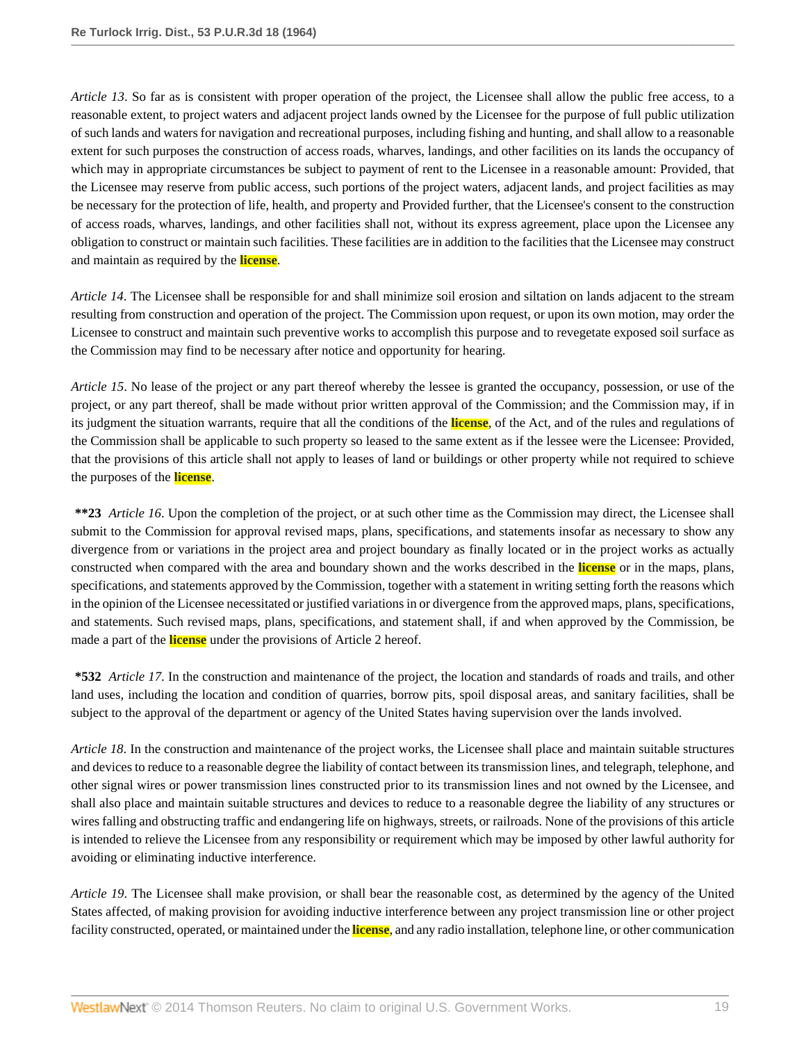*Article 13*. So far as is consistent with proper operation of the project, the Licensee shall allow the public free access, to a reasonable extent, to project waters and adjacent project lands owned by the Licensee for the purpose of full public utilization of such lands and waters for navigation and recreational purposes, including fishing and hunting, and shall allow to a reasonable extent for such purposes the construction of access roads, wharves, landings, and other facilities on its lands the occupancy of which may in appropriate circumstances be subject to payment of rent to the Licensee in a reasonable amount: Provided, that the Licensee may reserve from public access, such portions of the project waters, adjacent lands, and project facilities as may be necessary for the protection of life, health, and property and Provided further, that the Licensee's consent to the construction of access roads, wharves, landings, and other facilities shall not, without its express agreement, place upon the Licensee any obligation to construct or maintain such facilities. These facilities are in addition to the facilities that the Licensee may construct and maintain as required by the **license**.

*Article 14*. The Licensee shall be responsible for and shall minimize soil erosion and siltation on lands adjacent to the stream resulting from construction and operation of the project. The Commission upon request, or upon its own motion, may order the Licensee to construct and maintain such preventive works to accomplish this purpose and to revegetate exposed soil surface as the Commission may find to be necessary after notice and opportunity for hearing.

*Article 15*. No lease of the project or any part thereof whereby the lessee is granted the occupancy, possession, or use of the project, or any part thereof, shall be made without prior written approval of the Commission; and the Commission may, if in its judgment the situation warrants, require that all the conditions of the **license**, of the Act, and of the rules and regulations of the Commission shall be applicable to such property so leased to the same extent as if the lessee were the Licensee: Provided, that the provisions of this article shall not apply to leases of land or buildings or other property while not required to schieve the purposes of the **license**.

**\*\*23** *Article 16*. Upon the completion of the project, or at such other time as the Commission may direct, the Licensee shall submit to the Commission for approval revised maps, plans, specifications, and statements insofar as necessary to show any divergence from or variations in the project area and project boundary as finally located or in the project works as actually constructed when compared with the area and boundary shown and the works described in the **license** or in the maps, plans, specifications, and statements approved by the Commission, together with a statement in writing setting forth the reasons which in the opinion of the Licensee necessitated or justified variations in or divergence from the approved maps, plans, specifications, and statements. Such revised maps, plans, specifications, and statement shall, if and when approved by the Commission, be made a part of the **license** under the provisions of Article 2 hereof.

**\*532** *Article 17*. In the construction and maintenance of the project, the location and standards of roads and trails, and other land uses, including the location and condition of quarries, borrow pits, spoil disposal areas, and sanitary facilities, shall be subject to the approval of the department or agency of the United States having supervision over the lands involved.

*Article 18*. In the construction and maintenance of the project works, the Licensee shall place and maintain suitable structures and devices to reduce to a reasonable degree the liability of contact between its transmission lines, and telegraph, telephone, and other signal wires or power transmission lines constructed prior to its transmission lines and not owned by the Licensee, and shall also place and maintain suitable structures and devices to reduce to a reasonable degree the liability of any structures or wires falling and obstructing traffic and endangering life on highways, streets, or railroads. None of the provisions of this article is intended to relieve the Licensee from any responsibility or requirement which may be imposed by other lawful authority for avoiding or eliminating inductive interference.

*Article 19*. The Licensee shall make provision, or shall bear the reasonable cost, as determined by the agency of the United States affected, of making provision for avoiding inductive interference between any project transmission line or other project facility constructed, operated, or maintained under the **license**, and any radio installation, telephone line, or other communication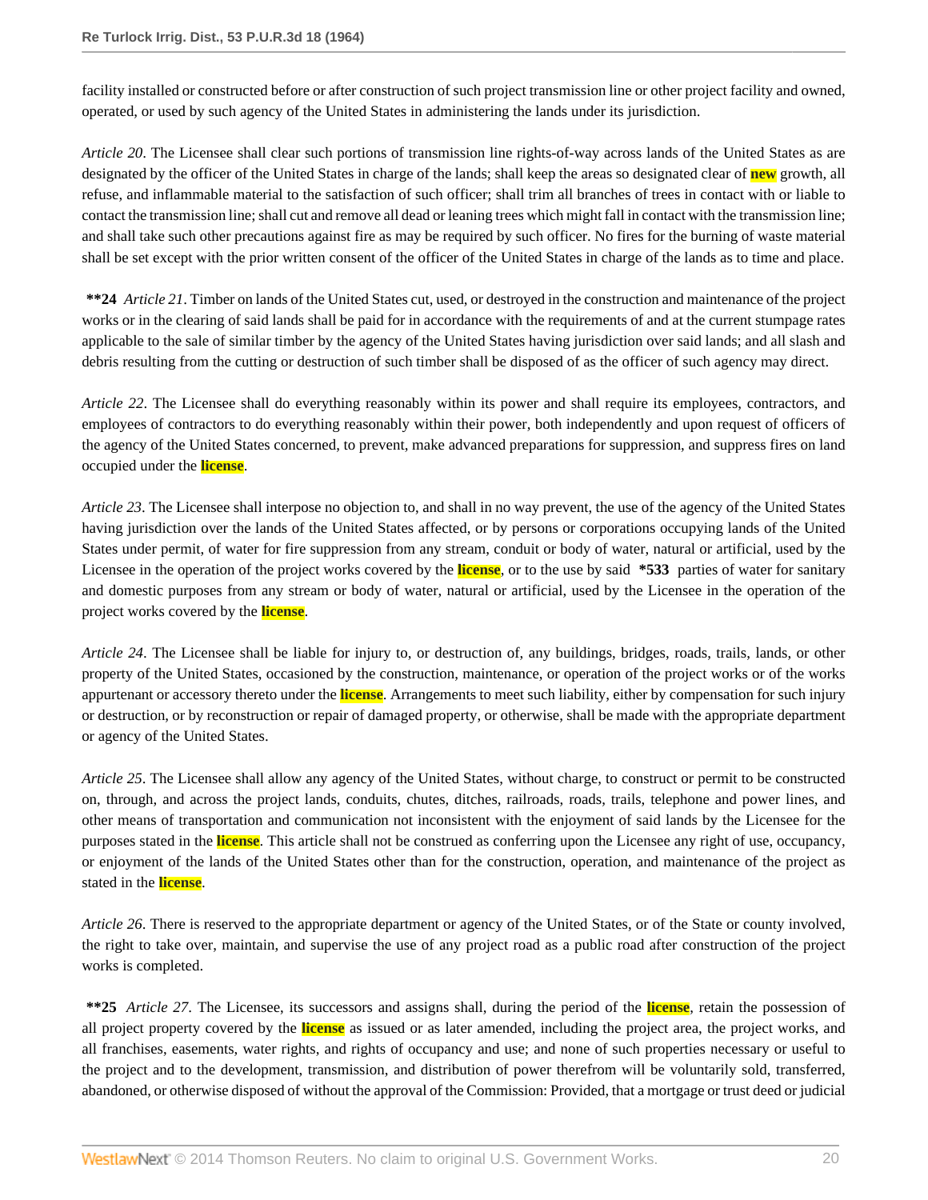facility installed or constructed before or after construction of such project transmission line or other project facility and owned, operated, or used by such agency of the United States in administering the lands under its jurisdiction.

*Article 20*. The Licensee shall clear such portions of transmission line rights-of-way across lands of the United States as are designated by the officer of the United States in charge of the lands; shall keep the areas so designated clear of **new** growth, all refuse, and inflammable material to the satisfaction of such officer; shall trim all branches of trees in contact with or liable to contact the transmission line; shall cut and remove all dead or leaning trees which might fall in contact with the transmission line; and shall take such other precautions against fire as may be required by such officer. No fires for the burning of waste material shall be set except with the prior written consent of the officer of the United States in charge of the lands as to time and place.

**\*\*24** *Article 21*. Timber on lands of the United States cut, used, or destroyed in the construction and maintenance of the project works or in the clearing of said lands shall be paid for in accordance with the requirements of and at the current stumpage rates applicable to the sale of similar timber by the agency of the United States having jurisdiction over said lands; and all slash and debris resulting from the cutting or destruction of such timber shall be disposed of as the officer of such agency may direct.

*Article 22*. The Licensee shall do everything reasonably within its power and shall require its employees, contractors, and employees of contractors to do everything reasonably within their power, both independently and upon request of officers of the agency of the United States concerned, to prevent, make advanced preparations for suppression, and suppress fires on land occupied under the **license**.

*Article 23*. The Licensee shall interpose no objection to, and shall in no way prevent, the use of the agency of the United States having jurisdiction over the lands of the United States affected, or by persons or corporations occupying lands of the United States under permit, of water for fire suppression from any stream, conduit or body of water, natural or artificial, used by the Licensee in the operation of the project works covered by the **license**, or to the use by said **\*533** parties of water for sanitary and domestic purposes from any stream or body of water, natural or artificial, used by the Licensee in the operation of the project works covered by the **license**.

*Article 24*. The Licensee shall be liable for injury to, or destruction of, any buildings, bridges, roads, trails, lands, or other property of the United States, occasioned by the construction, maintenance, or operation of the project works or of the works appurtenant or accessory thereto under the **license**. Arrangements to meet such liability, either by compensation for such injury or destruction, or by reconstruction or repair of damaged property, or otherwise, shall be made with the appropriate department or agency of the United States.

*Article 25*. The Licensee shall allow any agency of the United States, without charge, to construct or permit to be constructed on, through, and across the project lands, conduits, chutes, ditches, railroads, roads, trails, telephone and power lines, and other means of transportation and communication not inconsistent with the enjoyment of said lands by the Licensee for the purposes stated in the **license**. This article shall not be construed as conferring upon the Licensee any right of use, occupancy, or enjoyment of the lands of the United States other than for the construction, operation, and maintenance of the project as stated in the **license**.

*Article 26*. There is reserved to the appropriate department or agency of the United States, or of the State or county involved, the right to take over, maintain, and supervise the use of any project road as a public road after construction of the project works is completed.

**\*\*25** *Article 27*. The Licensee, its successors and assigns shall, during the period of the **license**, retain the possession of all project property covered by the **license** as issued or as later amended, including the project area, the project works, and all franchises, easements, water rights, and rights of occupancy and use; and none of such properties necessary or useful to the project and to the development, transmission, and distribution of power therefrom will be voluntarily sold, transferred, abandoned, or otherwise disposed of without the approval of the Commission: Provided, that a mortgage or trust deed or judicial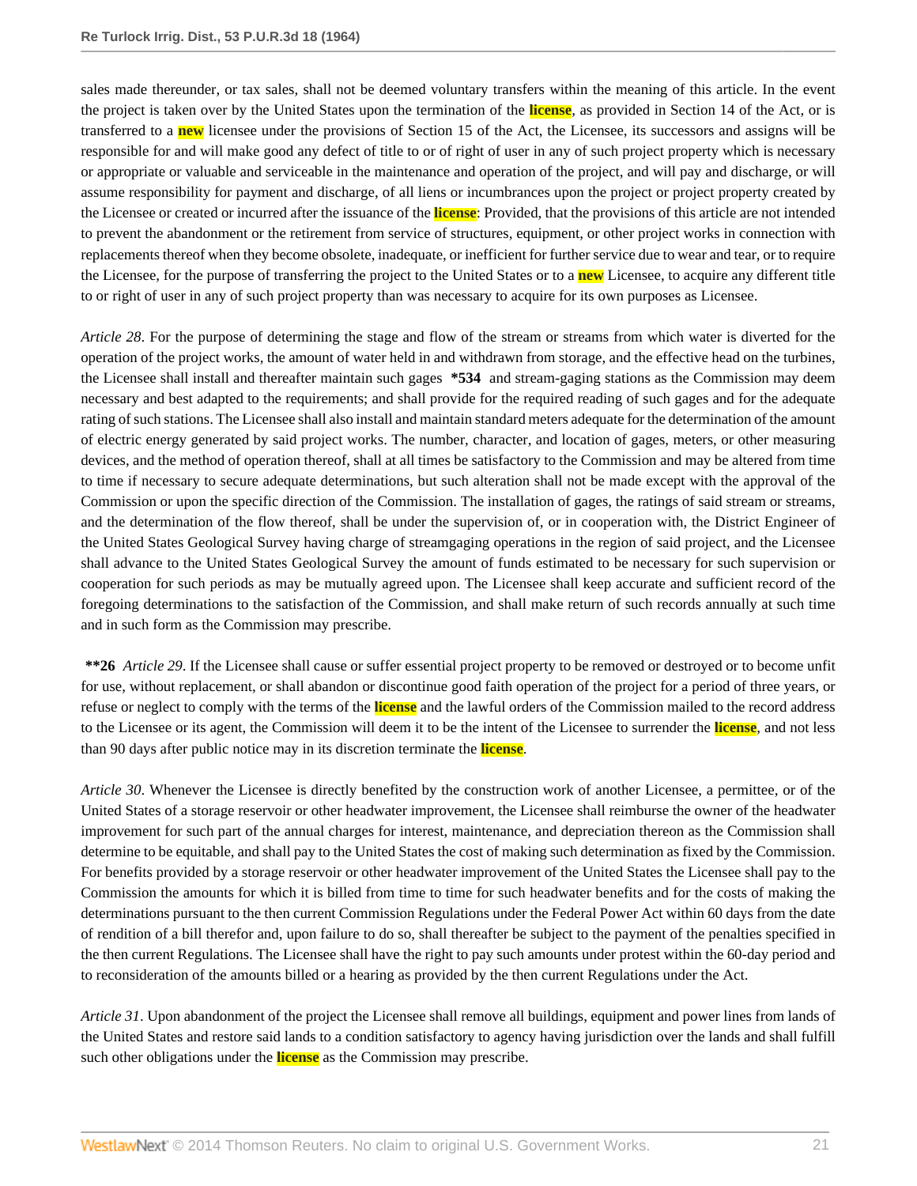sales made thereunder, or tax sales, shall not be deemed voluntary transfers within the meaning of this article. In the event the project is taken over by the United States upon the termination of the license, as provided in Section 14 of the Act, or is transferred to a new licensee under the provisions of Section 15 of the Act, the Licensee, its successors and assigns will be responsible for and will make good any defect of title to or of right of user in any of such project property which is necessary or appropriate or valuable and serviceable in the maintenance and operation of the project, and will pay and discharge, or will assume responsibility for payment and discharge, of all liens or incumbrances upon the project or project property created by the Licensee or created or incurred after the issuance of the license: Provided, that the provisions of this article are not intended to prevent the abandonment or the retirement from service of structures, equipment, or other project works in connection with replacements thereof when they become obsolete, inadequate, or inefficient for further service due to wear and tear, or to require the Licensee, for the purpose of transferring the project to the United States or to a new Licensee, to acquire any different title to or right of user in any of such project property than was necessary to acquire for its own purposes as Licensee.

*Article 28*. For the purpose of determining the stage and flow of the stream or streams from which water is diverted for the operation of the project works, the amount of water held in and withdrawn from storage, and the effective head on the turbines, the Licensee shall install and thereafter maintain such gages **\*534** and stream-gaging stations as the Commission may deem necessary and best adapted to the requirements; and shall provide for the required reading of such gages and for the adequate rating of such stations. The Licensee shall also install and maintain standard meters adequate for the determination of the amount of electric energy generated by said project works. The number, character, and location of gages, meters, or other measuring devices, and the method of operation thereof, shall at all times be satisfactory to the Commission and may be altered from time to time if necessary to secure adequate determinations, but such alteration shall not be made except with the approval of the Commission or upon the specific direction of the Commission. The installation of gages, the ratings of said stream or streams, and the determination of the flow thereof, shall be under the supervision of, or in cooperation with, the District Engineer of the United States Geological Survey having charge of streamgaging operations in the region of said project, and the Licensee shall advance to the United States Geological Survey the amount of funds estimated to be necessary for such supervision or cooperation for such periods as may be mutually agreed upon. The Licensee shall keep accurate and sufficient record of the foregoing determinations to the satisfaction of the Commission, and shall make return of such records annually at such time and in such form as the Commission may prescribe.

**\*\*26** *Article 29*. If the Licensee shall cause or suffer essential project property to be removed or destroyed or to become unfit for use, without replacement, or shall abandon or discontinue good faith operation of the project for a period of three years, or refuse or neglect to comply with the terms of the license and the lawful orders of the Commission mailed to the record address to the Licensee or its agent, the Commission will deem it to be the intent of the Licensee to surrender the license, and not less than 90 days after public notice may in its discretion terminate the license.

*Article 30*. Whenever the Licensee is directly benefited by the construction work of another Licensee, a permittee, or of the United States of a storage reservoir or other headwater improvement, the Licensee shall reimburse the owner of the headwater improvement for such part of the annual charges for interest, maintenance, and depreciation thereon as the Commission shall determine to be equitable, and shall pay to the United States the cost of making such determination as fixed by the Commission. For benefits provided by a storage reservoir or other headwater improvement of the United States the Licensee shall pay to the Commission the amounts for which it is billed from time to time for such headwater benefits and for the costs of making the determinations pursuant to the then current Commission Regulations under the Federal Power Act within 60 days from the date of rendition of a bill therefor and, upon failure to do so, shall thereafter be subject to the payment of the penalties specified in the then current Regulations. The Licensee shall have the right to pay such amounts under protest within the 60-day period and to reconsideration of the amounts billed or a hearing as provided by the then current Regulations under the Act.

*Article 31*. Upon abandonment of the project the Licensee shall remove all buildings, equipment and power lines from lands of the United States and restore said lands to a condition satisfactory to agency having jurisdiction over the lands and shall fulfill such other obligations under the license as the Commission may prescribe.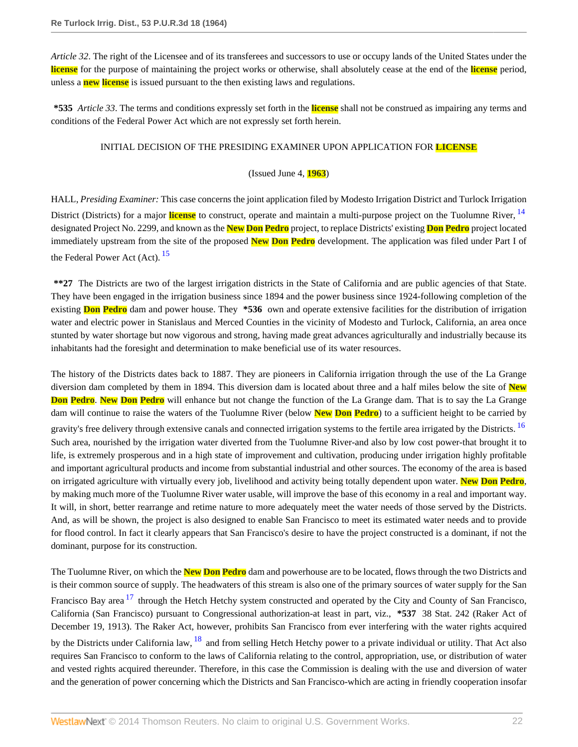*Article 32*. The right of the Licensee and of its transferees and successors to use or occupy lands of the United States under the license for the purpose of maintaining the project works or otherwise, shall absolutely cease at the end of the license period, unless a new license is issued pursuant to the then existing laws and regulations.

**\*535** *Article 33*. The terms and conditions expressly set forth in the license shall not be construed as impairing any terms and conditions of the Federal Power Act which are not expressly set forth herein.

INITIAL DECISION OF THE PRESIDING EXAMINER UPON APPLICATION FOR LICENSE

(Issued June 4, 1963)

HALL, *Presiding Examiner:* This case concerns the joint application filed by Modesto Irrigation District and Turlock Irrigation District (Districts) for a major license to construct, operate and maintain a multi-purpose project on the Tuolumne River, [14] designated Project No. 2299, and known as the New Don Pedro project, to replace Districts' existing Don Pedro project located immediately upstream from the site of the proposed New Don Pedro development. The application was filed under Part I of the Federal Power Act (Act). [15]

**\*\*27** The Districts are two of the largest irrigation districts in the State of California and are public agencies of that State. They have been engaged in the irrigation business since 1894 and the power business since 1924-following completion of the existing Don Pedro dam and power house. They **\*536** own and operate extensive facilities for the distribution of irrigation water and electric power in Stanislaus and Merced Counties in the vicinity of Modesto and Turlock, California, an area once stunted by water shortage but now vigorous and strong, having made great advances agriculturally and industrially because its inhabitants had the foresight and determination to make beneficial use of its water resources.

The history of the Districts dates back to 1887. They are pioneers in California irrigation through the use of the La Grange diversion dam completed by them in 1894. This diversion dam is located about three and a half miles below the site of New Don Pedro. New Don Pedro will enhance but not change the function of the La Grange dam. That is to say the La Grange dam will continue to raise the waters of the Tuolumne River (below New Don Pedro) to a sufficient height to be carried by gravity's free delivery through extensive canals and connected irrigation systems to the fertile area irrigated by the Districts. [16] Such area, nourished by the irrigation water diverted from the Tuolumne River-and also by low cost power-that brought it to life, is extremely prosperous and in a high state of improvement and cultivation, producing under irrigation highly profitable and important agricultural products and income from substantial industrial and other sources. The economy of the area is based on irrigated agriculture with virtually every job, livelihood and activity being totally dependent upon water. New Don Pedro, by making much more of the Tuolumne River water usable, will improve the base of this economy in a real and important way. It will, in short, better rearrange and retime nature to more adequately meet the water needs of those served by the Districts. And, as will be shown, the project is also designed to enable San Francisco to meet its estimated water needs and to provide for flood control. In fact it clearly appears that San Francisco's desire to have the project constructed is a dominant, if not the dominant, purpose for its construction.

The Tuolumne River, on which the New Don Pedro dam and powerhouse are to be located, flows through the two Districts and is their common source of supply. The headwaters of this stream is also one of the primary sources of water supply for the San Francisco Bay area [17] through the Hetch Hetchy system constructed and operated by the City and County of San Francisco, California (San Francisco) pursuant to Congressional authorization-at least in part, viz., **\*537** 38 Stat. 242 (Raker Act of December 19, 1913). The Raker Act, however, prohibits San Francisco from ever interfering with the water rights acquired by the Districts under California law, [18] and from selling Hetch Hetchy power to a private individual or utility. That Act also requires San Francisco to conform to the laws of California relating to the control, appropriation, use, or distribution of water and vested rights acquired thereunder. Therefore, in this case the Commission is dealing with the use and diversion of water and the generation of power concerning which the Districts and San Francisco-which are acting in friendly cooperation insofar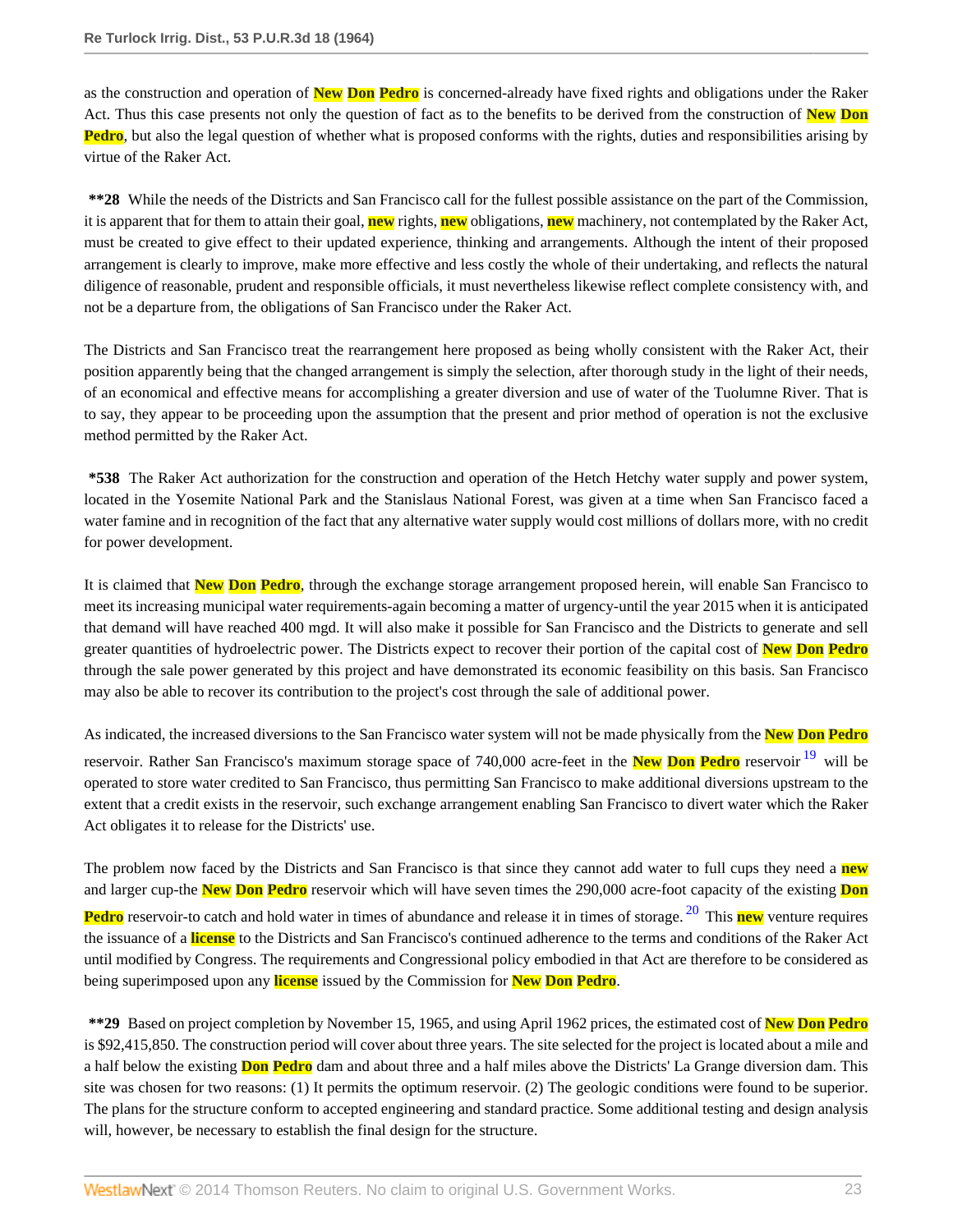as the construction and operation of New Don Pedro is concerned-already have fixed rights and obligations under the Raker Act. Thus this case presents not only the question of fact as to the benefits to be derived from the construction of New Don Pedro, but also the legal question of whether what is proposed conforms with the rights, duties and responsibilities arising by virtue of the Raker Act.

**\*\*28** While the needs of the Districts and San Francisco call for the fullest possible assistance on the part of the Commission, it is apparent that for them to attain their goal, new rights, new obligations, new machinery, not contemplated by the Raker Act, must be created to give effect to their updated experience, thinking and arrangements. Although the intent of their proposed arrangement is clearly to improve, make more effective and less costly the whole of their undertaking, and reflects the natural diligence of reasonable, prudent and responsible officials, it must nevertheless likewise reflect complete consistency with, and not be a departure from, the obligations of San Francisco under the Raker Act.

The Districts and San Francisco treat the rearrangement here proposed as being wholly consistent with the Raker Act, their position apparently being that the changed arrangement is simply the selection, after thorough study in the light of their needs, of an economical and effective means for accomplishing a greater diversion and use of water of the Tuolumne River. That is to say, they appear to be proceeding upon the assumption that the present and prior method of operation is not the exclusive method permitted by the Raker Act.

**\*538** The Raker Act authorization for the construction and operation of the Hetch Hetchy water supply and power system, located in the Yosemite National Park and the Stanislaus National Forest, was given at a time when San Francisco faced a water famine and in recognition of the fact that any alternative water supply would cost millions of dollars more, with no credit for power development.

It is claimed that New Don Pedro, through the exchange storage arrangement proposed herein, will enable San Francisco to meet its increasing municipal water requirements-again becoming a matter of urgency-until the year 2015 when it is anticipated that demand will have reached 400 mgd. It will also make it possible for San Francisco and the Districts to generate and sell greater quantities of hydroelectric power. The Districts expect to recover their portion of the capital cost of New Don Pedro through the sale power generated by this project and have demonstrated its economic feasibility on this basis. San Francisco may also be able to recover its contribution to the project's cost through the sale of additional power.

As indicated, the increased diversions to the San Francisco water system will not be made physically from the New Don Pedro reservoir. Rather San Francisco's maximum storage space of 740,000 acre-feet in the New Don Pedro reservoir [19] will be operated to store water credited to San Francisco, thus permitting San Francisco to make additional diversions upstream to the extent that a credit exists in the reservoir, such exchange arrangement enabling San Francisco to divert water which the Raker Act obligates it to release for the Districts' use.

The problem now faced by the Districts and San Francisco is that since they cannot add water to full cups they need a new and larger cup-the New Don Pedro reservoir which will have seven times the 290,000 acre-foot capacity of the existing Don Pedro reservoir-to catch and hold water in times of abundance and release it in times of storage. [20] This new venture requires the issuance of a license to the Districts and San Francisco's continued adherence to the terms and conditions of the Raker Act until modified by Congress. The requirements and Congressional policy embodied in that Act are therefore to be considered as being superimposed upon any license issued by the Commission for New Don Pedro.

**\*\*29** Based on project completion by November 15, 1965, and using April 1962 prices, the estimated cost of New Don Pedro is $92,415,850. The construction period will cover about three years. The site selected for the project is located about a mile and a half below the existing Don Pedro dam and about three and a half miles above the Districts' La Grange diversion dam. This site was chosen for two reasons: (1) It permits the optimum reservoir. (2) The geologic conditions were found to be superior. The plans for the structure conform to accepted engineering and standard practice. Some additional testing and design analysis will, however, be necessary to establish the final design for the structure.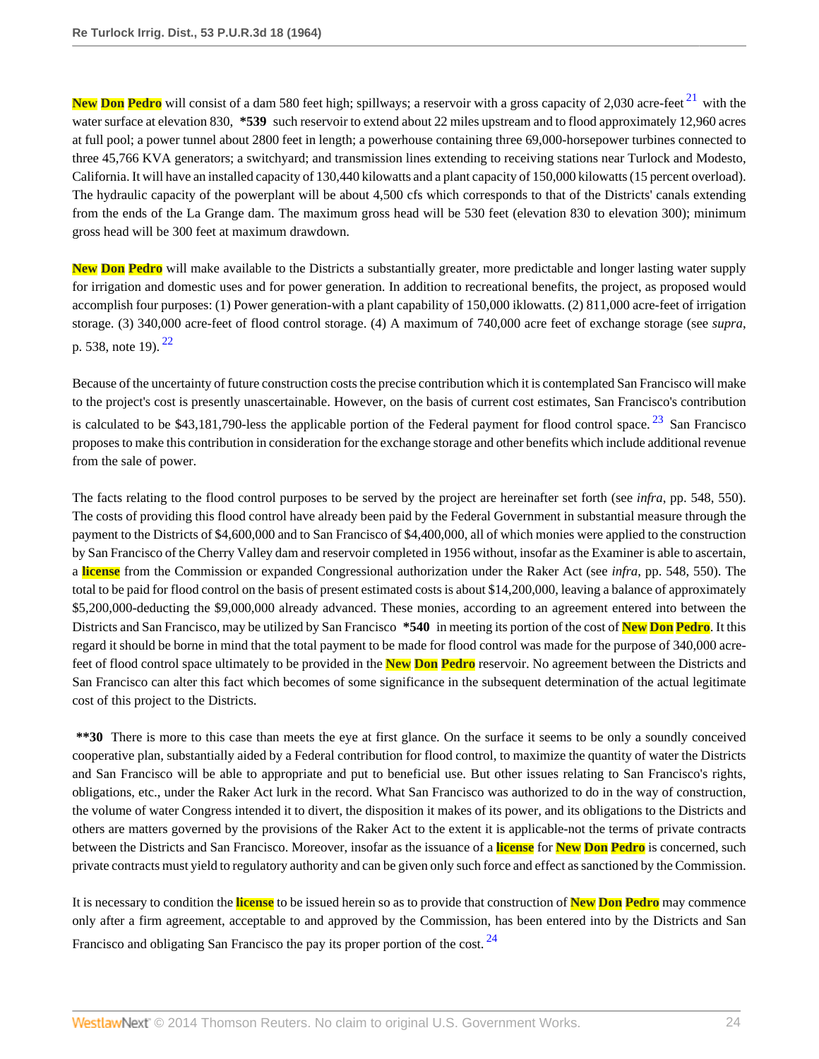New Don Pedro will consist of a dam 580 feet high; spillways; a reservoir with a gross capacity of 2,030 acre-feet [21] with the water surface at elevation 830, **\*539** such reservoir to extend about 22 miles upstream and to flood approximately 12,960 acres at full pool; a power tunnel about 2800 feet in length; a powerhouse containing three 69,000-horsepower turbines connected to three 45,766 KVA generators; a switchyard; and transmission lines extending to receiving stations near Turlock and Modesto, California. It will have an installed capacity of 130,440 kilowatts and a plant capacity of 150,000 kilowatts (15 percent overload). The hydraulic capacity of the powerplant will be about 4,500 cfs which corresponds to that of the Districts' canals extending from the ends of the La Grange dam. The maximum gross head will be 530 feet (elevation 830 to elevation 300); minimum gross head will be 300 feet at maximum drawdown.

New Don Pedro will make available to the Districts a substantially greater, more predictable and longer lasting water supply for irrigation and domestic uses and for power generation. In addition to recreational benefits, the project, as proposed would accomplish four purposes: (1) Power generation-with a plant capability of 150,000 iklowatts. (2) 811,000 acre-feet of irrigation storage. (3) 340,000 acre-feet of flood control storage. (4) A maximum of 740,000 acre feet of exchange storage (see *supra*, p. 538, note 19). [22]

Because of the uncertainty of future construction costs the precise contribution which it is contemplated San Francisco will make to the project's cost is presently unascertainable. However, on the basis of current cost estimates, San Francisco's contribution is calculated to be $43,181,790-less the applicable portion of the Federal payment for flood control space. [23] San Francisco proposes to make this contribution in consideration for the exchange storage and other benefits which include additional revenue from the sale of power.

The facts relating to the flood control purposes to be served by the project are hereinafter set forth (see *infra*, pp. 548, 550). The costs of providing this flood control have already been paid by the Federal Government in substantial measure through the payment to the Districts of $4,600,000 and to San Francisco of $4,400,000, all of which monies were applied to the construction by San Francisco of the Cherry Valley dam and reservoir completed in 1956 without, insofar as the Examiner is able to ascertain, a license from the Commission or expanded Congressional authorization under the Raker Act (see *infra*, pp. 548, 550). The total to be paid for flood control on the basis of present estimated costs is about $14,200,000, leaving a balance of approximately $5,200,000-deducting the $9,000,000 already advanced. These monies, according to an agreement entered into between the Districts and San Francisco, may be utilized by San Francisco **\*540** in meeting its portion of the cost of New Don Pedro. It this regard it should be borne in mind that the total payment to be made for flood control was made for the purpose of 340,000 acre-feet of flood control space ultimately to be provided in the New Don Pedro reservoir. No agreement between the Districts and San Francisco can alter this fact which becomes of some significance in the subsequent determination of the actual legitimate cost of this project to the Districts.

**\*\*30** There is more to this case than meets the eye at first glance. On the surface it seems to be only a soundly conceived cooperative plan, substantially aided by a Federal contribution for flood control, to maximize the quantity of water the Districts and San Francisco will be able to appropriate and put to beneficial use. But other issues relating to San Francisco's rights, obligations, etc., under the Raker Act lurk in the record. What San Francisco was authorized to do in the way of construction, the volume of water Congress intended it to divert, the disposition it makes of its power, and its obligations to the Districts and others are matters governed by the provisions of the Raker Act to the extent it is applicable-not the terms of private contracts between the Districts and San Francisco. Moreover, insofar as the issuance of a license for New Don Pedro is concerned, such private contracts must yield to regulatory authority and can be given only such force and effect as sanctioned by the Commission.

It is necessary to condition the license to be issued herein so as to provide that construction of New Don Pedro may commence only after a firm agreement, acceptable to and approved by the Commission, has been entered into by the Districts and San Francisco and obligating San Francisco the pay its proper portion of the cost. [24]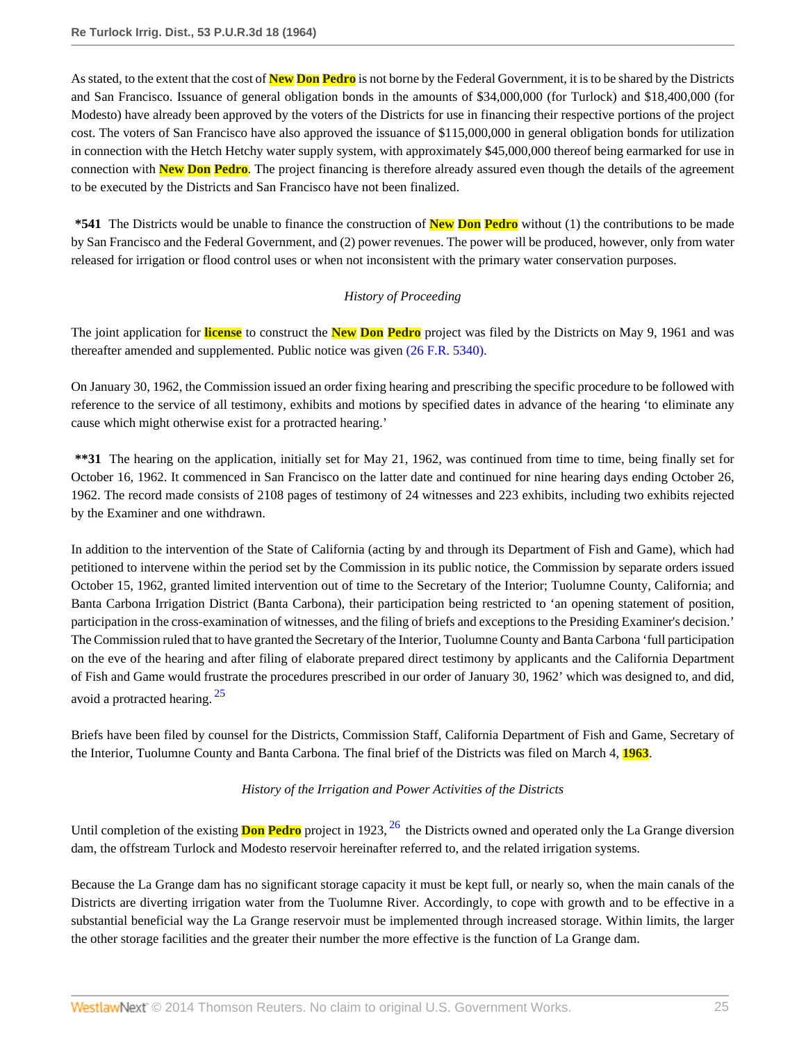As stated, to the extent that the cost of New Don Pedro is not borne by the Federal Government, it is to be shared by the Districts and San Francisco. Issuance of general obligation bonds in the amounts of $34,000,000 (for Turlock) and $18,400,000 (for Modesto) have already been approved by the voters of the Districts for use in financing their respective portions of the project cost. The voters of San Francisco have also approved the issuance of $115,000,000 in general obligation bonds for utilization in connection with the Hetch Hetchy water supply system, with approximately $45,000,000 thereof being earmarked for use in connection with New Don Pedro. The project financing is therefore already assured even though the details of the agreement to be executed by the Districts and San Francisco have not been finalized.

**\*541** The Districts would be unable to finance the construction of New Don Pedro without (1) the contributions to be made by San Francisco and the Federal Government, and (2) power revenues. The power will be produced, however, only from water released for irrigation or flood control uses or when not inconsistent with the primary water conservation purposes.

*History of Proceeding*

The joint application for license to construct the New Don Pedro project was filed by the Districts on May 9, 1961 and was thereafter amended and supplemented. Public notice was given (26 F.R. 5340).

On January 30, 1962, the Commission issued an order fixing hearing and prescribing the specific procedure to be followed with reference to the service of all testimony, exhibits and motions by specified dates in advance of the hearing 'to eliminate any cause which might otherwise exist for a protracted hearing.'

**\*\*31** The hearing on the application, initially set for May 21, 1962, was continued from time to time, being finally set for October 16, 1962. It commenced in San Francisco on the latter date and continued for nine hearing days ending October 26, 1962. The record made consists of 2108 pages of testimony of 24 witnesses and 223 exhibits, including two exhibits rejected by the Examiner and one withdrawn.

In addition to the intervention of the State of California (acting by and through its Department of Fish and Game), which had petitioned to intervene within the period set by the Commission in its public notice, the Commission by separate orders issued October 15, 1962, granted limited intervention out of time to the Secretary of the Interior; Tuolumne County, California; and Banta Carbona Irrigation District (Banta Carbona), their participation being restricted to 'an opening statement of position, participation in the cross-examination of witnesses, and the filing of briefs and exceptions to the Presiding Examiner's decision.' The Commission ruled that to have granted the Secretary of the Interior, Tuolumne County and Banta Carbona 'full participation on the eve of the hearing and after filing of elaborate prepared direct testimony by applicants and the California Department of Fish and Game would frustrate the procedures prescribed in our order of January 30, 1962' which was designed to, and did, avoid a protracted hearing.[25]

Briefs have been filed by counsel for the Districts, Commission Staff, California Department of Fish and Game, Secretary of the Interior, Tuolumne County and Banta Carbona. The final brief of the Districts was filed on March 4, 1963.

*History of the Irrigation and Power Activities of the Districts*

Until completion of the existing Don Pedro project in 1923,[26] the Districts owned and operated only the La Grange diversion dam, the offstream Turlock and Modesto reservoir hereinafter referred to, and the related irrigation systems.

Because the La Grange dam has no significant storage capacity it must be kept full, or nearly so, when the main canals of the Districts are diverting irrigation water from the Tuolumne River. Accordingly, to cope with growth and to be effective in a substantial beneficial way the La Grange reservoir must be implemented through increased storage. Within limits, the larger the other storage facilities and the greater their number the more effective is the function of La Grange dam.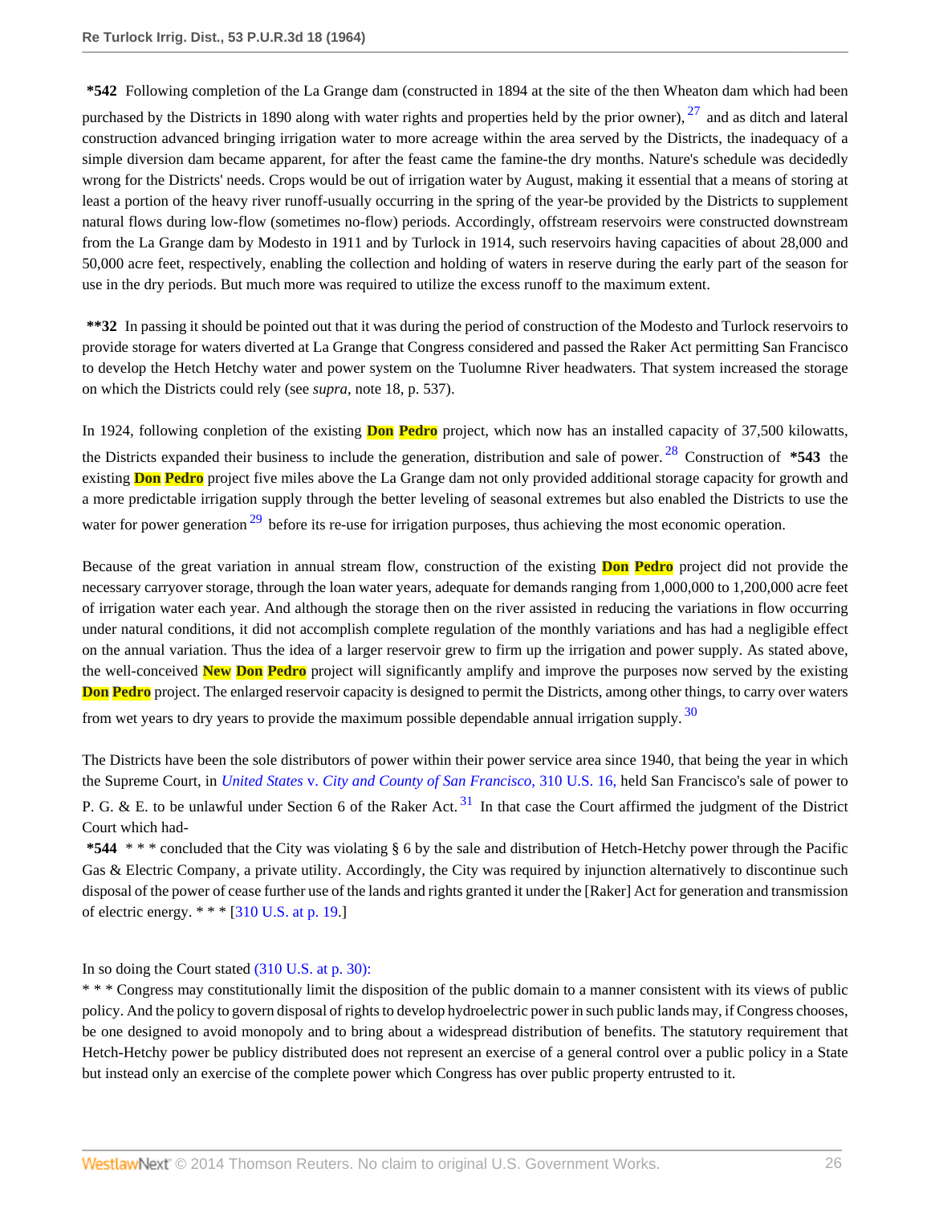**\*542** Following completion of the La Grange dam (constructed in 1894 at the site of the then Wheaton dam which had been purchased by the Districts in 1890 along with water rights and properties held by the prior owner),[27] and as ditch and lateral construction advanced bringing irrigation water to more acreage within the area served by the Districts, the inadequacy of a simple diversion dam became apparent, for after the feast came the famine-the dry months. Nature's schedule was decidedly wrong for the Districts' needs. Crops would be out of irrigation water by August, making it essential that a means of storing at least a portion of the heavy river runoff-usually occurring in the spring of the year-be provided by the Districts to supplement natural flows during low-flow (sometimes no-flow) periods. Accordingly, offstream reservoirs were constructed downstream from the La Grange dam by Modesto in 1911 and by Turlock in 1914, such reservoirs having capacities of about 28,000 and 50,000 acre feet, respectively, enabling the collection and holding of waters in reserve during the early part of the season for use in the dry periods. But much more was required to utilize the excess runoff to the maximum extent.

**\*\*32** In passing it should be pointed out that it was during the period of construction of the Modesto and Turlock reservoirs to provide storage for waters diverted at La Grange that Congress considered and passed the Raker Act permitting San Francisco to develop the Hetch Hetchy water and power system on the Tuolumne River headwaters. That system increased the storage on which the Districts could rely (see *supra*, note 18, p. 537).

In 1924, following conpletion of the existing **Don Pedro** project, which now has an installed capacity of 37,500 kilowatts, the Districts expanded their business to include the generation, distribution and sale of power.[28] Construction of **\*543** the existing **Don Pedro** project five miles above the La Grange dam not only provided additional storage capacity for growth and a more predictable irrigation supply through the better leveling of seasonal extremes but also enabled the Districts to use the water for power generation[29] before its re-use for irrigation purposes, thus achieving the most economic operation.

Because of the great variation in annual stream flow, construction of the existing **Don Pedro** project did not provide the necessary carryover storage, through the loan water years, adequate for demands ranging from 1,000,000 to 1,200,000 acre feet of irrigation water each year. And although the storage then on the river assisted in reducing the variations in flow occurring under natural conditions, it did not accomplish complete regulation of the monthly variations and has had a negligible effect on the annual variation. Thus the idea of a larger reservoir grew to firm up the irrigation and power supply. As stated above, the well-conceived **New Don Pedro** project will significantly amplify and improve the purposes now served by the existing **Don Pedro** project. The enlarged reservoir capacity is designed to permit the Districts, among other things, to carry over waters from wet years to dry years to provide the maximum possible dependable annual irrigation supply.[30]

The Districts have been the sole distributors of power within their power service area since 1940, that being the year in which the Supreme Court, in *United States* v. *City and County of San Francisco,* 310 U.S. 16, held San Francisco's sale of power to P. G. & E. to be unlawful under Section 6 of the Raker Act.[31] In that case the Court affirmed the judgment of the District Court which had-

**\*544** \* \* \* concluded that the City was violating § 6 by the sale and distribution of Hetch-Hetchy power through the Pacific Gas & Electric Company, a private utility. Accordingly, the City was required by injunction alternatively to discontinue such disposal of the power of cease further use of the lands and rights granted it under the [Raker] Act for generation and transmission of electric energy. \* \* \* [310 U.S. at p. 19.]

In so doing the Court stated (310 U.S. at p. 30):

\* \* \* Congress may constitutionally limit the disposition of the public domain to a manner consistent with its views of public policy. And the policy to govern disposal of rights to develop hydroelectric power in such public lands may, if Congress chooses, be one designed to avoid monopoly and to bring about a widespread distribution of benefits. The statutory requirement that Hetch-Hetchy power be publicy distributed does not represent an exercise of a general control over a public policy in a State but instead only an exercise of the complete power which Congress has over public property entrusted to it.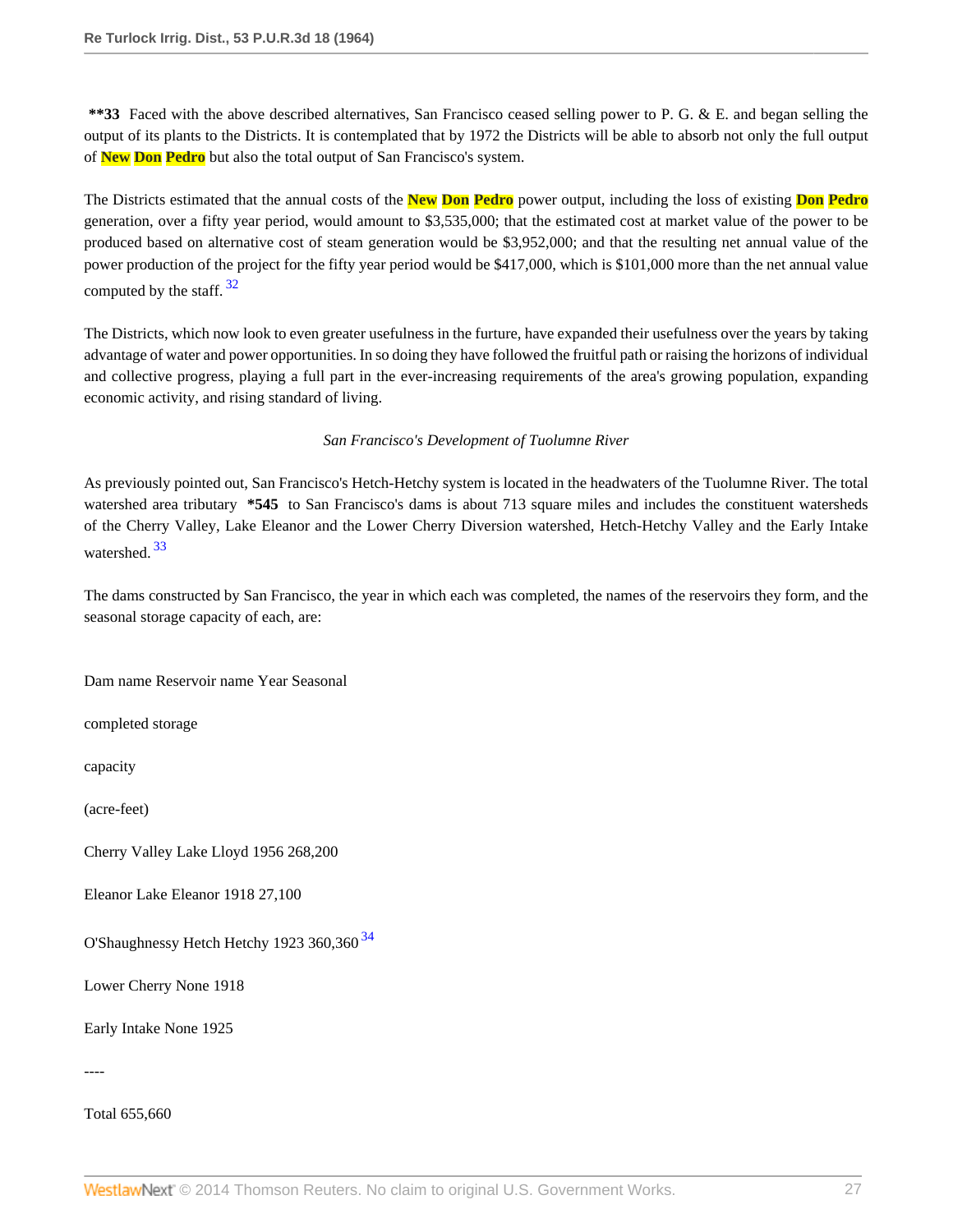**\*\*33** Faced with the above described alternatives, San Francisco ceased selling power to P. G. & E. and began selling the output of its plants to the Districts. It is contemplated that by 1972 the Districts will be able to absorb not only the full output of New Don Pedro but also the total output of San Francisco's system.

The Districts estimated that the annual costs of the New Don Pedro power output, including the loss of existing Don Pedro generation, over a fifty year period, would amount to $3,535,000; that the estimated cost at market value of the power to be produced based on alternative cost of steam generation would be $3,952,000; and that the resulting net annual value of the power production of the project for the fifty year period would be $417,000, which is $101,000 more than the net annual value computed by the staff. [32]

The Districts, which now look to even greater usefulness in the furture, have expanded their usefulness over the years by taking advantage of water and power opportunities. In so doing they have followed the fruitful path or raising the horizons of individual and collective progress, playing a full part in the ever-increasing requirements of the area's growing population, expanding economic activity, and rising standard of living.

*San Francisco's Development of Tuolumne River*

As previously pointed out, San Francisco's Hetch-Hetchy system is located in the headwaters of the Tuolumne River. The total watershed area tributary **\*545** to San Francisco's dams is about 713 square miles and includes the constituent watersheds of the Cherry Valley, Lake Eleanor and the Lower Cherry Diversion watershed, Hetch-Hetchy Valley and the Early Intake watershed. [33]

The dams constructed by San Francisco, the year in which each was completed, the names of the reservoirs they form, and the seasonal storage capacity of each, are:

| Dam name | Reservoir name | Year completed | Seasonal storage capacity (acre-feet) |
| --- | --- | --- | --- |
| Cherry Valley | Lake Lloyd | 1956 | 268,200 |
| Eleanor | Lake Eleanor | 1918 | 27,100 |
| O'Shaughnessy | Hetch Hetchy | 1923 | 360,360 [34] |
| Lower Cherry | None | 1918 | |
| Early Intake | None | 1925 | |
| | | | ---- |
| Total | | | 655,660 |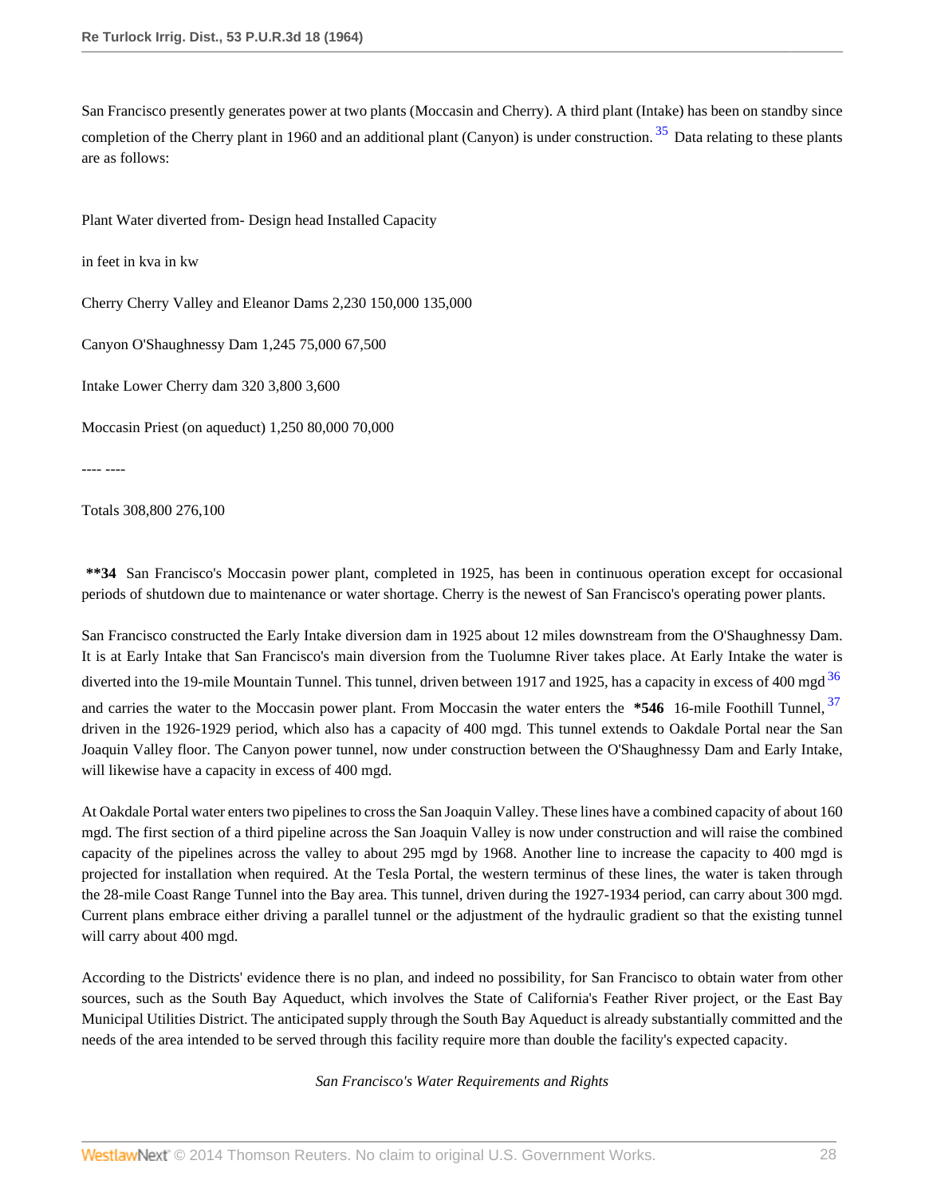San Francisco presently generates power at two plants (Moccasin and Cherry). A third plant (Intake) has been on standby since completion of the Cherry plant in 1960 and an additional plant (Canyon) is under construction.[35] Data relating to these plants are as follows:

| Plant | Water diverted from- | Design head in feet | Installed Capacity in kva | in kw |
|---|---|---|---|---|
| Cherry | Cherry Valley and Eleanor Dams | 2,230 | 150,000 | 135,000 |
| Canyon | O'Shaughnessy Dam | 1,245 | 75,000 | 67,500 |
| Intake | Lower Cherry dam | 320 | 3,800 | 3,600 |
| Moccasin | Priest (on aqueduct) | 1,250 | 80,000 | 70,000 |
| | | | ---- | ---- |
| Totals | | | 308,800 | 276,100 |

**\*\*34** San Francisco's Moccasin power plant, completed in 1925, has been in continuous operation except for occasional periods of shutdown due to maintenance or water shortage. Cherry is the newest of San Francisco's operating power plants.

San Francisco constructed the Early Intake diversion dam in 1925 about 12 miles downstream from the O'Shaughnessy Dam. It is at Early Intake that San Francisco's main diversion from the Tuolumne River takes place. At Early Intake the water is diverted into the 19-mile Mountain Tunnel. This tunnel, driven between 1917 and 1925, has a capacity in excess of 400 mgd[36] and carries the water to the Moccasin power plant. From Moccasin the water enters the **\*546** 16-mile Foothill Tunnel,[37] driven in the 1926-1929 period, which also has a capacity of 400 mgd. This tunnel extends to Oakdale Portal near the San Joaquin Valley floor. The Canyon power tunnel, now under construction between the O'Shaughnessy Dam and Early Intake, will likewise have a capacity in excess of 400 mgd.

At Oakdale Portal water enters two pipelines to cross the San Joaquin Valley. These lines have a combined capacity of about 160 mgd. The first section of a third pipeline across the San Joaquin Valley is now under construction and will raise the combined capacity of the pipelines across the valley to about 295 mgd by 1968. Another line to increase the capacity to 400 mgd is projected for installation when required. At the Tesla Portal, the western terminus of these lines, the water is taken through the 28-mile Coast Range Tunnel into the Bay area. This tunnel, driven during the 1927-1934 period, can carry about 300 mgd. Current plans embrace either driving a parallel tunnel or the adjustment of the hydraulic gradient so that the existing tunnel will carry about 400 mgd.

According to the Districts' evidence there is no plan, and indeed no possibility, for San Francisco to obtain water from other sources, such as the South Bay Aqueduct, which involves the State of California's Feather River project, or the East Bay Municipal Utilities District. The anticipated supply through the South Bay Aqueduct is already substantially committed and the needs of the area intended to be served through this facility require more than double the facility's expected capacity.

*San Francisco's Water Requirements and Rights*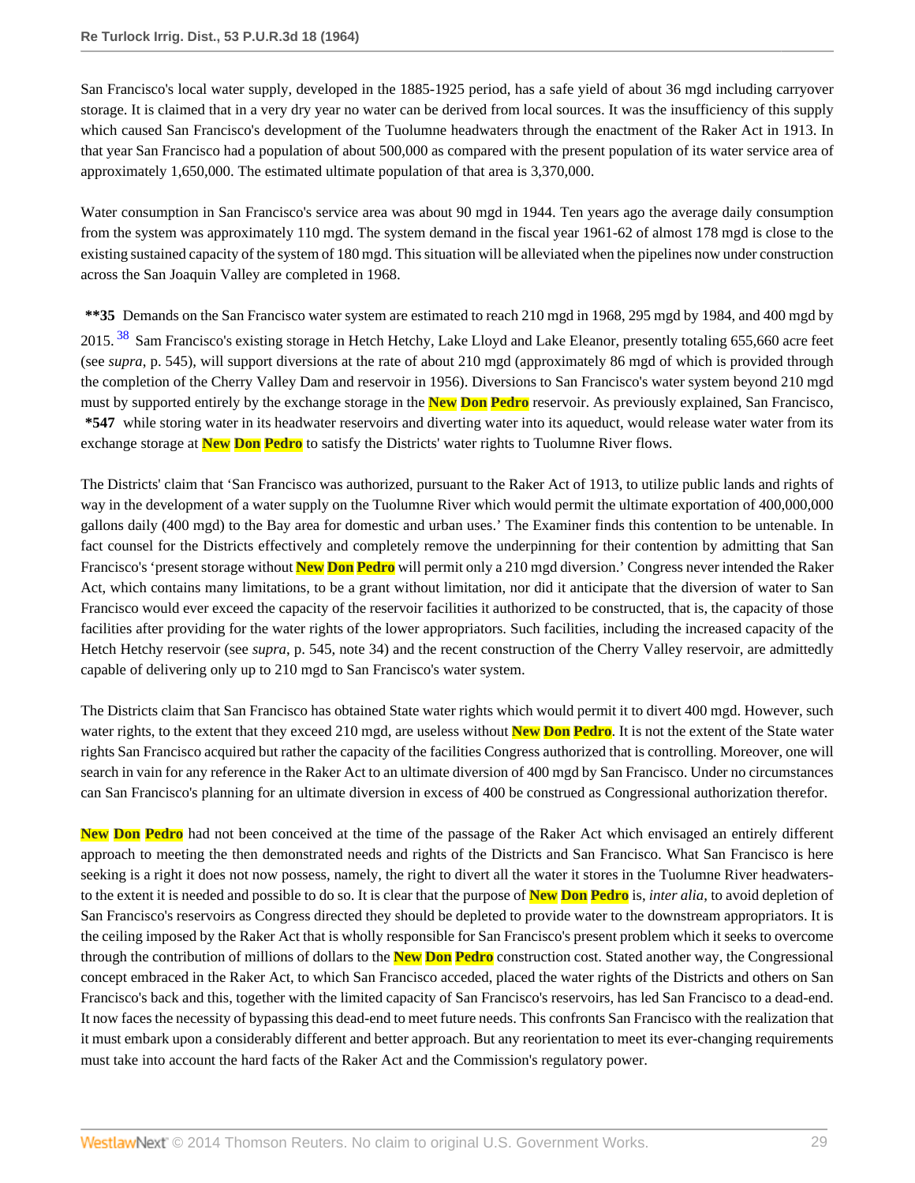San Francisco's local water supply, developed in the 1885-1925 period, has a safe yield of about 36 mgd including carryover storage. It is claimed that in a very dry year no water can be derived from local sources. It was the insufficiency of this supply which caused San Francisco's development of the Tuolumne headwaters through the enactment of the Raker Act in 1913. In that year San Francisco had a population of about 500,000 as compared with the present population of its water service area of approximately 1,650,000. The estimated ultimate population of that area is 3,370,000.

Water consumption in San Francisco's service area was about 90 mgd in 1944. Ten years ago the average daily consumption from the system was approximately 110 mgd. The system demand in the fiscal year 1961-62 of almost 178 mgd is close to the existing sustained capacity of the system of 180 mgd. This situation will be alleviated when the pipelines now under construction across the San Joaquin Valley are completed in 1968.

**\*\*35** Demands on the San Francisco water system are estimated to reach 210 mgd in 1968, 295 mgd by 1984, and 400 mgd by 2015.[38] Sam Francisco's existing storage in Hetch Hetchy, Lake Lloyd and Lake Eleanor, presently totaling 655,660 acre feet (see *supra*, p. 545), will support diversions at the rate of about 210 mgd (approximately 86 mgd of which is provided through the completion of the Cherry Valley Dam and reservoir in 1956). Diversions to San Francisco's water system beyond 210 mgd must by supported entirely by the exchange storage in the **New Don Pedro** reservoir. As previously explained, San Francisco, **\*547** while storing water in its headwater reservoirs and diverting water into its aqueduct, would release water water from its exchange storage at **New Don Pedro** to satisfy the Districts' water rights to Tuolumne River flows.

The Districts' claim that 'San Francisco was authorized, pursuant to the Raker Act of 1913, to utilize public lands and rights of way in the development of a water supply on the Tuolumne River which would permit the ultimate exportation of 400,000,000 gallons daily (400 mgd) to the Bay area for domestic and urban uses.' The Examiner finds this contention to be untenable. In fact counsel for the Districts effectively and completely remove the underpinning for their contention by admitting that San Francisco's 'present storage without **New Don Pedro** will permit only a 210 mgd diversion.' Congress never intended the Raker Act, which contains many limitations, to be a grant without limitation, nor did it anticipate that the diversion of water to San Francisco would ever exceed the capacity of the reservoir facilities it authorized to be constructed, that is, the capacity of those facilities after providing for the water rights of the lower appropriators. Such facilities, including the increased capacity of the Hetch Hetchy reservoir (see *supra*, p. 545, note 34) and the recent construction of the Cherry Valley reservoir, are admittedly capable of delivering only up to 210 mgd to San Francisco's water system.

The Districts claim that San Francisco has obtained State water rights which would permit it to divert 400 mgd. However, such water rights, to the extent that they exceed 210 mgd, are useless without **New Don Pedro**. It is not the extent of the State water rights San Francisco acquired but rather the capacity of the facilities Congress authorized that is controlling. Moreover, one will search in vain for any reference in the Raker Act to an ultimate diversion of 400 mgd by San Francisco. Under no circumstances can San Francisco's planning for an ultimate diversion in excess of 400 be construed as Congressional authorization therefor.

**New Don Pedro** had not been conceived at the time of the passage of the Raker Act which envisaged an entirely different approach to meeting the then demonstrated needs and rights of the Districts and San Francisco. What San Francisco is here seeking is a right it does not now possess, namely, the right to divert all the water it stores in the Tuolumne River headwaters-to the extent it is needed and possible to do so. It is clear that the purpose of **New Don Pedro** is, *inter alia*, to avoid depletion of San Francisco's reservoirs as Congress directed they should be depleted to provide water to the downstream appropriators. It is the ceiling imposed by the Raker Act that is wholly responsible for San Francisco's present problem which it seeks to overcome through the contribution of millions of dollars to the **New Don Pedro** construction cost. Stated another way, the Congressional concept embraced in the Raker Act, to which San Francisco acceded, placed the water rights of the Districts and others on San Francisco's back and this, together with the limited capacity of San Francisco's reservoirs, has led San Francisco to a dead-end. It now faces the necessity of bypassing this dead-end to meet future needs. This confronts San Francisco with the realization that it must embark upon a considerably different and better approach. But any reorientation to meet its ever-changing requirements must take into account the hard facts of the Raker Act and the Commission's regulatory power.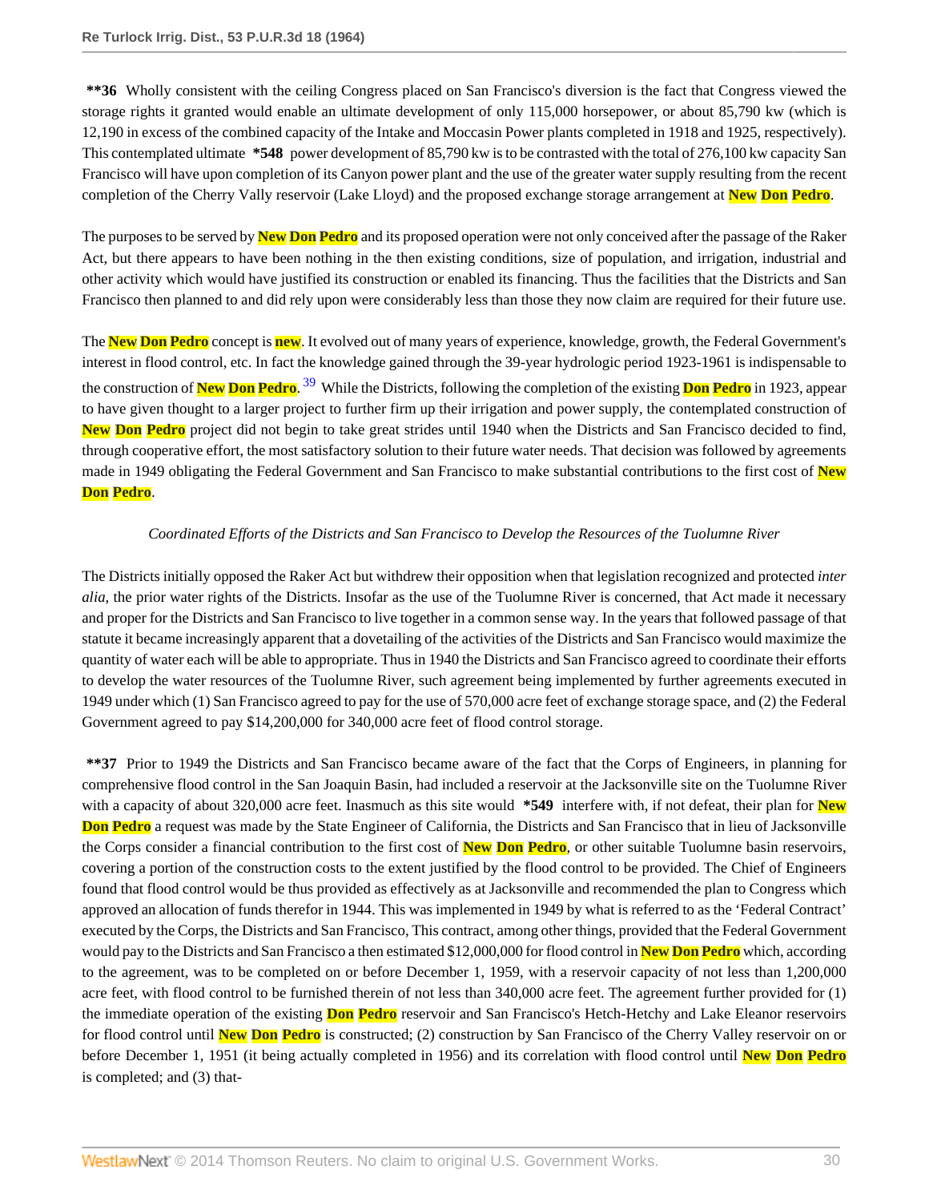**\*\*36** Wholly consistent with the ceiling Congress placed on San Francisco's diversion is the fact that Congress viewed the storage rights it granted would enable an ultimate development of only 115,000 horsepower, or about 85,790 kw (which is 12,190 in excess of the combined capacity of the Intake and Moccasin Power plants completed in 1918 and 1925, respectively). This contemplated ultimate **\*548** power development of 85,790 kw is to be contrasted with the total of 276,100 kw capacity San Francisco will have upon completion of its Canyon power plant and the use of the greater water supply resulting from the recent completion of the Cherry Vally reservoir (Lake Lloyd) and the proposed exchange storage arrangement at New Don Pedro.

The purposes to be served by New Don Pedro and its proposed operation were not only conceived after the passage of the Raker Act, but there appears to have been nothing in the then existing conditions, size of population, and irrigation, industrial and other activity which would have justified its construction or enabled its financing. Thus the facilities that the Districts and San Francisco then planned to and did rely upon were considerably less than those they now claim are required for their future use.

The New Don Pedro concept is new. It evolved out of many years of experience, knowledge, growth, the Federal Government's interest in flood control, etc. In fact the knowledge gained through the 39-year hydrologic period 1923-1961 is indispensable to the construction of New Don Pedro.[39] While the Districts, following the completion of the existing Don Pedro in 1923, appear to have given thought to a larger project to further firm up their irrigation and power supply, the contemplated construction of New Don Pedro project did not begin to take great strides until 1940 when the Districts and San Francisco decided to find, through cooperative effort, the most satisfactory solution to their future water needs. That decision was followed by agreements made in 1949 obligating the Federal Government and San Francisco to make substantial contributions to the first cost of New Don Pedro.

*Coordinated Efforts of the Districts and San Francisco to Develop the Resources of the Tuolumne River*

The Districts initially opposed the Raker Act but withdrew their opposition when that legislation recognized and protected *inter alia*, the prior water rights of the Districts. Insofar as the use of the Tuolumne River is concerned, that Act made it necessary and proper for the Districts and San Francisco to live together in a common sense way. In the years that followed passage of that statute it became increasingly apparent that a dovetailing of the activities of the Districts and San Francisco would maximize the quantity of water each will be able to appropriate. Thus in 1940 the Districts and San Francisco agreed to coordinate their efforts to develop the water resources of the Tuolumne River, such agreement being implemented by further agreements executed in 1949 under which (1) San Francisco agreed to pay for the use of 570,000 acre feet of exchange storage space, and (2) the Federal Government agreed to pay $14,200,000 for 340,000 acre feet of flood control storage.

**\*\*37** Prior to 1949 the Districts and San Francisco became aware of the fact that the Corps of Engineers, in planning for comprehensive flood control in the San Joaquin Basin, had included a reservoir at the Jacksonville site on the Tuolumne River with a capacity of about 320,000 acre feet. Inasmuch as this site would **\*549** interfere with, if not defeat, their plan for New Don Pedro a request was made by the State Engineer of California, the Districts and San Francisco that in lieu of Jacksonville the Corps consider a financial contribution to the first cost of New Don Pedro, or other suitable Tuolumne basin reservoirs, covering a portion of the construction costs to the extent justified by the flood control to be provided. The Chief of Engineers found that flood control would be thus provided as effectively as at Jacksonville and recommended the plan to Congress which approved an allocation of funds therefor in 1944. This was implemented in 1949 by what is referred to as the 'Federal Contract' executed by the Corps, the Districts and San Francisco, This contract, among other things, provided that the Federal Government would pay to the Districts and San Francisco a then estimated $12,000,000 for flood control in New Don Pedro which, according to the agreement, was to be completed on or before December 1, 1959, with a reservoir capacity of not less than 1,200,000 acre feet, with flood control to be furnished therein of not less than 340,000 acre feet. The agreement further provided for (1) the immediate operation of the existing Don Pedro reservoir and San Francisco's Hetch-Hetchy and Lake Eleanor reservoirs for flood control until New Don Pedro is constructed; (2) construction by San Francisco of the Cherry Valley reservoir on or before December 1, 1951 (it being actually completed in 1956) and its correlation with flood control until New Don Pedro is completed; and (3) that-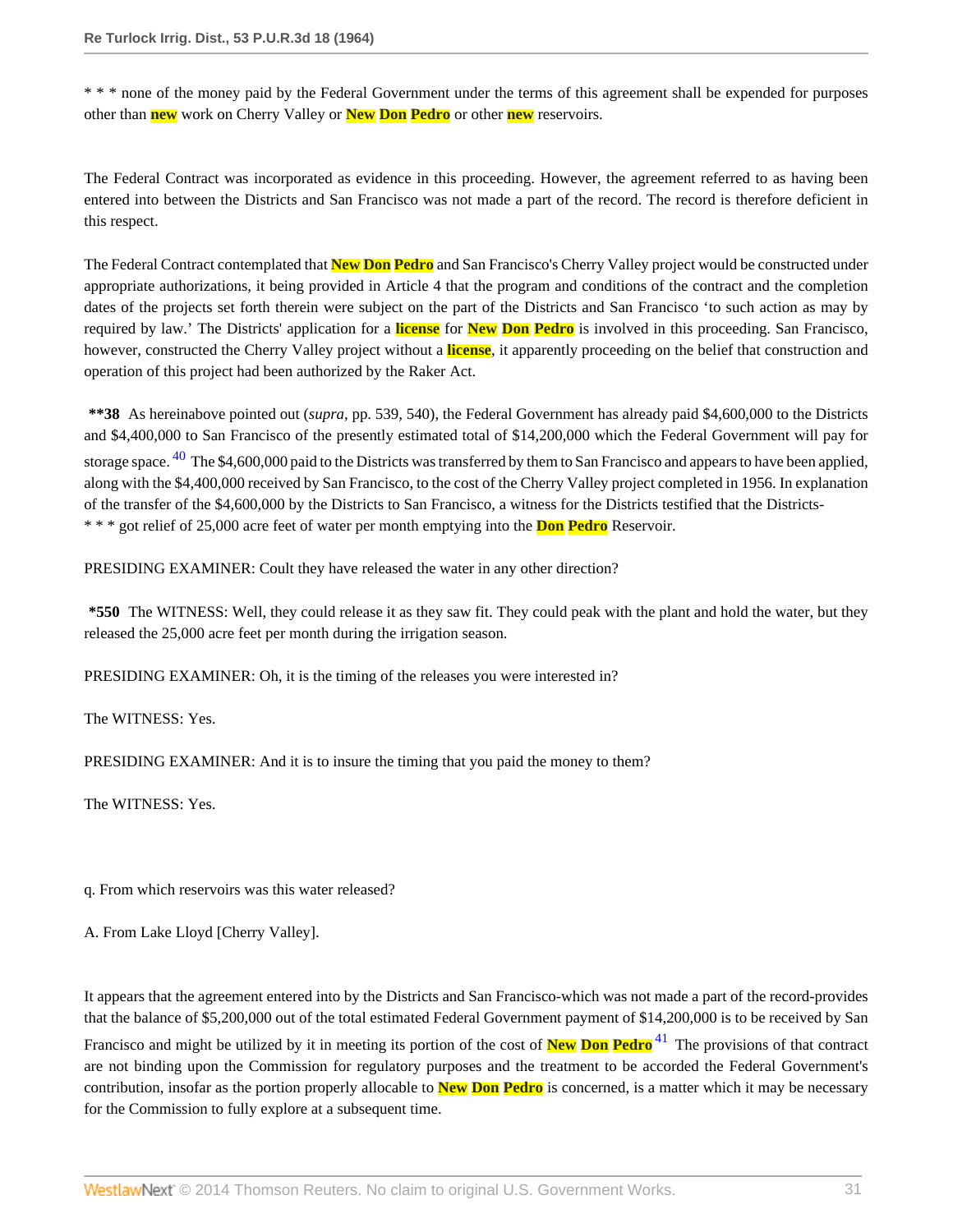\* \* \* none of the money paid by the Federal Government under the terms of this agreement shall be expended for purposes other than new work on Cherry Valley or New Don Pedro or other new reservoirs.

The Federal Contract was incorporated as evidence in this proceeding. However, the agreement referred to as having been entered into between the Districts and San Francisco was not made a part of the record. The record is therefore deficient in this respect.

The Federal Contract contemplated that New Don Pedro and San Francisco's Cherry Valley project would be constructed under appropriate authorizations, it being provided in Article 4 that the program and conditions of the contract and the completion dates of the projects set forth therein were subject on the part of the Districts and San Francisco 'to such action as may by required by law.' The Districts' application for a license for New Don Pedro is involved in this proceeding. San Francisco, however, constructed the Cherry Valley project without a license, it apparently proceeding on the belief that construction and operation of this project had been authorized by the Raker Act.

**\*\*38** As hereinabove pointed out (*supra*, pp. 539, 540), the Federal Government has already paid $4,600,000 to the Districts and $4,400,000 to San Francisco of the presently estimated total of $14,200,000 which the Federal Government will pay for storage space. [40] The $4,600,000 paid to the Districts was transferred by them to San Francisco and appears to have been applied, along with the $4,400,000 received by San Francisco, to the cost of the Cherry Valley project completed in 1956. In explanation of the transfer of the $4,600,000 by the Districts to San Francisco, a witness for the Districts testified that the Districts-
\* \* \* got relief of 25,000 acre feet of water per month emptying into the Don Pedro Reservoir.

PRESIDING EXAMINER: Coult they have released the water in any other direction?

**\*550** The WITNESS: Well, they could release it as they saw fit. They could peak with the plant and hold the water, but they released the 25,000 acre feet per month during the irrigation season.

PRESIDING EXAMINER: Oh, it is the timing of the releases you were interested in?

The WITNESS: Yes.

PRESIDING EXAMINER: And it is to insure the timing that you paid the money to them?

The WITNESS: Yes.

q. From which reservoirs was this water released?

A. From Lake Lloyd [Cherry Valley].

It appears that the agreement entered into by the Districts and San Francisco-which was not made a part of the record-provides that the balance of $5,200,000 out of the total estimated Federal Government payment of $14,200,000 is to be received by San Francisco and might be utilized by it in meeting its portion of the cost of New Don Pedro [41] The provisions of that contract are not binding upon the Commission for regulatory purposes and the treatment to be accorded the Federal Government's contribution, insofar as the portion properly allocable to New Don Pedro is concerned, is a matter which it may be necessary for the Commission to fully explore at a subsequent time.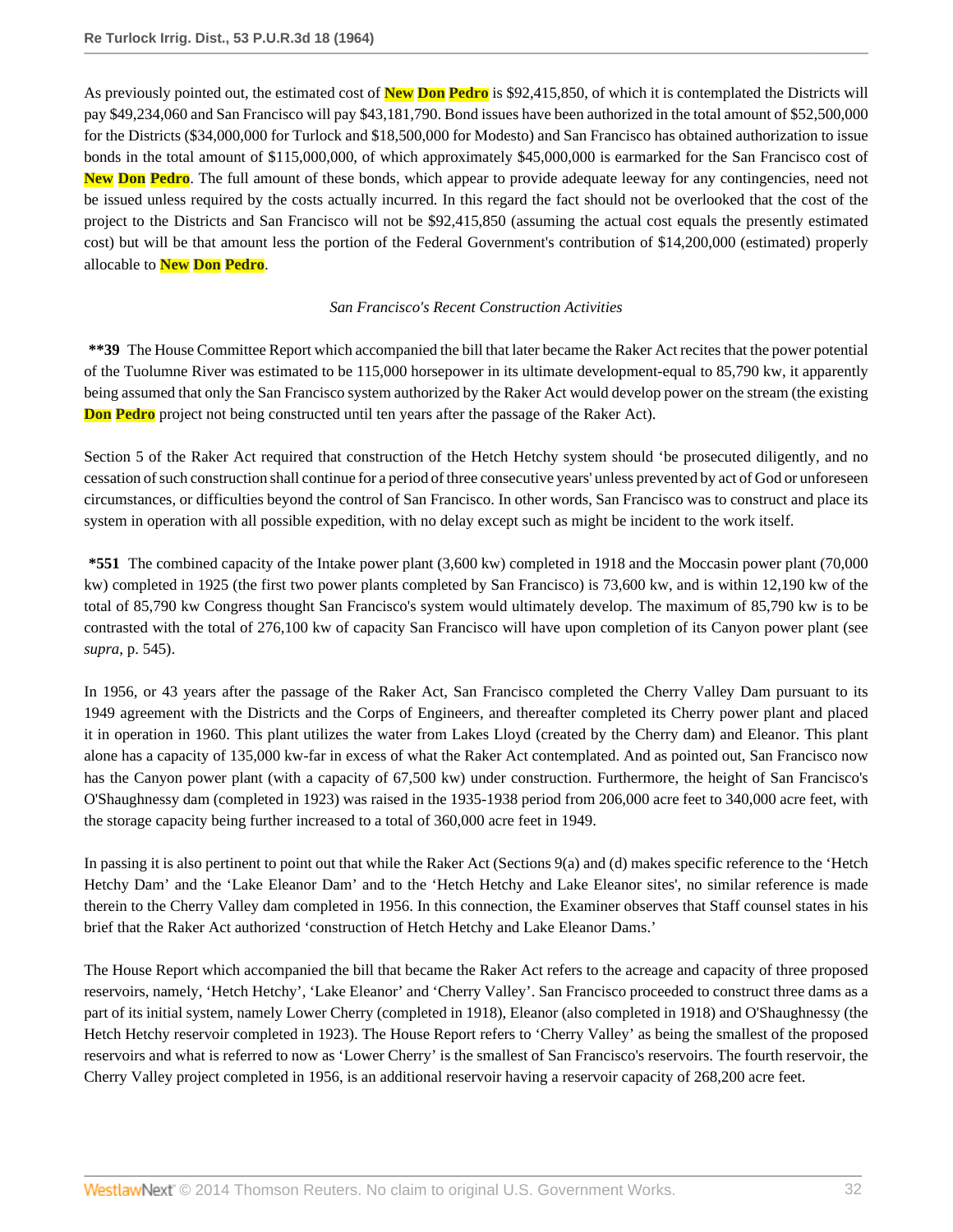As previously pointed out, the estimated cost of New Don Pedro is $92,415,850, of which it is contemplated the Districts will pay $49,234,060 and San Francisco will pay $43,181,790. Bond issues have been authorized in the total amount of $52,500,000 for the Districts ($34,000,000 for Turlock and $18,500,000 for Modesto) and San Francisco has obtained authorization to issue bonds in the total amount of $115,000,000, of which approximately $45,000,000 is earmarked for the San Francisco cost of New Don Pedro. The full amount of these bonds, which appear to provide adequate leeway for any contingencies, need not be issued unless required by the costs actually incurred. In this regard the fact should not be overlooked that the cost of the project to the Districts and San Francisco will not be $92,415,850 (assuming the actual cost equals the presently estimated cost) but will be that amount less the portion of the Federal Government's contribution of $14,200,000 (estimated) properly allocable to New Don Pedro.

*San Francisco's Recent Construction Activities*

**\*\*39** The House Committee Report which accompanied the bill that later became the Raker Act recites that the power potential of the Tuolumne River was estimated to be 115,000 horsepower in its ultimate development-equal to 85,790 kw, it apparently being assumed that only the San Francisco system authorized by the Raker Act would develop power on the stream (the existing Don Pedro project not being constructed until ten years after the passage of the Raker Act).

Section 5 of the Raker Act required that construction of the Hetch Hetchy system should 'be prosecuted diligently, and no cessation of such construction shall continue for a period of three consecutive years' unless prevented by act of God or unforeseen circumstances, or difficulties beyond the control of San Francisco. In other words, San Francisco was to construct and place its system in operation with all possible expedition, with no delay except such as might be incident to the work itself.

**\*551** The combined capacity of the Intake power plant (3,600 kw) completed in 1918 and the Moccasin power plant (70,000 kw) completed in 1925 (the first two power plants completed by San Francisco) is 73,600 kw, and is within 12,190 kw of the total of 85,790 kw Congress thought San Francisco's system would ultimately develop. The maximum of 85,790 kw is to be contrasted with the total of 276,100 kw of capacity San Francisco will have upon completion of its Canyon power plant (see *supra*, p. 545).

In 1956, or 43 years after the passage of the Raker Act, San Francisco completed the Cherry Valley Dam pursuant to its 1949 agreement with the Districts and the Corps of Engineers, and thereafter completed its Cherry power plant and placed it in operation in 1960. This plant utilizes the water from Lakes Lloyd (created by the Cherry dam) and Eleanor. This plant alone has a capacity of 135,000 kw-far in excess of what the Raker Act contemplated. And as pointed out, San Francisco now has the Canyon power plant (with a capacity of 67,500 kw) under construction. Furthermore, the height of San Francisco's O'Shaughnessy dam (completed in 1923) was raised in the 1935-1938 period from 206,000 acre feet to 340,000 acre feet, with the storage capacity being further increased to a total of 360,000 acre feet in 1949.

In passing it is also pertinent to point out that while the Raker Act (Sections 9(a) and (d) makes specific reference to the 'Hetch Hetchy Dam' and the 'Lake Eleanor Dam' and to the 'Hetch Hetchy and Lake Eleanor sites', no similar reference is made therein to the Cherry Valley dam completed in 1956. In this connection, the Examiner observes that Staff counsel states in his brief that the Raker Act authorized 'construction of Hetch Hetchy and Lake Eleanor Dams.'

The House Report which accompanied the bill that became the Raker Act refers to the acreage and capacity of three proposed reservoirs, namely, 'Hetch Hetchy', 'Lake Eleanor' and 'Cherry Valley'. San Francisco proceeded to construct three dams as a part of its initial system, namely Lower Cherry (completed in 1918), Eleanor (also completed in 1918) and O'Shaughnessy (the Hetch Hetchy reservoir completed in 1923). The House Report refers to 'Cherry Valley' as being the smallest of the proposed reservoirs and what is referred to now as 'Lower Cherry' is the smallest of San Francisco's reservoirs. The fourth reservoir, the Cherry Valley project completed in 1956, is an additional reservoir having a reservoir capacity of 268,200 acre feet.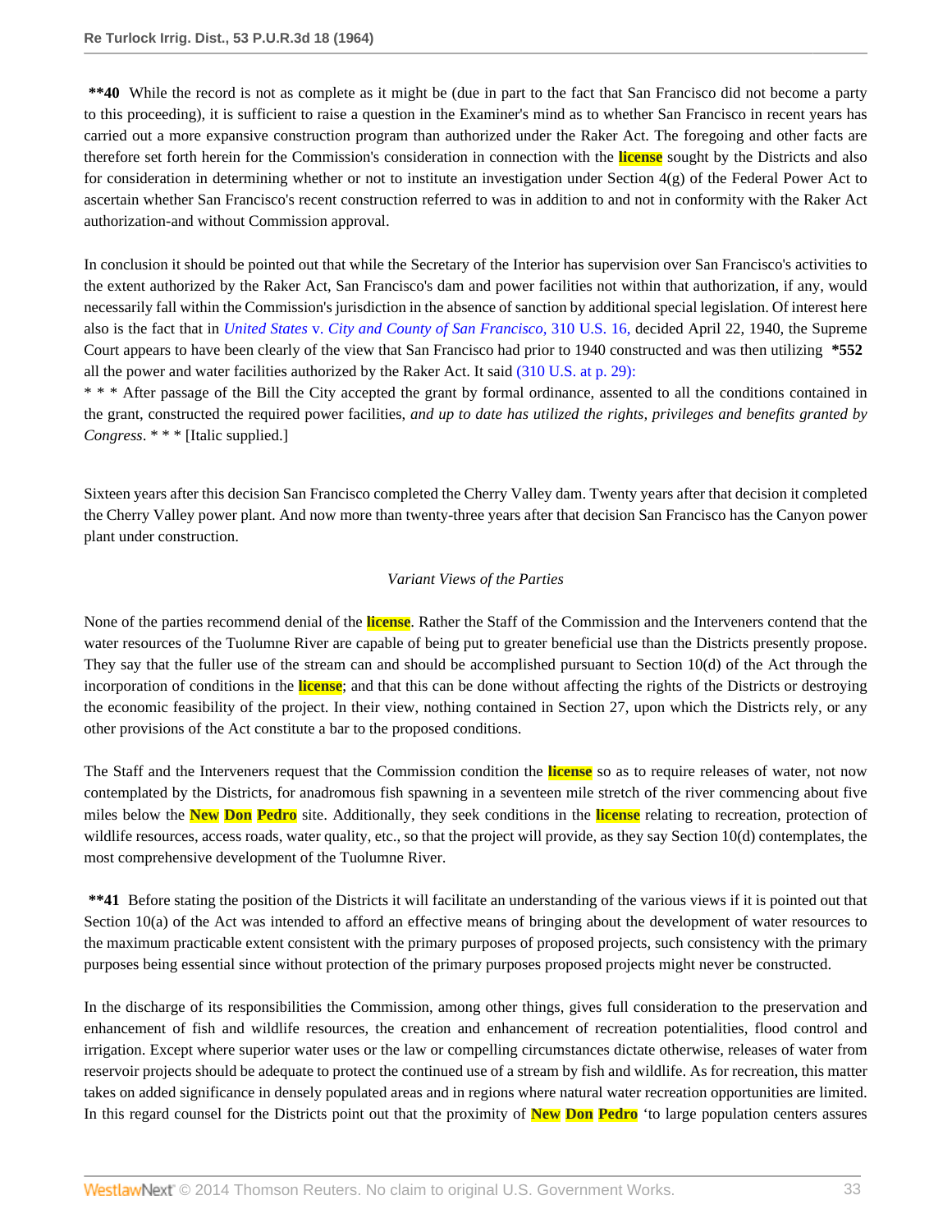**\*\*40** While the record is not as complete as it might be (due in part to the fact that San Francisco did not become a party to this proceeding), it is sufficient to raise a question in the Examiner's mind as to whether San Francisco in recent years has carried out a more expansive construction program than authorized under the Raker Act. The foregoing and other facts are therefore set forth herein for the Commission's consideration in connection with the license sought by the Districts and also for consideration in determining whether or not to institute an investigation under Section 4(g) of the Federal Power Act to ascertain whether San Francisco's recent construction referred to was in addition to and not in conformity with the Raker Act authorization-and without Commission approval.

In conclusion it should be pointed out that while the Secretary of the Interior has supervision over San Francisco's activities to the extent authorized by the Raker Act, San Francisco's dam and power facilities not within that authorization, if any, would necessarily fall within the Commission's jurisdiction in the absence of sanction by additional special legislation. Of interest here also is the fact that in *United States* v. *City and County of San Francisco,* 310 U.S. 16, decided April 22, 1940, the Supreme Court appears to have been clearly of the view that San Francisco had prior to 1940 constructed and was then utilizing **\*552** all the power and water facilities authorized by the Raker Act. It said (310 U.S. at p. 29):

\* \* \* After passage of the Bill the City accepted the grant by formal ordinance, assented to all the conditions contained in the grant, constructed the required power facilities, *and up to date has utilized the rights, privileges and benefits granted by Congress*. \* \* \* [Italic supplied.]

Sixteen years after this decision San Francisco completed the Cherry Valley dam. Twenty years after that decision it completed the Cherry Valley power plant. And now more than twenty-three years after that decision San Francisco has the Canyon power plant under construction.

*Variant Views of the Parties*

None of the parties recommend denial of the license. Rather the Staff of the Commission and the Interveners contend that the water resources of the Tuolumne River are capable of being put to greater beneficial use than the Districts presently propose. They say that the fuller use of the stream can and should be accomplished pursuant to Section 10(d) of the Act through the incorporation of conditions in the license; and that this can be done without affecting the rights of the Districts or destroying the economic feasibility of the project. In their view, nothing contained in Section 27, upon which the Districts rely, or any other provisions of the Act constitute a bar to the proposed conditions.

The Staff and the Interveners request that the Commission condition the license so as to require releases of water, not now contemplated by the Districts, for anadromous fish spawning in a seventeen mile stretch of the river commencing about five miles below the New Don Pedro site. Additionally, they seek conditions in the license relating to recreation, protection of wildlife resources, access roads, water quality, etc., so that the project will provide, as they say Section 10(d) contemplates, the most comprehensive development of the Tuolumne River.

**\*\*41** Before stating the position of the Districts it will facilitate an understanding of the various views if it is pointed out that Section 10(a) of the Act was intended to afford an effective means of bringing about the development of water resources to the maximum practicable extent consistent with the primary purposes of proposed projects, such consistency with the primary purposes being essential since without protection of the primary purposes proposed projects might never be constructed.

In the discharge of its responsibilities the Commission, among other things, gives full consideration to the preservation and enhancement of fish and wildlife resources, the creation and enhancement of recreation potentialities, flood control and irrigation. Except where superior water uses or the law or compelling circumstances dictate otherwise, releases of water from reservoir projects should be adequate to protect the continued use of a stream by fish and wildlife. As for recreation, this matter takes on added significance in densely populated areas and in regions where natural water recreation opportunities are limited. In this regard counsel for the Districts point out that the proximity of New Don Pedro 'to large population centers assures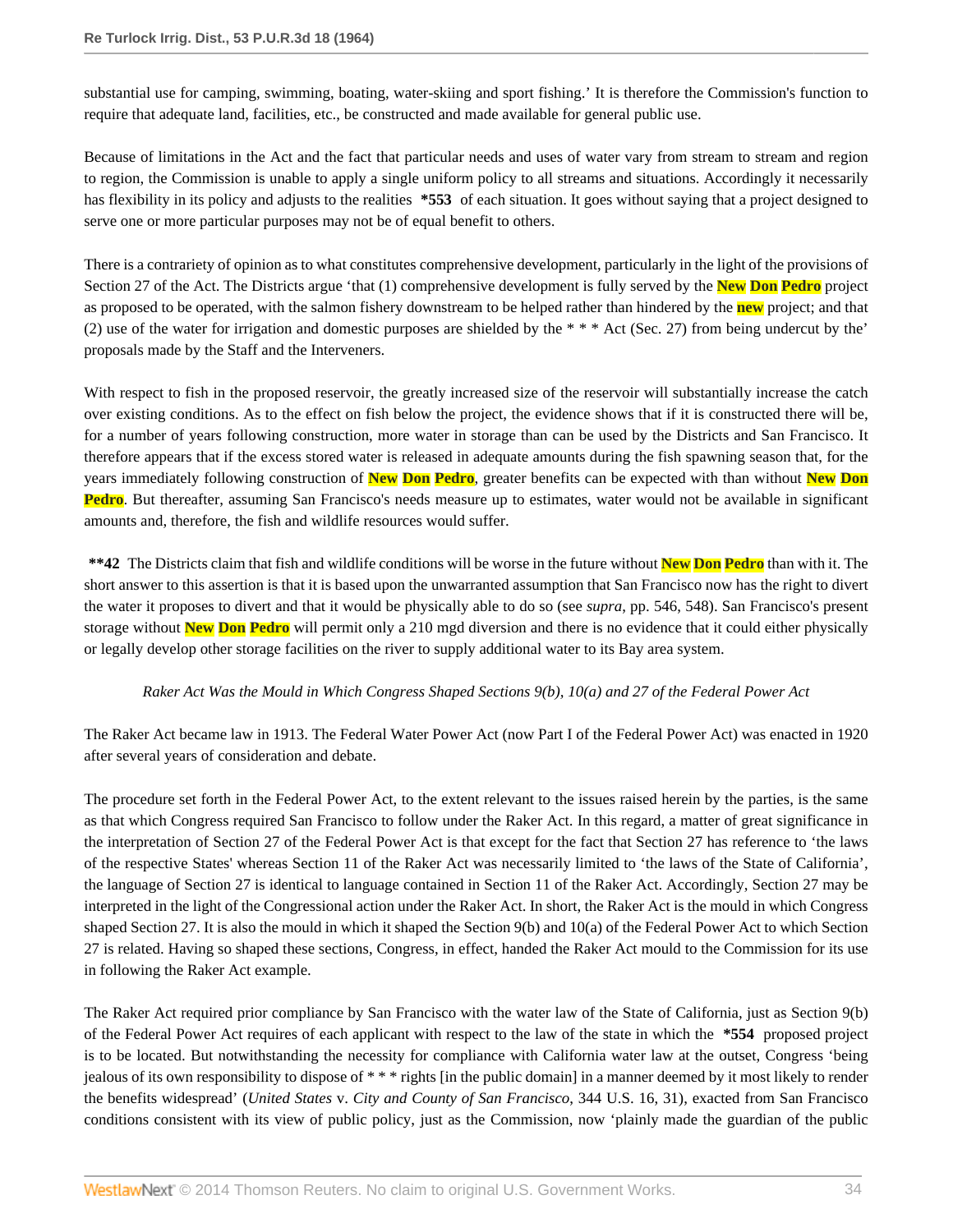substantial use for camping, swimming, boating, water-skiing and sport fishing.' It is therefore the Commission's function to require that adequate land, facilities, etc., be constructed and made available for general public use.

Because of limitations in the Act and the fact that particular needs and uses of water vary from stream to stream and region to region, the Commission is unable to apply a single uniform policy to all streams and situations. Accordingly it necessarily has flexibility in its policy and adjusts to the realities **\*553** of each situation. It goes without saying that a project designed to serve one or more particular purposes may not be of equal benefit to others.

There is a contrariety of opinion as to what constitutes comprehensive development, particularly in the light of the provisions of Section 27 of the Act. The Districts argue 'that (1) comprehensive development is fully served by the **New Don Pedro** project as proposed to be operated, with the salmon fishery downstream to be helped rather than hindered by the **new** project; and that (2) use of the water for irrigation and domestic purposes are shielded by the * * * Act (Sec. 27) from being undercut by the' proposals made by the Staff and the Interveners.

With respect to fish in the proposed reservoir, the greatly increased size of the reservoir will substantially increase the catch over existing conditions. As to the effect on fish below the project, the evidence shows that if it is constructed there will be, for a number of years following construction, more water in storage than can be used by the Districts and San Francisco. It therefore appears that if the excess stored water is released in adequate amounts during the fish spawning season that, for the years immediately following construction of **New Don Pedro**, greater benefits can be expected with than without **New Don Pedro**. But thereafter, assuming San Francisco's needs measure up to estimates, water would not be available in significant amounts and, therefore, the fish and wildlife resources would suffer.

**\*\*42** The Districts claim that fish and wildlife conditions will be worse in the future without **New Don Pedro** than with it. The short answer to this assertion is that it is based upon the unwarranted assumption that San Francisco now has the right to divert the water it proposes to divert and that it would be physically able to do so (see *supra*, pp. 546, 548). San Francisco's present storage without **New Don Pedro** will permit only a 210 mgd diversion and there is no evidence that it could either physically or legally develop other storage facilities on the river to supply additional water to its Bay area system.

*Raker Act Was the Mould in Which Congress Shaped Sections 9(b), 10(a) and 27 of the Federal Power Act*

The Raker Act became law in 1913. The Federal Water Power Act (now Part I of the Federal Power Act) was enacted in 1920 after several years of consideration and debate.

The procedure set forth in the Federal Power Act, to the extent relevant to the issues raised herein by the parties, is the same as that which Congress required San Francisco to follow under the Raker Act. In this regard, a matter of great significance in the interpretation of Section 27 of the Federal Power Act is that except for the fact that Section 27 has reference to 'the laws of the respective States' whereas Section 11 of the Raker Act was necessarily limited to 'the laws of the State of California', the language of Section 27 is identical to language contained in Section 11 of the Raker Act. Accordingly, Section 27 may be interpreted in the light of the Congressional action under the Raker Act. In short, the Raker Act is the mould in which Congress shaped Section 27. It is also the mould in which it shaped the Section 9(b) and 10(a) of the Federal Power Act to which Section 27 is related. Having so shaped these sections, Congress, in effect, handed the Raker Act mould to the Commission for its use in following the Raker Act example.

The Raker Act required prior compliance by San Francisco with the water law of the State of California, just as Section 9(b) of the Federal Power Act requires of each applicant with respect to the law of the state in which the **\*554** proposed project is to be located. But notwithstanding the necessity for compliance with California water law at the outset, Congress 'being jealous of its own responsibility to dispose of * * * rights [in the public domain] in a manner deemed by it most likely to render the benefits widespread' (*United States* v. *City and County of San Francisco*, 344 U.S. 16, 31), exacted from San Francisco conditions consistent with its view of public policy, just as the Commission, now 'plainly made the guardian of the public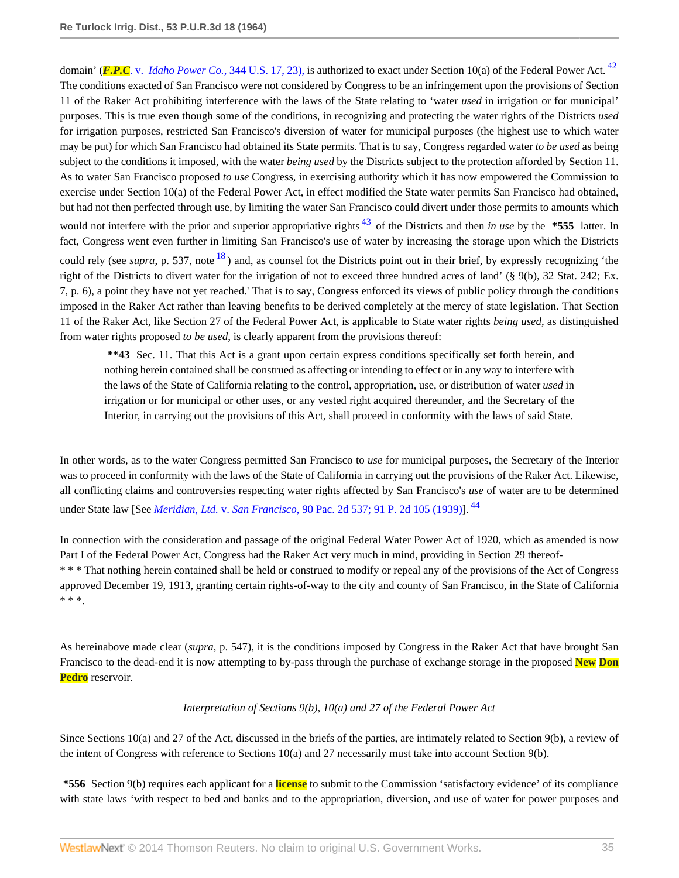domain' (*F.P.C. v. Idaho Power Co.*, 344 U.S. 17, 23), is authorized to exact under Section 10(a) of the Federal Power Act.[42] The conditions exacted of San Francisco were not considered by Congress to be an infringement upon the provisions of Section 11 of the Raker Act prohibiting interference with the laws of the State relating to 'water *used* in irrigation or for municipal' purposes. This is true even though some of the conditions, in recognizing and protecting the water rights of the Districts *used* for irrigation purposes, restricted San Francisco's diversion of water for municipal purposes (the highest use to which water may be put) for which San Francisco had obtained its State permits. That is to say, Congress regarded water *to be used* as being subject to the conditions it imposed, with the water *being used* by the Districts subject to the protection afforded by Section 11. As to water San Francisco proposed *to use* Congress, in exercising authority which it has now empowered the Commission to exercise under Section 10(a) of the Federal Power Act, in effect modified the State water permits San Francisco had obtained, but had not then perfected through use, by limiting the water San Francisco could divert under those permits to amounts which would not interfere with the prior and superior appropriative rights[43] of the Districts and then *in use* by the **\*555** latter. In fact, Congress went even further in limiting San Francisco's use of water by increasing the storage upon which the Districts could rely (see *supra*, p. 537, note[18]) and, as counsel fot the Districts point out in their brief, by expressly recognizing 'the right of the Districts to divert water for the irrigation of not to exceed three hundred acres of land' (§ 9(b), 32 Stat. 242; Ex. 7, p. 6), a point they have not yet reached.' That is to say, Congress enforced its views of public policy through the conditions imposed in the Raker Act rather than leaving benefits to be derived completely at the mercy of state legislation. That Section 11 of the Raker Act, like Section 27 of the Federal Power Act, is applicable to State water rights *being used*, as distinguished from water rights proposed *to be used*, is clearly apparent from the provisions thereof:

> **\*\*43** Sec. 11. That this Act is a grant upon certain express conditions specifically set forth herein, and nothing herein contained shall be construed as affecting or intending to effect or in any way to interfere with the laws of the State of California relating to the control, appropriation, use, or distribution of water *used* in irrigation or for municipal or other uses, or any vested right acquired thereunder, and the Secretary of the Interior, in carrying out the provisions of this Act, shall proceed in conformity with the laws of said State.

In other words, as to the water Congress permitted San Francisco to *use* for municipal purposes, the Secretary of the Interior was to proceed in conformity with the laws of the State of California in carrying out the provisions of the Raker Act. Likewise, all conflicting claims and controversies respecting water rights affected by San Francisco's *use* of water are to be determined under State law [See *Meridian, Ltd. v. San Francisco*, 90 Pac. 2d 537; 91 P. 2d 105 (1939)].[44]

In connection with the consideration and passage of the original Federal Water Power Act of 1920, which as amended is now Part I of the Federal Power Act, Congress had the Raker Act very much in mind, providing in Section 29 thereof-

\* \* \* That nothing herein contained shall be held or construed to modify or repeal any of the provisions of the Act of Congress approved December 19, 1913, granting certain rights-of-way to the city and county of San Francisco, in the State of California \* \* \*.

As hereinabove made clear (*supra*, p. 547), it is the conditions imposed by Congress in the Raker Act that have brought San Francisco to the dead-end it is now attempting to by-pass through the purchase of exchange storage in the proposed New Don Pedro reservoir.

*Interpretation of Sections 9(b), 10(a) and 27 of the Federal Power Act*

Since Sections 10(a) and 27 of the Act, discussed in the briefs of the parties, are intimately related to Section 9(b), a review of the intent of Congress with reference to Sections 10(a) and 27 necessarily must take into account Section 9(b).

**\*556** Section 9(b) requires each applicant for a license to submit to the Commission 'satisfactory evidence' of its compliance with state laws 'with respect to bed and banks and to the appropriation, diversion, and use of water for power purposes and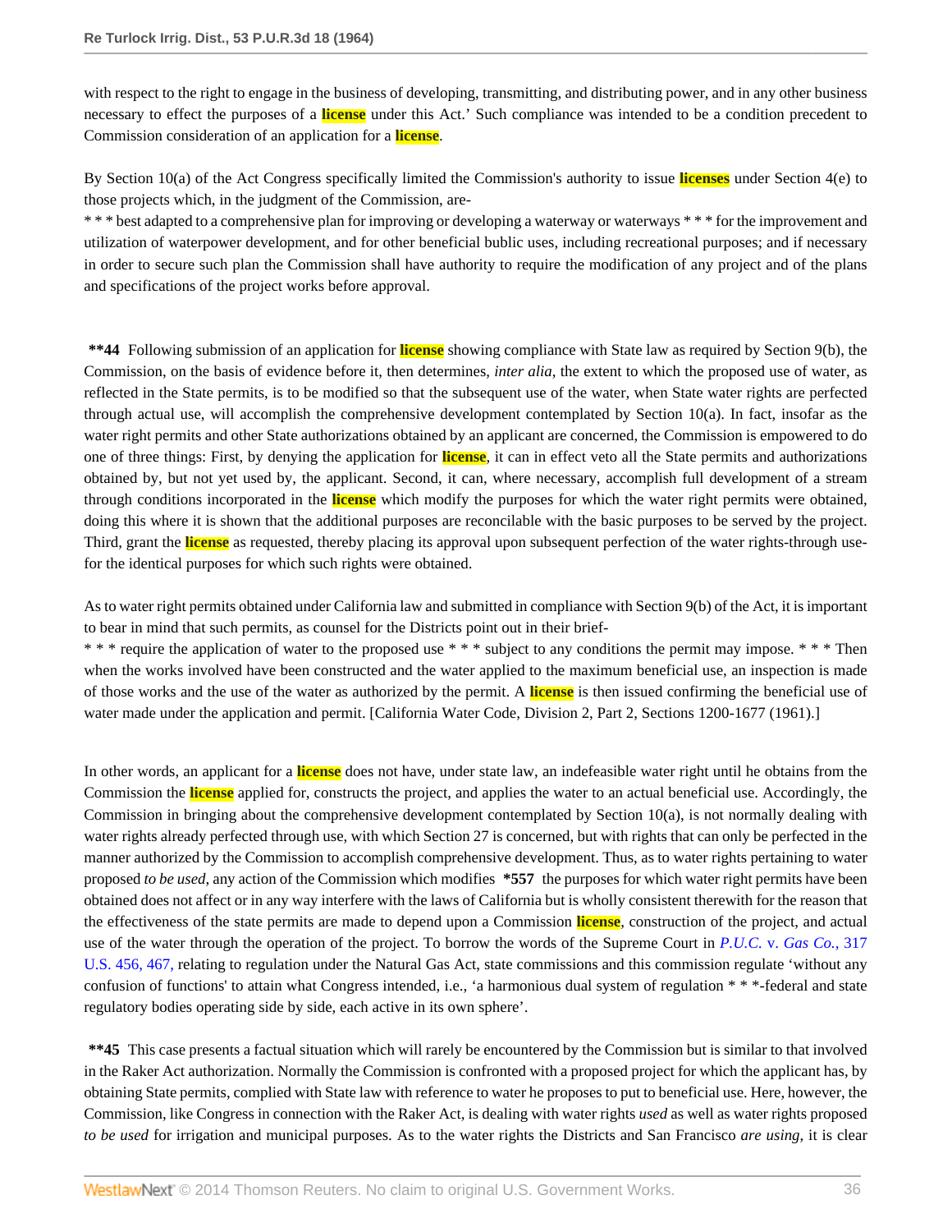with respect to the right to engage in the business of developing, transmitting, and distributing power, and in any other business necessary to effect the purposes of a license under this Act.' Such compliance was intended to be a condition precedent to Commission consideration of an application for a license.

By Section 10(a) of the Act Congress specifically limited the Commission's authority to issue licenses under Section 4(e) to those projects which, in the judgment of the Commission, are-

* * * best adapted to a comprehensive plan for improving or developing a waterway or waterways * * * for the improvement and utilization of waterpower development, and for other beneficial bublic uses, including recreational purposes; and if necessary in order to secure such plan the Commission shall have authority to require the modification of any project and of the plans and specifications of the project works before approval.

**\*\*44** Following submission of an application for license showing compliance with State law as required by Section 9(b), the Commission, on the basis of evidence before it, then determines, *inter alia*, the extent to which the proposed use of water, as reflected in the State permits, is to be modified so that the subsequent use of the water, when State water rights are perfected through actual use, will accomplish the comprehensive development contemplated by Section 10(a). In fact, insofar as the water right permits and other State authorizations obtained by an applicant are concerned, the Commission is empowered to do one of three things: First, by denying the application for license, it can in effect veto all the State permits and authorizations obtained by, but not yet used by, the applicant. Second, it can, where necessary, accomplish full development of a stream through conditions incorporated in the license which modify the purposes for which the water right permits were obtained, doing this where it is shown that the additional purposes are reconcilable with the basic purposes to be served by the project. Third, grant the license as requested, thereby placing its approval upon subsequent perfection of the water rights-through use-for the identical purposes for which such rights were obtained.

As to water right permits obtained under California law and submitted in compliance with Section 9(b) of the Act, it is important to bear in mind that such permits, as counsel for the Districts point out in their brief-

* * * require the application of water to the proposed use * * * subject to any conditions the permit may impose. * * * Then when the works involved have been constructed and the water applied to the maximum beneficial use, an inspection is made of those works and the use of the water as authorized by the permit. A license is then issued confirming the beneficial use of water made under the application and permit. [California Water Code, Division 2, Part 2, Sections 1200-1677 (1961).]

In other words, an applicant for a license does not have, under state law, an indefeasible water right until he obtains from the Commission the license applied for, constructs the project, and applies the water to an actual beneficial use. Accordingly, the Commission in bringing about the comprehensive development contemplated by Section 10(a), is not normally dealing with water rights already perfected through use, with which Section 27 is concerned, but with rights that can only be perfected in the manner authorized by the Commission to accomplish comprehensive development. Thus, as to water rights pertaining to water proposed *to be used*, any action of the Commission which modifies **\*557** the purposes for which water right permits have been obtained does not affect or in any way interfere with the laws of California but is wholly consistent therewith for the reason that the effectiveness of the state permits are made to depend upon a Commission license, construction of the project, and actual use of the water through the operation of the project. To borrow the words of the Supreme Court in *P.U.C.* v. *Gas Co.*, 317 U.S. 456, 467, relating to regulation under the Natural Gas Act, state commissions and this commission regulate 'without any confusion of functions' to attain what Congress intended, i.e., 'a harmonious dual system of regulation * * *-federal and state regulatory bodies operating side by side, each active in its own sphere'.

**\*\*45** This case presents a factual situation which will rarely be encountered by the Commission but is similar to that involved in the Raker Act authorization. Normally the Commission is confronted with a proposed project for which the applicant has, by obtaining State permits, complied with State law with reference to water he proposes to put to beneficial use. Here, however, the Commission, like Congress in connection with the Raker Act, is dealing with water rights *used* as well as water rights proposed *to be used* for irrigation and municipal purposes. As to the water rights the Districts and San Francisco *are using*, it is clear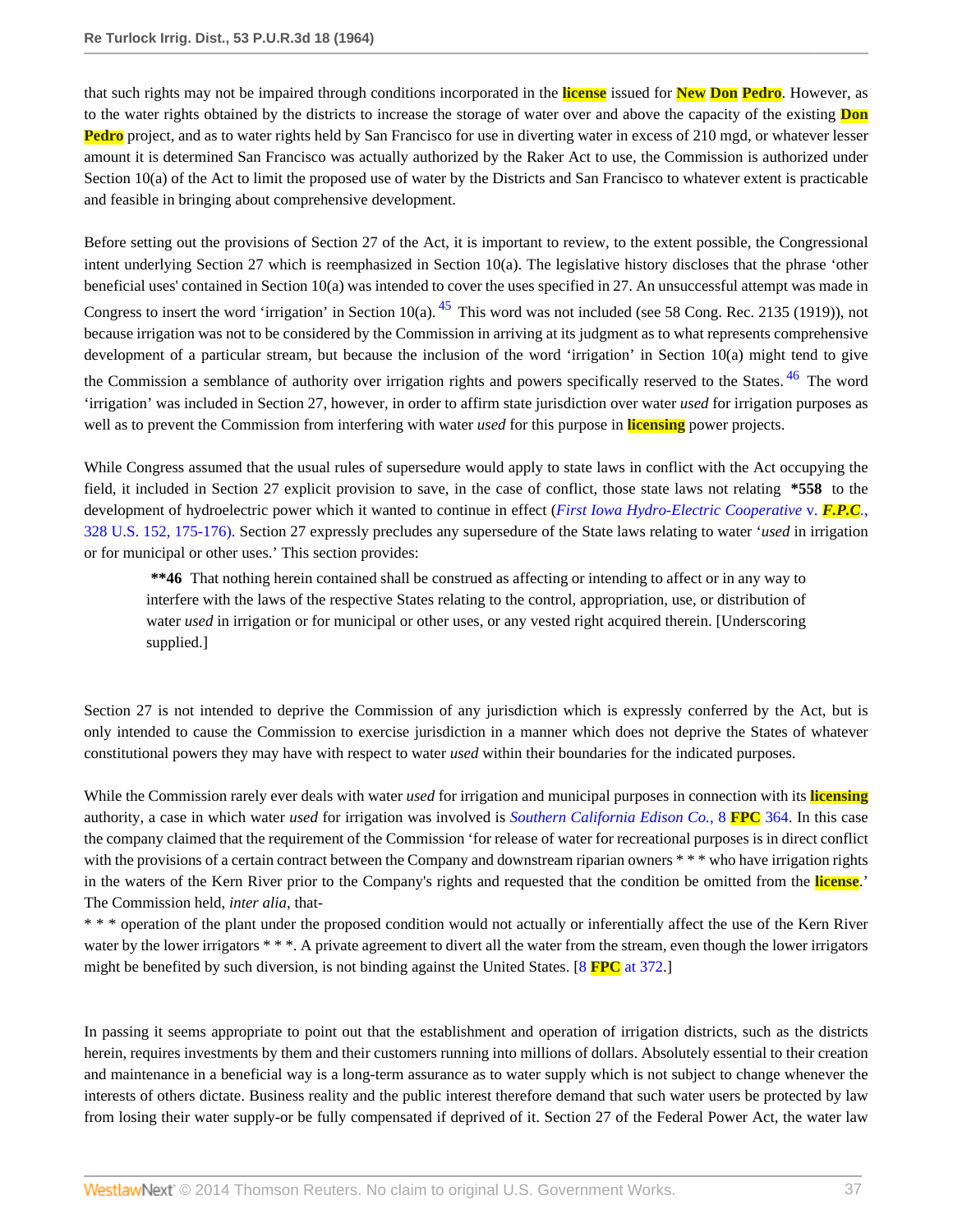that such rights may not be impaired through conditions incorporated in the license issued for New Don Pedro. However, as to the water rights obtained by the districts to increase the storage of water over and above the capacity of the existing Don Pedro project, and as to water rights held by San Francisco for use in diverting water in excess of 210 mgd, or whatever lesser amount it is determined San Francisco was actually authorized by the Raker Act to use, the Commission is authorized under Section 10(a) of the Act to limit the proposed use of water by the Districts and San Francisco to whatever extent is practicable and feasible in bringing about comprehensive development.

Before setting out the provisions of Section 27 of the Act, it is important to review, to the extent possible, the Congressional intent underlying Section 27 which is reemphasized in Section 10(a). The legislative history discloses that the phrase 'other beneficial uses' contained in Section 10(a) was intended to cover the uses specified in 27. An unsuccessful attempt was made in Congress to insert the word 'irrigation' in Section 10(a).[45] This word was not included (see 58 Cong. Rec. 2135 (1919)), not because irrigation was not to be considered by the Commission in arriving at its judgment as to what represents comprehensive development of a particular stream, but because the inclusion of the word 'irrigation' in Section 10(a) might tend to give the Commission a semblance of authority over irrigation rights and powers specifically reserved to the States.[46] The word 'irrigation' was included in Section 27, however, in order to affirm state jurisdiction over water *used* for irrigation purposes as well as to prevent the Commission from interfering with water *used* for this purpose in licensing power projects.

While Congress assumed that the usual rules of supersedure would apply to state laws in conflict with the Act occupying the field, it included in Section 27 explicit provision to save, in the case of conflict, those state laws not relating **\*558** to the development of hydroelectric power which it wanted to continue in effect (*First Iowa Hydro-Electric Cooperative* v. *F.P.C.*, 328 U.S. 152, 175-176). Section 27 expressly precludes any supersedure of the State laws relating to water '*used* in irrigation or for municipal or other uses.' This section provides:

> **\*\*46** That nothing herein contained shall be construed as affecting or intending to affect or in any way to interfere with the laws of the respective States relating to the control, appropriation, use, or distribution of water *used* in irrigation or for municipal or other uses, or any vested right acquired therein. [Underscoring supplied.]

Section 27 is not intended to deprive the Commission of any jurisdiction which is expressly conferred by the Act, but is only intended to cause the Commission to exercise jurisdiction in a manner which does not deprive the States of whatever constitutional powers they may have with respect to water *used* within their boundaries for the indicated purposes.

While the Commission rarely ever deals with water *used* for irrigation and municipal purposes in connection with its licensing authority, a case in which water *used* for irrigation was involved is *Southern California Edison Co.*, 8 FPC 364. In this case the company claimed that the requirement of the Commission 'for release of water for recreational purposes is in direct conflict with the provisions of a certain contract between the Company and downstream riparian owners * * * who have irrigation rights in the waters of the Kern River prior to the Company's rights and requested that the condition be omitted from the license.' The Commission held, *inter alia*, that-

* * * operation of the plant under the proposed condition would not actually or inferentially affect the use of the Kern River water by the lower irrigators * * *. A private agreement to divert all the water from the stream, even though the lower irrigators might be benefited by such diversion, is not binding against the United States. [8 FPC at 372.]

In passing it seems appropriate to point out that the establishment and operation of irrigation districts, such as the districts herein, requires investments by them and their customers running into millions of dollars. Absolutely essential to their creation and maintenance in a beneficial way is a long-term assurance as to water supply which is not subject to change whenever the interests of others dictate. Business reality and the public interest therefore demand that such water users be protected by law from losing their water supply-or be fully compensated if deprived of it. Section 27 of the Federal Power Act, the water law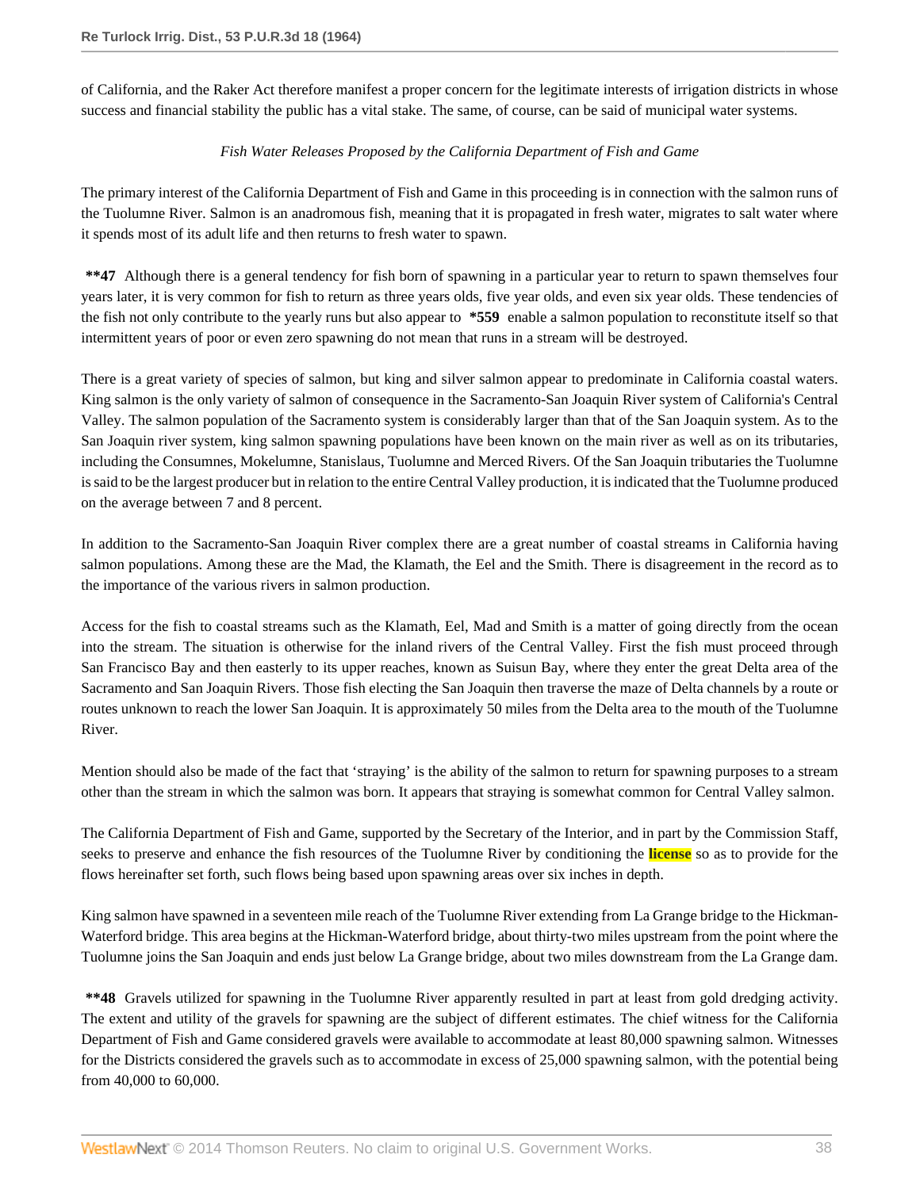of California, and the Raker Act therefore manifest a proper concern for the legitimate interests of irrigation districts in whose success and financial stability the public has a vital stake. The same, of course, can be said of municipal water systems.

*Fish Water Releases Proposed by the California Department of Fish and Game*

The primary interest of the California Department of Fish and Game in this proceeding is in connection with the salmon runs of the Tuolumne River. Salmon is an anadromous fish, meaning that it is propagated in fresh water, migrates to salt water where it spends most of its adult life and then returns to fresh water to spawn.

**\*\*47** Although there is a general tendency for fish born of spawning in a particular year to return to spawn themselves four years later, it is very common for fish to return as three years olds, five year olds, and even six year olds. These tendencies of the fish not only contribute to the yearly runs but also appear to **\*559** enable a salmon population to reconstitute itself so that intermittent years of poor or even zero spawning do not mean that runs in a stream will be destroyed.

There is a great variety of species of salmon, but king and silver salmon appear to predominate in California coastal waters. King salmon is the only variety of salmon of consequence in the Sacramento-San Joaquin River system of California's Central Valley. The salmon population of the Sacramento system is considerably larger than that of the San Joaquin system. As to the San Joaquin river system, king salmon spawning populations have been known on the main river as well as on its tributaries, including the Consumnes, Mokelumne, Stanislaus, Tuolumne and Merced Rivers. Of the San Joaquin tributaries the Tuolumne is said to be the largest producer but in relation to the entire Central Valley production, it is indicated that the Tuolumne produced on the average between 7 and 8 percent.

In addition to the Sacramento-San Joaquin River complex there are a great number of coastal streams in California having salmon populations. Among these are the Mad, the Klamath, the Eel and the Smith. There is disagreement in the record as to the importance of the various rivers in salmon production.

Access for the fish to coastal streams such as the Klamath, Eel, Mad and Smith is a matter of going directly from the ocean into the stream. The situation is otherwise for the inland rivers of the Central Valley. First the fish must proceed through San Francisco Bay and then easterly to its upper reaches, known as Suisun Bay, where they enter the great Delta area of the Sacramento and San Joaquin Rivers. Those fish electing the San Joaquin then traverse the maze of Delta channels by a route or routes unknown to reach the lower San Joaquin. It is approximately 50 miles from the Delta area to the mouth of the Tuolumne River.

Mention should also be made of the fact that 'straying' is the ability of the salmon to return for spawning purposes to a stream other than the stream in which the salmon was born. It appears that straying is somewhat common for Central Valley salmon.

The California Department of Fish and Game, supported by the Secretary of the Interior, and in part by the Commission Staff, seeks to preserve and enhance the fish resources of the Tuolumne River by conditioning the license so as to provide for the flows hereinafter set forth, such flows being based upon spawning areas over six inches in depth.

King salmon have spawned in a seventeen mile reach of the Tuolumne River extending from La Grange bridge to the Hickman-Waterford bridge. This area begins at the Hickman-Waterford bridge, about thirty-two miles upstream from the point where the Tuolumne joins the San Joaquin and ends just below La Grange bridge, about two miles downstream from the La Grange dam.

**\*\*48** Gravels utilized for spawning in the Tuolumne River apparently resulted in part at least from gold dredging activity. The extent and utility of the gravels for spawning are the subject of different estimates. The chief witness for the California Department of Fish and Game considered gravels were available to accommodate at least 80,000 spawning salmon. Witnesses for the Districts considered the gravels such as to accommodate in excess of 25,000 spawning salmon, with the potential being from 40,000 to 60,000.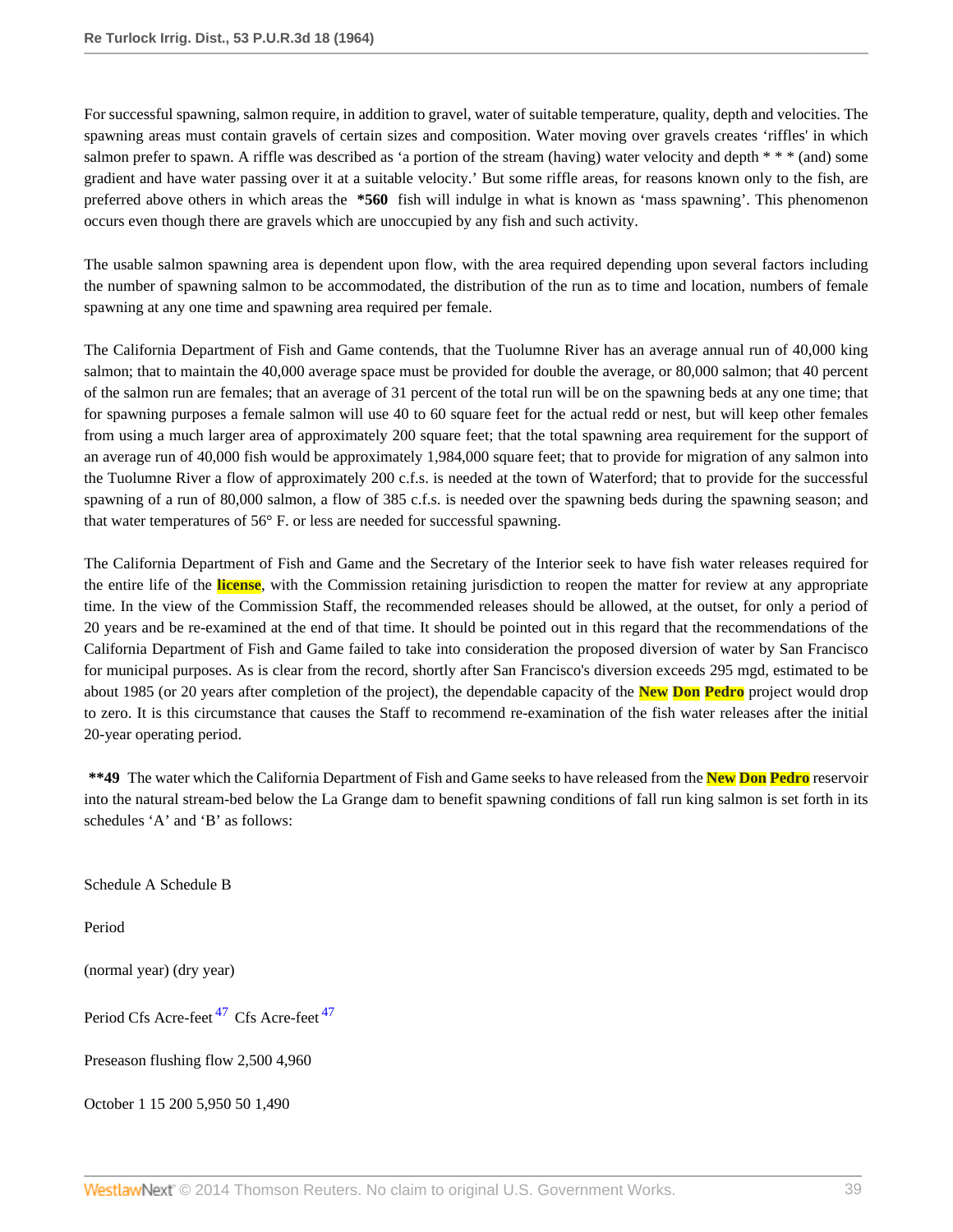For successful spawning, salmon require, in addition to gravel, water of suitable temperature, quality, depth and velocities. The spawning areas must contain gravels of certain sizes and composition. Water moving over gravels creates 'riffles' in which salmon prefer to spawn. A riffle was described as 'a portion of the stream (having) water velocity and depth * * * (and) some gradient and have water passing over it at a suitable velocity.' But some riffle areas, for reasons known only to the fish, are preferred above others in which areas the **\*560** fish will indulge in what is known as 'mass spawning'. This phenomenon occurs even though there are gravels which are unoccupied by any fish and such activity.

The usable salmon spawning area is dependent upon flow, with the area required depending upon several factors including the number of spawning salmon to be accommodated, the distribution of the run as to time and location, numbers of female spawning at any one time and spawning area required per female.

The California Department of Fish and Game contends, that the Tuolumne River has an average annual run of 40,000 king salmon; that to maintain the 40,000 average space must be provided for double the average, or 80,000 salmon; that 40 percent of the salmon run are females; that an average of 31 percent of the total run will be on the spawning beds at any one time; that for spawning purposes a female salmon will use 40 to 60 square feet for the actual redd or nest, but will keep other females from using a much larger area of approximately 200 square feet; that the total spawning area requirement for the support of an average run of 40,000 fish would be approximately 1,984,000 square feet; that to provide for migration of any salmon into the Tuolumne River a flow of approximately 200 c.f.s. is needed at the town of Waterford; that to provide for the successful spawning of a run of 80,000 salmon, a flow of 385 c.f.s. is needed over the spawning beds during the spawning season; and that water temperatures of 56° F. or less are needed for successful spawning.

The California Department of Fish and Game and the Secretary of the Interior seek to have fish water releases required for the entire life of the license, with the Commission retaining jurisdiction to reopen the matter for review at any appropriate time. In the view of the Commission Staff, the recommended releases should be allowed, at the outset, for only a period of 20 years and be re-examined at the end of that time. It should be pointed out in this regard that the recommendations of the California Department of Fish and Game failed to take into consideration the proposed diversion of water by San Francisco for municipal purposes. As is clear from the record, shortly after San Francisco's diversion exceeds 295 mgd, estimated to be about 1985 (or 20 years after completion of the project), the dependable capacity of the New Don Pedro project would drop to zero. It is this circumstance that causes the Staff to recommend re-examination of the fish water releases after the initial 20-year operating period.

**\*\*49** The water which the California Department of Fish and Game seeks to have released from the New Don Pedro reservoir into the natural stream-bed below the La Grange dam to benefit spawning conditions of fall run king salmon is set forth in its schedules 'A' and 'B' as follows:

| Period | Schedule A (normal year) | | Schedule B (dry year) | |
|---|---|---|---|---|
| Period | Cfs | Acre-feet [47] | Cfs | Acre-feet [47] |
| Preseason flushing flow | | 2,500 | | 4,960 |
| October 1 15 | 200 | 5,950 | 50 | 1,490 |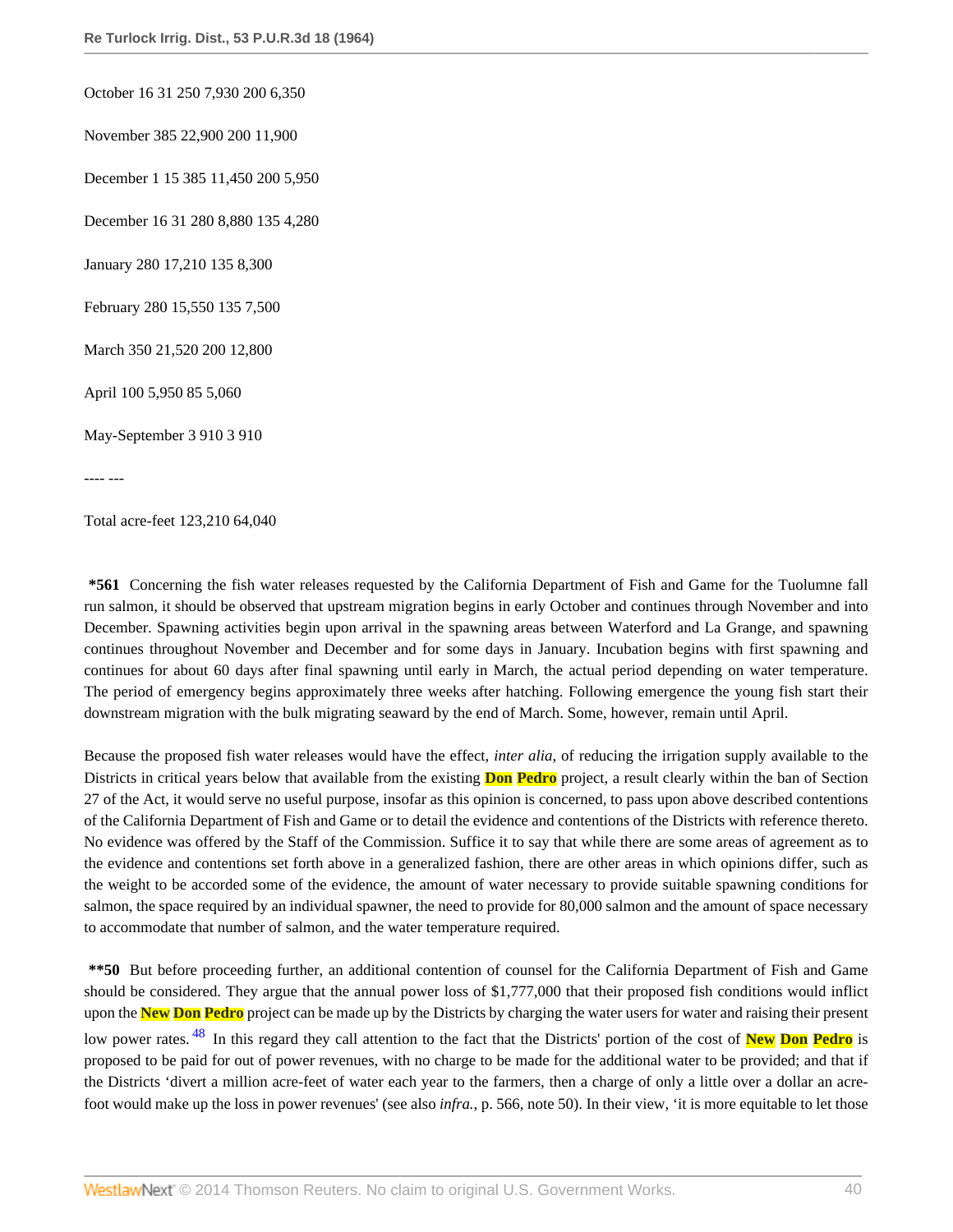October 16 31 250 7,930 200 6,350

November 385 22,900 200 11,900

December 1 15 385 11,450 200 5,950

December 16 31 280 8,880 135 4,280

January 280 17,210 135 8,300

February 280 15,550 135 7,500

March 350 21,520 200 12,800

April 100 5,950 85 5,060

May-September 3 910 3 910

---- ---

Total acre-feet 123,210 64,040

**\*561** Concerning the fish water releases requested by the California Department of Fish and Game for the Tuolumne fall run salmon, it should be observed that upstream migration begins in early October and continues through November and into December. Spawning activities begin upon arrival in the spawning areas between Waterford and La Grange, and spawning continues throughout November and December and for some days in January. Incubation begins with first spawning and continues for about 60 days after final spawning until early in March, the actual period depending on water temperature. The period of emergency begins approximately three weeks after hatching. Following emergence the young fish start their downstream migration with the bulk migrating seaward by the end of March. Some, however, remain until April.

Because the proposed fish water releases would have the effect, *inter alia*, of reducing the irrigation supply available to the Districts in critical years below that available from the existing **Don Pedro** project, a result clearly within the ban of Section 27 of the Act, it would serve no useful purpose, insofar as this opinion is concerned, to pass upon above described contentions of the California Department of Fish and Game or to detail the evidence and contentions of the Districts with reference thereto. No evidence was offered by the Staff of the Commission. Suffice it to say that while there are some areas of agreement as to the evidence and contentions set forth above in a generalized fashion, there are other areas in which opinions differ, such as the weight to be accorded some of the evidence, the amount of water necessary to provide suitable spawning conditions for salmon, the space required by an individual spawner, the need to provide for 80,000 salmon and the amount of space necessary to accommodate that number of salmon, and the water temperature required.

**\*\*50** But before proceeding further, an additional contention of counsel for the California Department of Fish and Game should be considered. They argue that the annual power loss of $1,777,000 that their proposed fish conditions would inflict upon the **New Don Pedro** project can be made up by the Districts by charging the water users for water and raising their present low power rates.[48] In this regard they call attention to the fact that the Districts' portion of the cost of **New Don Pedro** is proposed to be paid for out of power revenues, with no charge to be made for the additional water to be provided; and that if the Districts 'divert a million acre-feet of water each year to the farmers, then a charge of only a little over a dollar an acre-foot would make up the loss in power revenues' (see also *infra.*, p. 566, note 50). In their view, 'it is more equitable to let those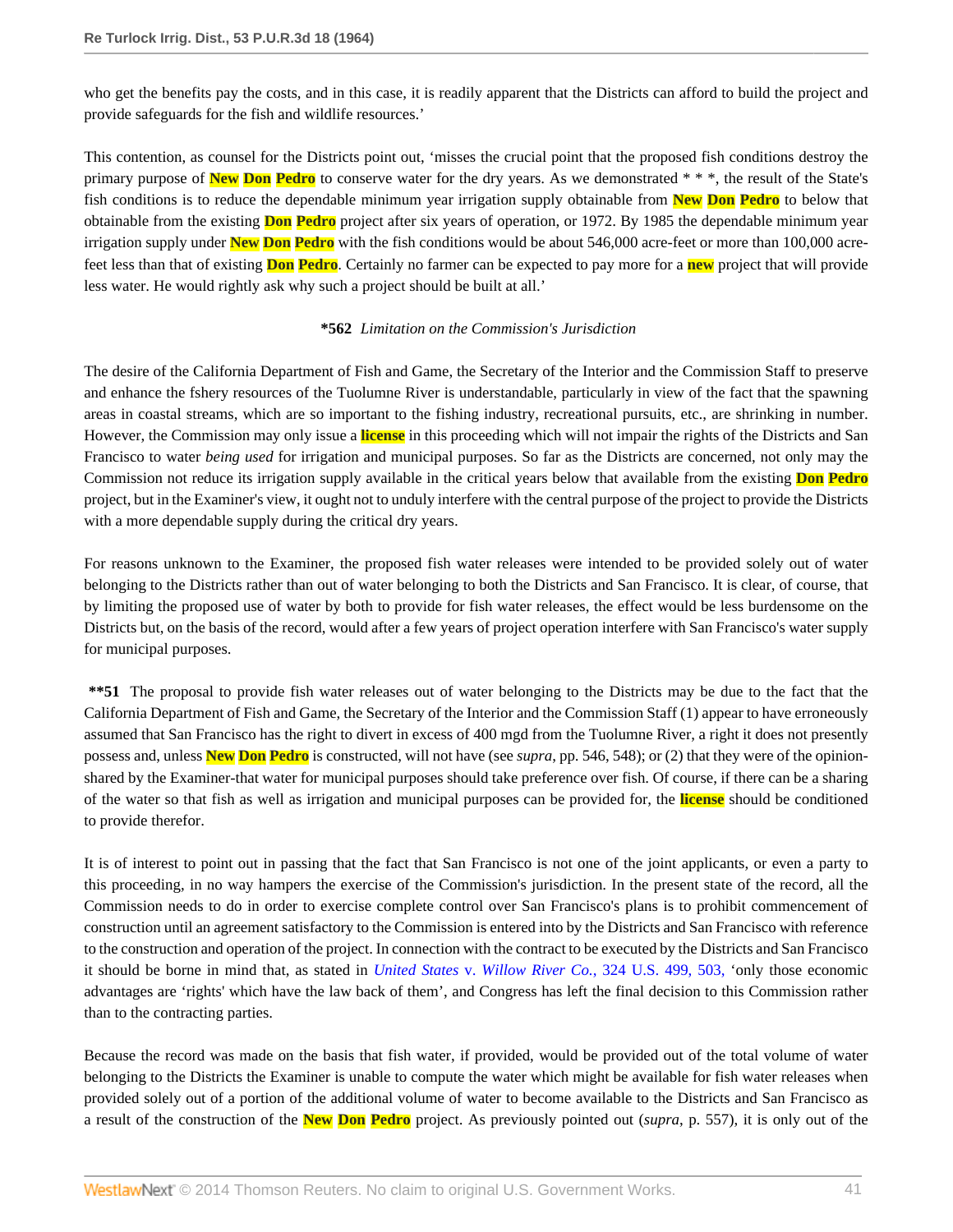who get the benefits pay the costs, and in this case, it is readily apparent that the Districts can afford to build the project and provide safeguards for the fish and wildlife resources.'

This contention, as counsel for the Districts point out, 'misses the crucial point that the proposed fish conditions destroy the primary purpose of New Don Pedro to conserve water for the dry years. As we demonstrated * * *, the result of the State's fish conditions is to reduce the dependable minimum year irrigation supply obtainable from New Don Pedro to below that obtainable from the existing Don Pedro project after six years of operation, or 1972. By 1985 the dependable minimum year irrigation supply under New Don Pedro with the fish conditions would be about 546,000 acre-feet or more than 100,000 acre-feet less than that of existing Don Pedro. Certainly no farmer can be expected to pay more for a new project that will provide less water. He would rightly ask why such a project should be built at all.'

**\*562** *Limitation on the Commission's Jurisdiction*

The desire of the California Department of Fish and Game, the Secretary of the Interior and the Commission Staff to preserve and enhance the fshery resources of the Tuolumne River is understandable, particularly in view of the fact that the spawning areas in coastal streams, which are so important to the fishing industry, recreational pursuits, etc., are shrinking in number. However, the Commission may only issue a license in this proceeding which will not impair the rights of the Districts and San Francisco to water *being used* for irrigation and municipal purposes. So far as the Districts are concerned, not only may the Commission not reduce its irrigation supply available in the critical years below that available from the existing Don Pedro project, but in the Examiner's view, it ought not to unduly interfere with the central purpose of the project to provide the Districts with a more dependable supply during the critical dry years.

For reasons unknown to the Examiner, the proposed fish water releases were intended to be provided solely out of water belonging to the Districts rather than out of water belonging to both the Districts and San Francisco. It is clear, of course, that by limiting the proposed use of water by both to provide for fish water releases, the effect would be less burdensome on the Districts but, on the basis of the record, would after a few years of project operation interfere with San Francisco's water supply for municipal purposes.

**\*\*51** The proposal to provide fish water releases out of water belonging to the Districts may be due to the fact that the California Department of Fish and Game, the Secretary of the Interior and the Commission Staff (1) appear to have erroneously assumed that San Francisco has the right to divert in excess of 400 mgd from the Tuolumne River, a right it does not presently possess and, unless New Don Pedro is constructed, will not have (see *supra*, pp. 546, 548); or (2) that they were of the opinion-shared by the Examiner-that water for municipal purposes should take preference over fish. Of course, if there can be a sharing of the water so that fish as well as irrigation and municipal purposes can be provided for, the license should be conditioned to provide therefor.

It is of interest to point out in passing that the fact that San Francisco is not one of the joint applicants, or even a party to this proceeding, in no way hampers the exercise of the Commission's jurisdiction. In the present state of the record, all the Commission needs to do in order to exercise complete control over San Francisco's plans is to prohibit commencement of construction until an agreement satisfactory to the Commission is entered into by the Districts and San Francisco with reference to the construction and operation of the project. In connection with the contract to be executed by the Districts and San Francisco it should be borne in mind that, as stated in *United States* v. *Willow River Co.*, 324 U.S. 499, 503, 'only those economic advantages are 'rights' which have the law back of them', and Congress has left the final decision to this Commission rather than to the contracting parties.

Because the record was made on the basis that fish water, if provided, would be provided out of the total volume of water belonging to the Districts the Examiner is unable to compute the water which might be available for fish water releases when provided solely out of a portion of the additional volume of water to become available to the Districts and San Francisco as a result of the construction of the New Don Pedro project. As previously pointed out (*supra*, p. 557), it is only out of the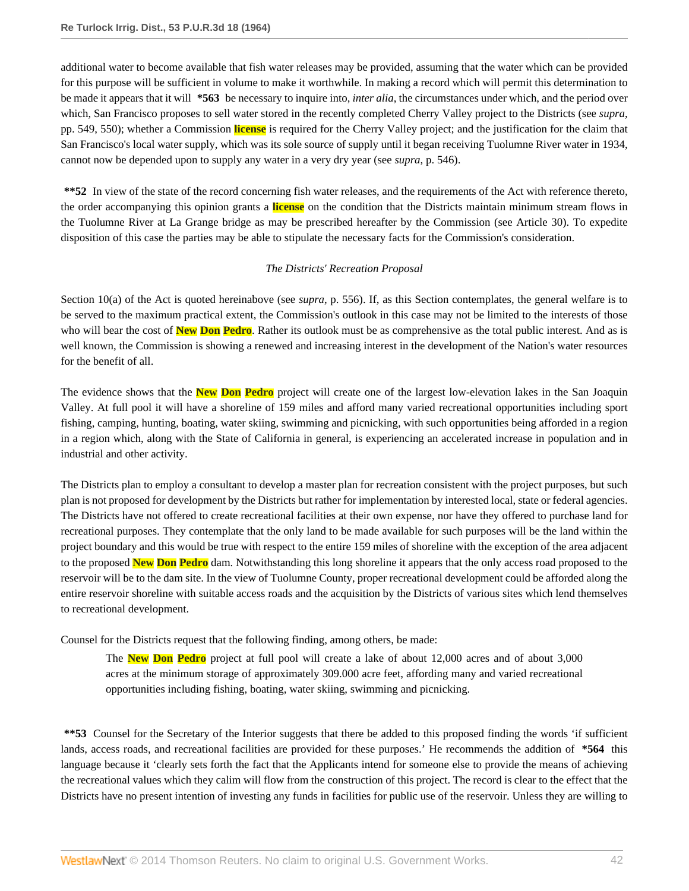additional water to become available that fish water releases may be provided, assuming that the water which can be provided for this purpose will be sufficient in volume to make it worthwhile. In making a record which will permit this determination to be made it appears that it will **\*563** be necessary to inquire into, *inter alia*, the circumstances under which, and the period over which, San Francisco proposes to sell water stored in the recently completed Cherry Valley project to the Districts (see *supra*, pp. 549, 550); whether a Commission license is required for the Cherry Valley project; and the justification for the claim that San Francisco's local water supply, which was its sole source of supply until it began receiving Tuolumne River water in 1934, cannot now be depended upon to supply any water in a very dry year (see *supra*, p. 546).

**\*\*52** In view of the state of the record concerning fish water releases, and the requirements of the Act with reference thereto, the order accompanying this opinion grants a license on the condition that the Districts maintain minimum stream flows in the Tuolumne River at La Grange bridge as may be prescribed hereafter by the Commission (see Article 30). To expedite disposition of this case the parties may be able to stipulate the necessary facts for the Commission's consideration.

*The Districts' Recreation Proposal*

Section 10(a) of the Act is quoted hereinabove (see *supra*, p. 556). If, as this Section contemplates, the general welfare is to be served to the maximum practical extent, the Commission's outlook in this case may not be limited to the interests of those who will bear the cost of New Don Pedro. Rather its outlook must be as comprehensive as the total public interest. And as is well known, the Commission is showing a renewed and increasing interest in the development of the Nation's water resources for the benefit of all.

The evidence shows that the New Don Pedro project will create one of the largest low-elevation lakes in the San Joaquin Valley. At full pool it will have a shoreline of 159 miles and afford many varied recreational opportunities including sport fishing, camping, hunting, boating, water skiing, swimming and picnicking, with such opportunities being afforded in a region in a region which, along with the State of California in general, is experiencing an accelerated increase in population and in industrial and other activity.

The Districts plan to employ a consultant to develop a master plan for recreation consistent with the project purposes, but such plan is not proposed for development by the Districts but rather for implementation by interested local, state or federal agencies. The Districts have not offered to create recreational facilities at their own expense, nor have they offered to purchase land for recreational purposes. They contemplate that the only land to be made available for such purposes will be the land within the project boundary and this would be true with respect to the entire 159 miles of shoreline with the exception of the area adjacent to the proposed New Don Pedro dam. Notwithstanding this long shoreline it appears that the only access road proposed to the reservoir will be to the dam site. In the view of Tuolumne County, proper recreational development could be afforded along the entire reservoir shoreline with suitable access roads and the acquisition by the Districts of various sites which lend themselves to recreational development.

Counsel for the Districts request that the following finding, among others, be made:

> The New Don Pedro project at full pool will create a lake of about 12,000 acres and of about 3,000 acres at the minimum storage of approximately 309.000 acre feet, affording many and varied recreational opportunities including fishing, boating, water skiing, swimming and picnicking.

**\*\*53** Counsel for the Secretary of the Interior suggests that there be added to this proposed finding the words 'if sufficient lands, access roads, and recreational facilities are provided for these purposes.' He recommends the addition of **\*564** this language because it 'clearly sets forth the fact that the Applicants intend for someone else to provide the means of achieving the recreational values which they calim will flow from the construction of this project. The record is clear to the effect that the Districts have no present intention of investing any funds in facilities for public use of the reservoir. Unless they are willing to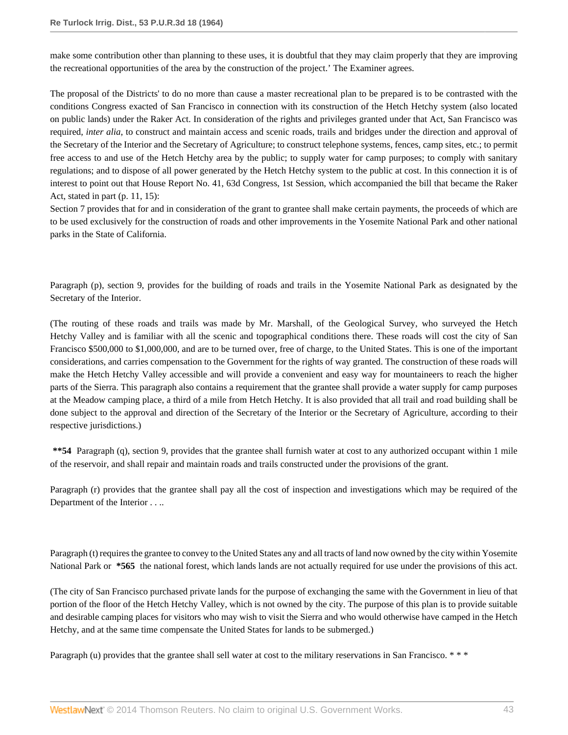make some contribution other than planning to these uses, it is doubtful that they may claim properly that they are improving the recreational opportunities of the area by the construction of the project.' The Examiner agrees.

The proposal of the Districts' to do no more than cause a master recreational plan to be prepared is to be contrasted with the conditions Congress exacted of San Francisco in connection with its construction of the Hetch Hetchy system (also located on public lands) under the Raker Act. In consideration of the rights and privileges granted under that Act, San Francisco was required, *inter alia,* to construct and maintain access and scenic roads, trails and bridges under the direction and approval of the Secretary of the Interior and the Secretary of Agriculture; to construct telephone systems, fences, camp sites, etc.; to permit free access to and use of the Hetch Hetchy area by the public; to supply water for camp purposes; to comply with sanitary regulations; and to dispose of all power generated by the Hetch Hetchy system to the public at cost. In this connection it is of interest to point out that House Report No. 41, 63d Congress, 1st Session, which accompanied the bill that became the Raker Act, stated in part (p. 11, 15):

Section 7 provides that for and in consideration of the grant to grantee shall make certain payments, the proceeds of which are to be used exclusively for the construction of roads and other improvements in the Yosemite National Park and other national parks in the State of California.

Paragraph (p), section 9, provides for the building of roads and trails in the Yosemite National Park as designated by the Secretary of the Interior.

(The routing of these roads and trails was made by Mr. Marshall, of the Geological Survey, who surveyed the Hetch Hetchy Valley and is familiar with all the scenic and topographical conditions there. These roads will cost the city of San Francisco $500,000 to $1,000,000, and are to be turned over, free of charge, to the United States. This is one of the important considerations, and carries compensation to the Government for the rights of way granted. The construction of these roads will make the Hetch Hetchy Valley accessible and will provide a convenient and easy way for mountaineers to reach the higher parts of the Sierra. This paragraph also contains a requirement that the grantee shall provide a water supply for camp purposes at the Meadow camping place, a third of a mile from Hetch Hetchy. It is also provided that all trail and road building shall be done subject to the approval and direction of the Secretary of the Interior or the Secretary of Agriculture, according to their respective jurisdictions.)

**\*\*54** Paragraph (q), section 9, provides that the grantee shall furnish water at cost to any authorized occupant within 1 mile of the reservoir, and shall repair and maintain roads and trails constructed under the provisions of the grant.

Paragraph (r) provides that the grantee shall pay all the cost of inspection and investigations which may be required of the Department of the Interior . . ..

Paragraph (t) requires the grantee to convey to the United States any and all tracts of land now owned by the city within Yosemite National Park or **\*565** the national forest, which lands lands are not actually required for use under the provisions of this act.

(The city of San Francisco purchased private lands for the purpose of exchanging the same with the Government in lieu of that portion of the floor of the Hetch Hetchy Valley, which is not owned by the city. The purpose of this plan is to provide suitable and desirable camping places for visitors who may wish to visit the Sierra and who would otherwise have camped in the Hetch Hetchy, and at the same time compensate the United States for lands to be submerged.)

Paragraph (u) provides that the grantee shall sell water at cost to the military reservations in San Francisco. * * *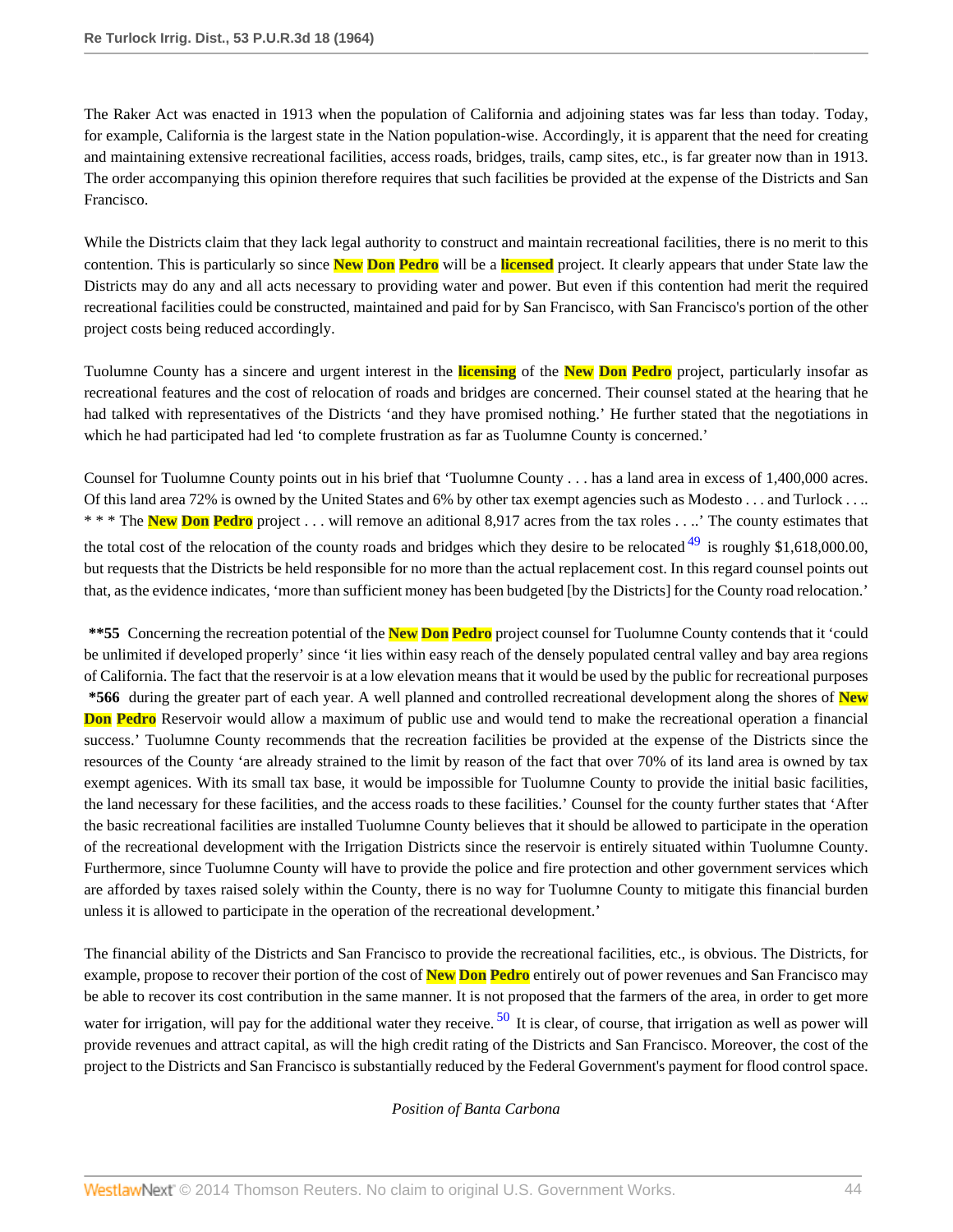The Raker Act was enacted in 1913 when the population of California and adjoining states was far less than today. Today, for example, California is the largest state in the Nation population-wise. Accordingly, it is apparent that the need for creating and maintaining extensive recreational facilities, access roads, bridges, trails, camp sites, etc., is far greater now than in 1913. The order accompanying this opinion therefore requires that such facilities be provided at the expense of the Districts and San Francisco.

While the Districts claim that they lack legal authority to construct and maintain recreational facilities, there is no merit to this contention. This is particularly so since **New Don Pedro** will be a **licensed** project. It clearly appears that under State law the Districts may do any and all acts necessary to providing water and power. But even if this contention had merit the required recreational facilities could be constructed, maintained and paid for by San Francisco, with San Francisco's portion of the other project costs being reduced accordingly.

Tuolumne County has a sincere and urgent interest in the **licensing** of the **New Don Pedro** project, particularly insofar as recreational features and the cost of relocation of roads and bridges are concerned. Their counsel stated at the hearing that he had talked with representatives of the Districts 'and they have promised nothing.' He further stated that the negotiations in which he had participated had led 'to complete frustration as far as Tuolumne County is concerned.'

Counsel for Tuolumne County points out in his brief that 'Tuolumne County . . . has a land area in excess of 1,400,000 acres. Of this land area 72% is owned by the United States and 6% by other tax exempt agencies such as Modesto . . . and Turlock . . .. * * * The **New Don Pedro** project . . . will remove an aditional 8,917 acres from the tax roles . . ..' The county estimates that the total cost of the relocation of the county roads and bridges which they desire to be relocated [49] is roughly $1,618,000.00, but requests that the Districts be held responsible for no more than the actual replacement cost. In this regard counsel points out that, as the evidence indicates, 'more than sufficient money has been budgeted [by the Districts] for the County road relocation.'

**\*\*55** Concerning the recreation potential of the **New Don Pedro** project counsel for Tuolumne County contends that it 'could be unlimited if developed properly' since 'it lies within easy reach of the densely populated central valley and bay area regions of California. The fact that the reservoir is at a low elevation means that it would be used by the public for recreational purposes **\*566** during the greater part of each year. A well planned and controlled recreational development along the shores of **New Don Pedro** Reservoir would allow a maximum of public use and would tend to make the recreational operation a financial success.' Tuolumne County recommends that the recreation facilities be provided at the expense of the Districts since the resources of the County 'are already strained to the limit by reason of the fact that over 70% of its land area is owned by tax exempt agenices. With its small tax base, it would be impossible for Tuolumne County to provide the initial basic facilities, the land necessary for these facilities, and the access roads to these facilities.' Counsel for the county further states that 'After the basic recreational facilities are installed Tuolumne County believes that it should be allowed to participate in the operation of the recreational development with the Irrigation Districts since the reservoir is entirely situated within Tuolumne County. Furthermore, since Tuolumne County will have to provide the police and fire protection and other government services which are afforded by taxes raised solely within the County, there is no way for Tuolumne County to mitigate this financial burden unless it is allowed to participate in the operation of the recreational development.'

The financial ability of the Districts and San Francisco to provide the recreational facilities, etc., is obvious. The Districts, for example, propose to recover their portion of the cost of **New Don Pedro** entirely out of power revenues and San Francisco may be able to recover its cost contribution in the same manner. It is not proposed that the farmers of the area, in order to get more water for irrigation, will pay for the additional water they receive. [50] It is clear, of course, that irrigation as well as power will provide revenues and attract capital, as will the high credit rating of the Districts and San Francisco. Moreover, the cost of the project to the Districts and San Francisco is substantially reduced by the Federal Government's payment for flood control space.

*Position of Banta Carbona*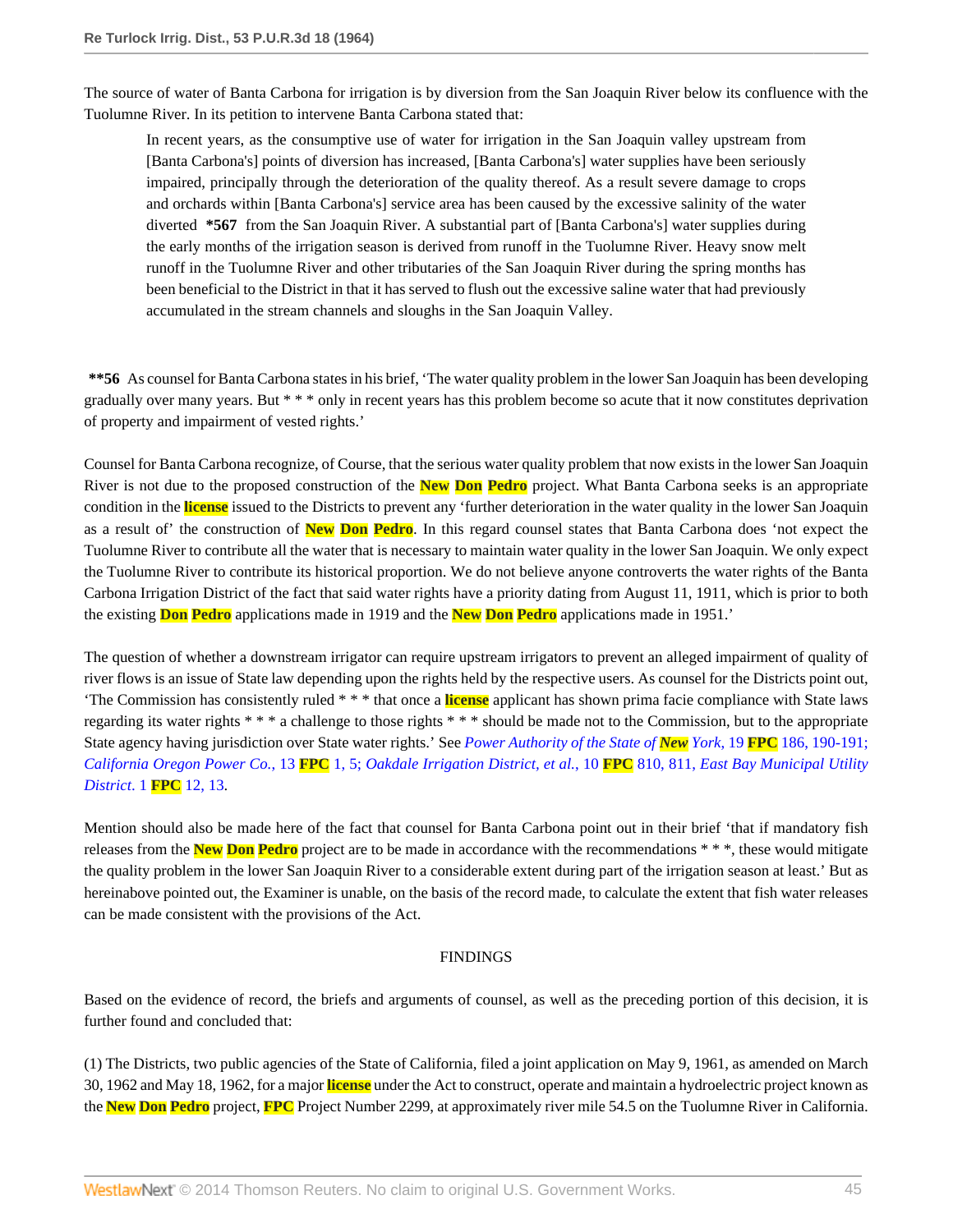The source of water of Banta Carbona for irrigation is by diversion from the San Joaquin River below its confluence with the Tuolumne River. In its petition to intervene Banta Carbona stated that:

> In recent years, as the consumptive use of water for irrigation in the San Joaquin valley upstream from [Banta Carbona's] points of diversion has increased, [Banta Carbona's] water supplies have been seriously impaired, principally through the deterioration of the quality thereof. As a result severe damage to crops and orchards within [Banta Carbona's] service area has been caused by the excessive salinity of the water diverted **\*567** from the San Joaquin River. A substantial part of [Banta Carbona's] water supplies during the early months of the irrigation season is derived from runoff in the Tuolumne River. Heavy snow melt runoff in the Tuolumne River and other tributaries of the San Joaquin River during the spring months has been beneficial to the District in that it has served to flush out the excessive saline water that had previously accumulated in the stream channels and sloughs in the San Joaquin Valley.

**\*\*56** As counsel for Banta Carbona states in his brief, 'The water quality problem in the lower San Joaquin has been developing gradually over many years. But * * * only in recent years has this problem become so acute that it now constitutes deprivation of property and impairment of vested rights.'

Counsel for Banta Carbona recognize, of Course, that the serious water quality problem that now exists in the lower San Joaquin River is not due to the proposed construction of the New Don Pedro project. What Banta Carbona seeks is an appropriate condition in the license issued to the Districts to prevent any 'further deterioration in the water quality in the lower San Joaquin as a result of' the construction of New Don Pedro. In this regard counsel states that Banta Carbona does 'not expect the Tuolumne River to contribute all the water that is necessary to maintain water quality in the lower San Joaquin. We only expect the Tuolumne River to contribute its historical proportion. We do not believe anyone controverts the water rights of the Banta Carbona Irrigation District of the fact that said water rights have a priority dating from August 11, 1911, which is prior to both the existing Don Pedro applications made in 1919 and the New Don Pedro applications made in 1951.'

The question of whether a downstream irrigator can require upstream irrigators to prevent an alleged impairment of quality of river flows is an issue of State law depending upon the rights held by the respective users. As counsel for the Districts point out, 'The Commission has consistently ruled * * * that once a license applicant has shown prima facie compliance with State laws regarding its water rights * * * a challenge to those rights * * * should be made not to the Commission, but to the appropriate State agency having jurisdiction over State water rights.' See *Power Authority of the State of New York*, 19 FPC 186, 190-191; *California Oregon Power Co.*, 13 FPC 1, 5; *Oakdale Irrigation District, et al.*, 10 FPC 810, 811, *East Bay Municipal Utility District*. 1 FPC 12, 13.

Mention should also be made here of the fact that counsel for Banta Carbona point out in their brief 'that if mandatory fish releases from the New Don Pedro project are to be made in accordance with the recommendations * * *, these would mitigate the quality problem in the lower San Joaquin River to a considerable extent during part of the irrigation season at least.' But as hereinabove pointed out, the Examiner is unable, on the basis of the record made, to calculate the extent that fish water releases can be made consistent with the provisions of the Act.

## FINDINGS

Based on the evidence of record, the briefs and arguments of counsel, as well as the preceding portion of this decision, it is further found and concluded that:

(1) The Districts, two public agencies of the State of California, filed a joint application on May 9, 1961, as amended on March 30, 1962 and May 18, 1962, for a major license under the Act to construct, operate and maintain a hydroelectric project known as the New Don Pedro project, FPC Project Number 2299, at approximately river mile 54.5 on the Tuolumne River in California.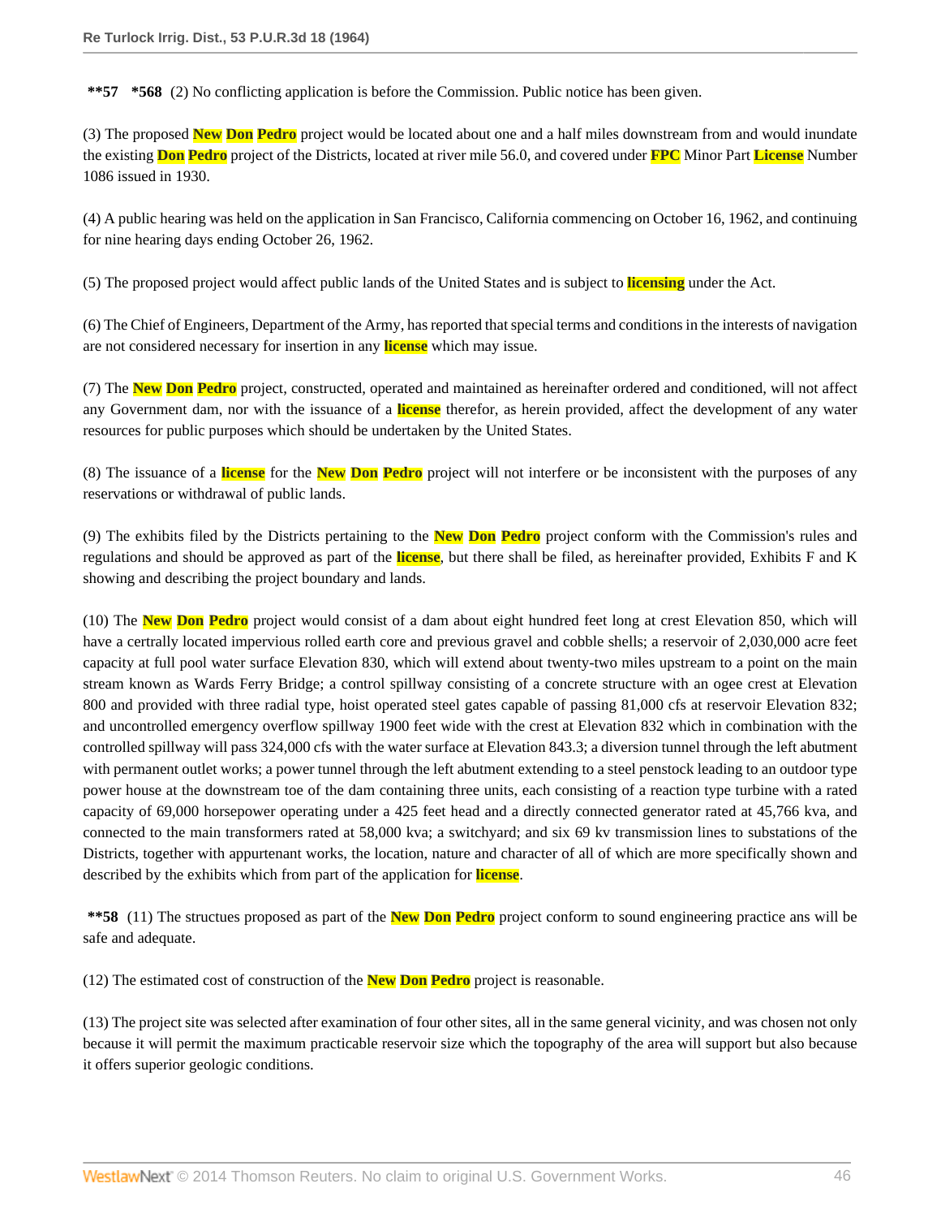**\*\*57 \*568** (2) No conflicting application is before the Commission. Public notice has been given.

(3) The proposed New Don Pedro project would be located about one and a half miles downstream from and would inundate the existing Don Pedro project of the Districts, located at river mile 56.0, and covered under FPC Minor Part License Number 1086 issued in 1930.

(4) A public hearing was held on the application in San Francisco, California commencing on October 16, 1962, and continuing for nine hearing days ending October 26, 1962.

(5) The proposed project would affect public lands of the United States and is subject to licensing under the Act.

(6) The Chief of Engineers, Department of the Army, has reported that special terms and conditions in the interests of navigation are not considered necessary for insertion in any license which may issue.

(7) The New Don Pedro project, constructed, operated and maintained as hereinafter ordered and conditioned, will not affect any Government dam, nor with the issuance of a license therefor, as herein provided, affect the development of any water resources for public purposes which should be undertaken by the United States.

(8) The issuance of a license for the New Don Pedro project will not interfere or be inconsistent with the purposes of any reservations or withdrawal of public lands.

(9) The exhibits filed by the Districts pertaining to the New Don Pedro project conform with the Commission's rules and regulations and should be approved as part of the license, but there shall be filed, as hereinafter provided, Exhibits F and K showing and describing the project boundary and lands.

(10) The New Don Pedro project would consist of a dam about eight hundred feet long at crest Elevation 850, which will have a certrally located impervious rolled earth core and previous gravel and cobble shells; a reservoir of 2,030,000 acre feet capacity at full pool water surface Elevation 830, which will extend about twenty-two miles upstream to a point on the main stream known as Wards Ferry Bridge; a control spillway consisting of a concrete structure with an ogee crest at Elevation 800 and provided with three radial type, hoist operated steel gates capable of passing 81,000 cfs at reservoir Elevation 832; and uncontrolled emergency overflow spillway 1900 feet wide with the crest at Elevation 832 which in combination with the controlled spillway will pass 324,000 cfs with the water surface at Elevation 843.3; a diversion tunnel through the left abutment with permanent outlet works; a power tunnel through the left abutment extending to a steel penstock leading to an outdoor type power house at the downstream toe of the dam containing three units, each consisting of a reaction type turbine with a rated capacity of 69,000 horsepower operating under a 425 feet head and a directly connected generator rated at 45,766 kva, and connected to the main transformers rated at 58,000 kva; a switchyard; and six 69 kv transmission lines to substations of the Districts, together with appurtenant works, the location, nature and character of all of which are more specifically shown and described by the exhibits which from part of the application for license.

**\*\*58** (11) The structues proposed as part of the New Don Pedro project conform to sound engineering practice ans will be safe and adequate.

(12) The estimated cost of construction of the New Don Pedro project is reasonable.

(13) The project site was selected after examination of four other sites, all in the same general vicinity, and was chosen not only because it will permit the maximum practicable reservoir size which the topography of the area will support but also because it offers superior geologic conditions.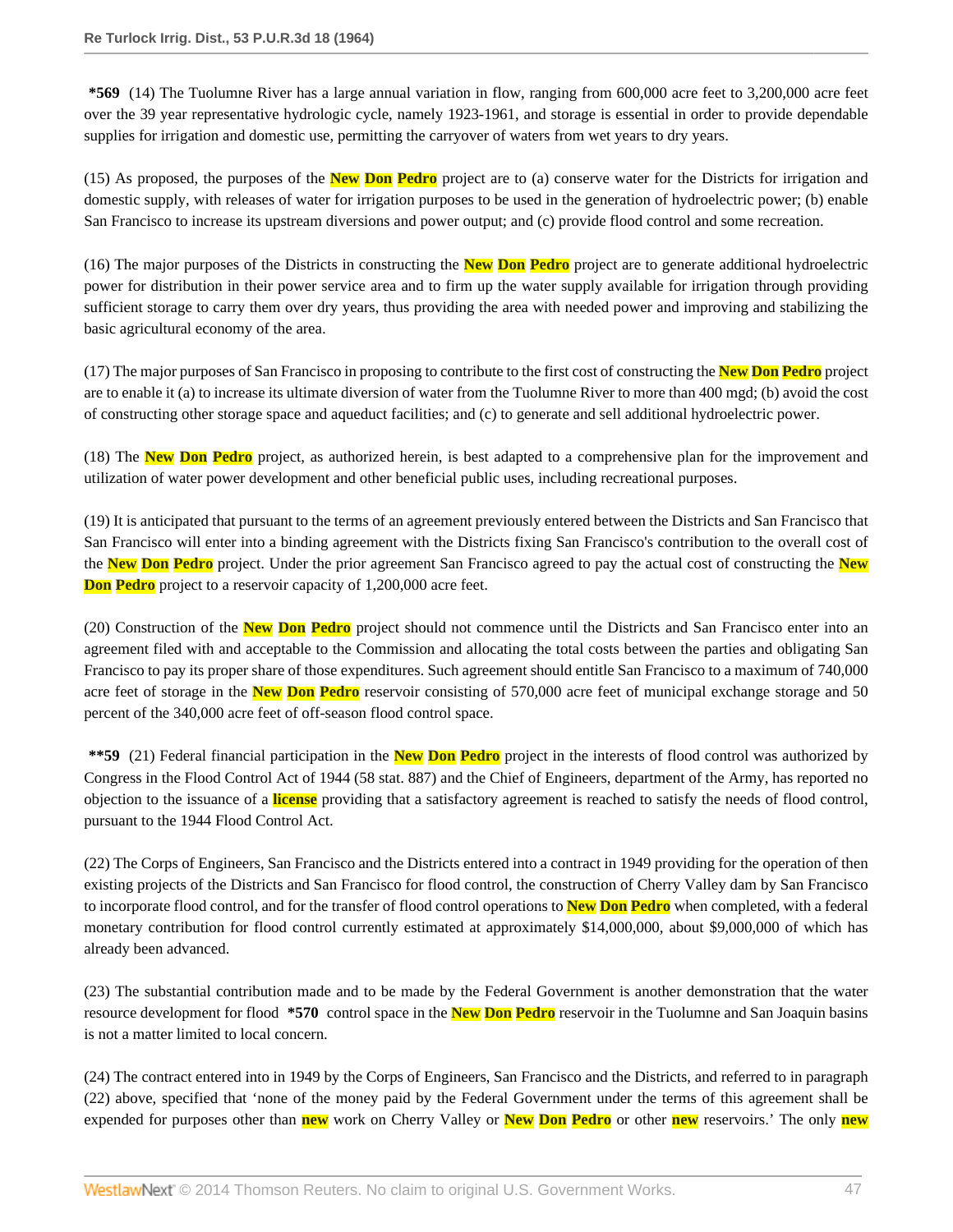**\*569** (14) The Tuolumne River has a large annual variation in flow, ranging from 600,000 acre feet to 3,200,000 acre feet over the 39 year representative hydrologic cycle, namely 1923-1961, and storage is essential in order to provide dependable supplies for irrigation and domestic use, permitting the carryover of waters from wet years to dry years.

(15) As proposed, the purposes of the New Don Pedro project are to (a) conserve water for the Districts for irrigation and domestic supply, with releases of water for irrigation purposes to be used in the generation of hydroelectric power; (b) enable San Francisco to increase its upstream diversions and power output; and (c) provide flood control and some recreation.

(16) The major purposes of the Districts in constructing the New Don Pedro project are to generate additional hydroelectric power for distribution in their power service area and to firm up the water supply available for irrigation through providing sufficient storage to carry them over dry years, thus providing the area with needed power and improving and stabilizing the basic agricultural economy of the area.

(17) The major purposes of San Francisco in proposing to contribute to the first cost of constructing the New Don Pedro project are to enable it (a) to increase its ultimate diversion of water from the Tuolumne River to more than 400 mgd; (b) avoid the cost of constructing other storage space and aqueduct facilities; and (c) to generate and sell additional hydroelectric power.

(18) The New Don Pedro project, as authorized herein, is best adapted to a comprehensive plan for the improvement and utilization of water power development and other beneficial public uses, including recreational purposes.

(19) It is anticipated that pursuant to the terms of an agreement previously entered between the Districts and San Francisco that San Francisco will enter into a binding agreement with the Districts fixing San Francisco's contribution to the overall cost of the New Don Pedro project. Under the prior agreement San Francisco agreed to pay the actual cost of constructing the New Don Pedro project to a reservoir capacity of 1,200,000 acre feet.

(20) Construction of the New Don Pedro project should not commence until the Districts and San Francisco enter into an agreement filed with and acceptable to the Commission and allocating the total costs between the parties and obligating San Francisco to pay its proper share of those expenditures. Such agreement should entitle San Francisco to a maximum of 740,000 acre feet of storage in the New Don Pedro reservoir consisting of 570,000 acre feet of municipal exchange storage and 50 percent of the 340,000 acre feet of off-season flood control space.

**\*\*59** (21) Federal financial participation in the New Don Pedro project in the interests of flood control was authorized by Congress in the Flood Control Act of 1944 (58 stat. 887) and the Chief of Engineers, department of the Army, has reported no objection to the issuance of a license providing that a satisfactory agreement is reached to satisfy the needs of flood control, pursuant to the 1944 Flood Control Act.

(22) The Corps of Engineers, San Francisco and the Districts entered into a contract in 1949 providing for the operation of then existing projects of the Districts and San Francisco for flood control, the construction of Cherry Valley dam by San Francisco to incorporate flood control, and for the transfer of flood control operations to New Don Pedro when completed, with a federal monetary contribution for flood control currently estimated at approximately $14,000,000, about $9,000,000 of which has already been advanced.

(23) The substantial contribution made and to be made by the Federal Government is another demonstration that the water resource development for flood **\*570** control space in the New Don Pedro reservoir in the Tuolumne and San Joaquin basins is not a matter limited to local concern.

(24) The contract entered into in 1949 by the Corps of Engineers, San Francisco and the Districts, and referred to in paragraph (22) above, specified that 'none of the money paid by the Federal Government under the terms of this agreement shall be expended for purposes other than new work on Cherry Valley or New Don Pedro or other new reservoirs.' The only new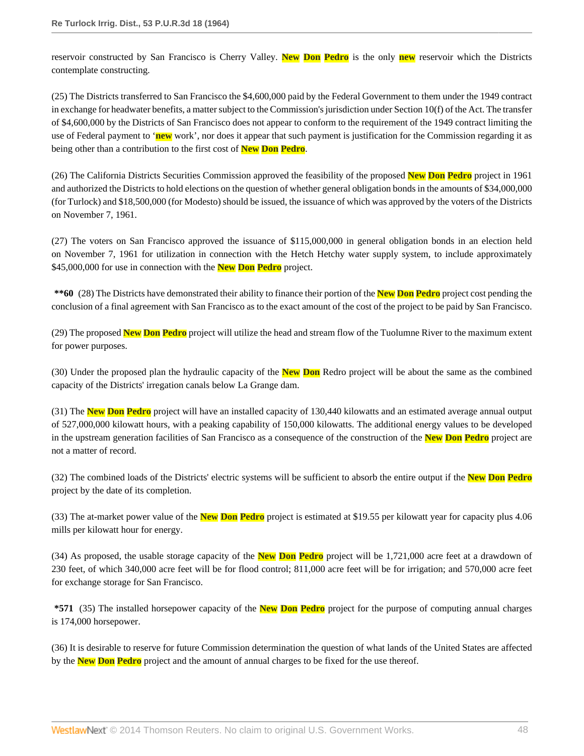reservoir constructed by San Francisco is Cherry Valley. New Don Pedro is the only new reservoir which the Districts contemplate constructing.

(25) The Districts transferred to San Francisco the $4,600,000 paid by the Federal Government to them under the 1949 contract in exchange for headwater benefits, a matter subject to the Commission's jurisdiction under Section 10(f) of the Act. The transfer of $4,600,000 by the Districts of San Francisco does not appear to conform to the requirement of the 1949 contract limiting the use of Federal payment to 'new work', nor does it appear that such payment is justification for the Commission regarding it as being other than a contribution to the first cost of New Don Pedro.

(26) The California Districts Securities Commission approved the feasibility of the proposed New Don Pedro project in 1961 and authorized the Districts to hold elections on the question of whether general obligation bonds in the amounts of $34,000,000 (for Turlock) and $18,500,000 (for Modesto) should be issued, the issuance of which was approved by the voters of the Districts on November 7, 1961.

(27) The voters on San Francisco approved the issuance of $115,000,000 in general obligation bonds in an election held on November 7, 1961 for utilization in connection with the Hetch Hetchy water supply system, to include approximately $45,000,000 for use in connection with the New Don Pedro project.

**\*\*60** (28) The Districts have demonstrated their ability to finance their portion of the New Don Pedro project cost pending the conclusion of a final agreement with San Francisco as to the exact amount of the cost of the project to be paid by San Francisco.

(29) The proposed New Don Pedro project will utilize the head and stream flow of the Tuolumne River to the maximum extent for power purposes.

(30) Under the proposed plan the hydraulic capacity of the New Don Redro project will be about the same as the combined capacity of the Districts' irregation canals below La Grange dam.

(31) The New Don Pedro project will have an installed capacity of 130,440 kilowatts and an estimated average annual output of 527,000,000 kilowatt hours, with a peaking capability of 150,000 kilowatts. The additional energy values to be developed in the upstream generation facilities of San Francisco as a consequence of the construction of the New Don Pedro project are not a matter of record.

(32) The combined loads of the Districts' electric systems will be sufficient to absorb the entire output if the New Don Pedro project by the date of its completion.

(33) The at-market power value of the New Don Pedro project is estimated at $19.55 per kilowatt year for capacity plus 4.06 mills per kilowatt hour for energy.

(34) As proposed, the usable storage capacity of the New Don Pedro project will be 1,721,000 acre feet at a drawdown of 230 feet, of which 340,000 acre feet will be for flood control; 811,000 acre feet will be for irrigation; and 570,000 acre feet for exchange storage for San Francisco.

**\*571** (35) The installed horsepower capacity of the New Don Pedro project for the purpose of computing annual charges is 174,000 horsepower.

(36) It is desirable to reserve for future Commission determination the question of what lands of the United States are affected by the New Don Pedro project and the amount of annual charges to be fixed for the use thereof.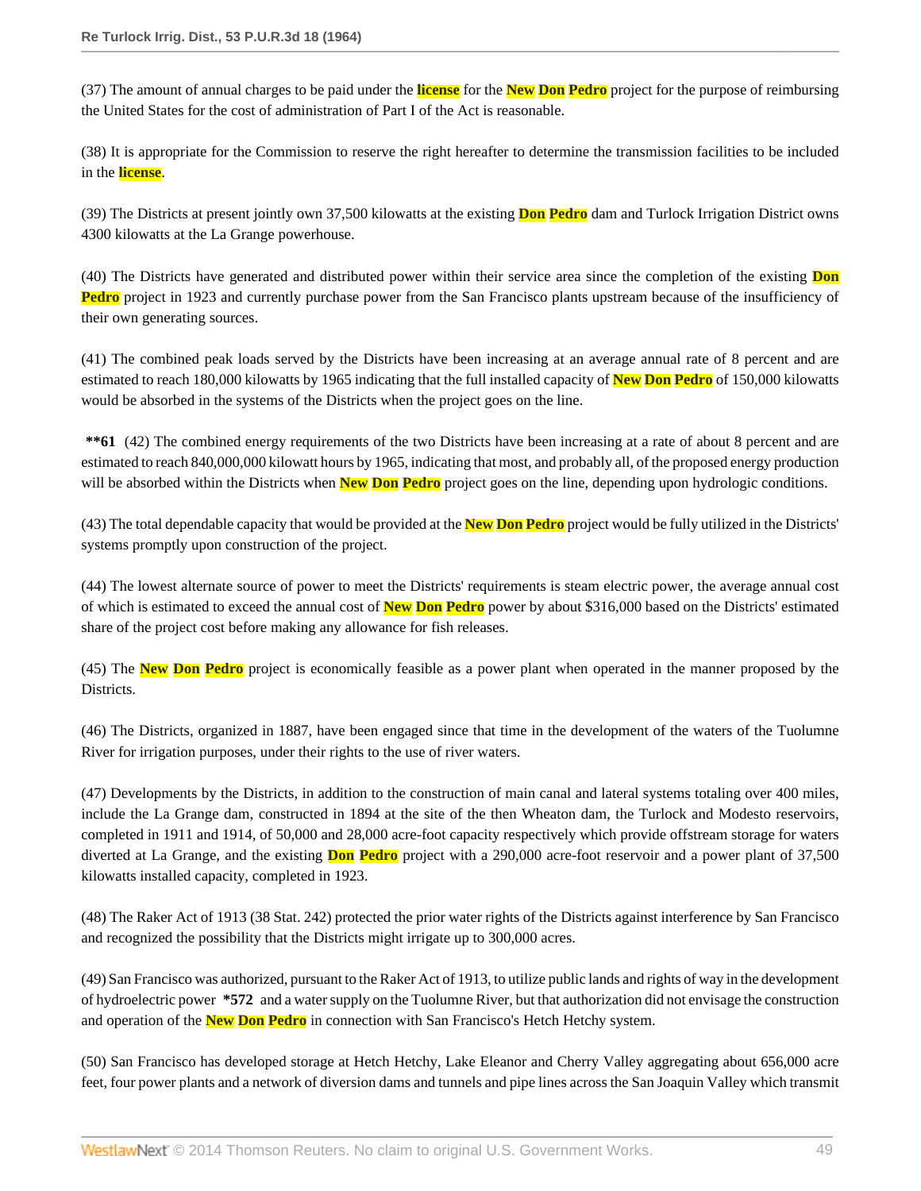(37) The amount of annual charges to be paid under the license for the New Don Pedro project for the purpose of reimbursing the United States for the cost of administration of Part I of the Act is reasonable.

(38) It is appropriate for the Commission to reserve the right hereafter to determine the transmission facilities to be included in the license.

(39) The Districts at present jointly own 37,500 kilowatts at the existing Don Pedro dam and Turlock Irrigation District owns 4300 kilowatts at the La Grange powerhouse.

(40) The Districts have generated and distributed power within their service area since the completion of the existing Don Pedro project in 1923 and currently purchase power from the San Francisco plants upstream because of the insufficiency of their own generating sources.

(41) The combined peak loads served by the Districts have been increasing at an average annual rate of 8 percent and are estimated to reach 180,000 kilowatts by 1965 indicating that the full installed capacity of New Don Pedro of 150,000 kilowatts would be absorbed in the systems of the Districts when the project goes on the line.

**\*\*61** (42) The combined energy requirements of the two Districts have been increasing at a rate of about 8 percent and are estimated to reach 840,000,000 kilowatt hours by 1965, indicating that most, and probably all, of the proposed energy production will be absorbed within the Districts when New Don Pedro project goes on the line, depending upon hydrologic conditions.

(43) The total dependable capacity that would be provided at the New Don Pedro project would be fully utilized in the Districts' systems promptly upon construction of the project.

(44) The lowest alternate source of power to meet the Districts' requirements is steam electric power, the average annual cost of which is estimated to exceed the annual cost of New Don Pedro power by about $316,000 based on the Districts' estimated share of the project cost before making any allowance for fish releases.

(45) The New Don Pedro project is economically feasible as a power plant when operated in the manner proposed by the Districts.

(46) The Districts, organized in 1887, have been engaged since that time in the development of the waters of the Tuolumne River for irrigation purposes, under their rights to the use of river waters.

(47) Developments by the Districts, in addition to the construction of main canal and lateral systems totaling over 400 miles, include the La Grange dam, constructed in 1894 at the site of the then Wheaton dam, the Turlock and Modesto reservoirs, completed in 1911 and 1914, of 50,000 and 28,000 acre-foot capacity respectively which provide offstream storage for waters diverted at La Grange, and the existing Don Pedro project with a 290,000 acre-foot reservoir and a power plant of 37,500 kilowatts installed capacity, completed in 1923.

(48) The Raker Act of 1913 (38 Stat. 242) protected the prior water rights of the Districts against interference by San Francisco and recognized the possibility that the Districts might irrigate up to 300,000 acres.

(49) San Francisco was authorized, pursuant to the Raker Act of 1913, to utilize public lands and rights of way in the development of hydroelectric power **\*572** and a water supply on the Tuolumne River, but that authorization did not envisage the construction and operation of the New Don Pedro in connection with San Francisco's Hetch Hetchy system.

(50) San Francisco has developed storage at Hetch Hetchy, Lake Eleanor and Cherry Valley aggregating about 656,000 acre feet, four power plants and a network of diversion dams and tunnels and pipe lines across the San Joaquin Valley which transmit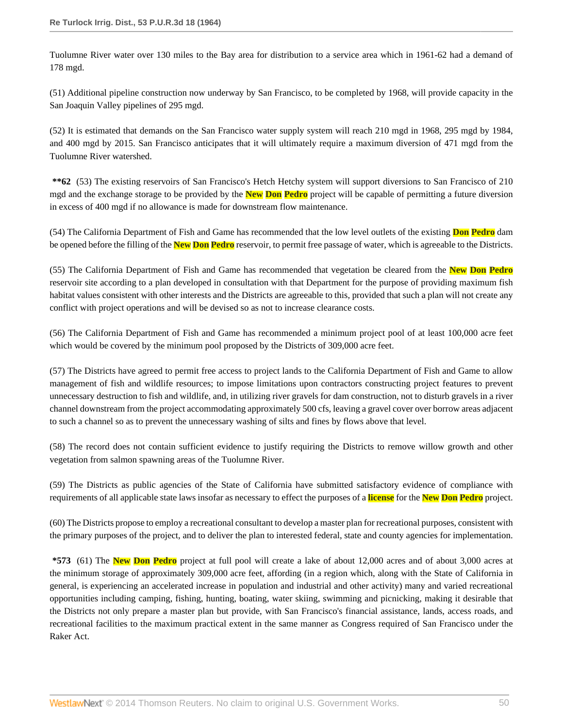Tuolumne River water over 130 miles to the Bay area for distribution to a service area which in 1961-62 had a demand of 178 mgd.

(51) Additional pipeline construction now underway by San Francisco, to be completed by 1968, will provide capacity in the San Joaquin Valley pipelines of 295 mgd.

(52) It is estimated that demands on the San Francisco water supply system will reach 210 mgd in 1968, 295 mgd by 1984, and 400 mgd by 2015. San Francisco anticipates that it will ultimately require a maximum diversion of 471 mgd from the Tuolumne River watershed.

**\*\*62** (53) The existing reservoirs of San Francisco's Hetch Hetchy system will support diversions to San Francisco of 210 mgd and the exchange storage to be provided by the **New Don Pedro** project will be capable of permitting a future diversion in excess of 400 mgd if no allowance is made for downstream flow maintenance.

(54) The California Department of Fish and Game has recommended that the low level outlets of the existing **Don Pedro** dam be opened before the filling of the **New Don Pedro** reservoir, to permit free passage of water, which is agreeable to the Districts.

(55) The California Department of Fish and Game has recommended that vegetation be cleared from the **New Don Pedro** reservoir site according to a plan developed in consultation with that Department for the purpose of providing maximum fish habitat values consistent with other interests and the Districts are agreeable to this, provided that such a plan will not create any conflict with project operations and will be devised so as not to increase clearance costs.

(56) The California Department of Fish and Game has recommended a minimum project pool of at least 100,000 acre feet which would be covered by the minimum pool proposed by the Districts of 309,000 acre feet.

(57) The Districts have agreed to permit free access to project lands to the California Department of Fish and Game to allow management of fish and wildlife resources; to impose limitations upon contractors constructing project features to prevent unnecessary destruction to fish and wildlife, and, in utilizing river gravels for dam construction, not to disturb gravels in a river channel downstream from the project accommodating approximately 500 cfs, leaving a gravel cover over borrow areas adjacent to such a channel so as to prevent the unnecessary washing of silts and fines by flows above that level.

(58) The record does not contain sufficient evidence to justify requiring the Districts to remove willow growth and other vegetation from salmon spawning areas of the Tuolumne River.

(59) The Districts as public agencies of the State of California have submitted satisfactory evidence of compliance with requirements of all applicable state laws insofar as necessary to effect the purposes of a **license** for the **New Don Pedro** project.

(60) The Districts propose to employ a recreational consultant to develop a master plan for recreational purposes, consistent with the primary purposes of the project, and to deliver the plan to interested federal, state and county agencies for implementation.

**\*573** (61) The **New Don Pedro** project at full pool will create a lake of about 12,000 acres and of about 3,000 acres at the minimum storage of approximately 309,000 acre feet, affording (in a region which, along with the State of California in general, is experiencing an accelerated increase in population and industrial and other activity) many and varied recreational opportunities including camping, fishing, hunting, boating, water skiing, swimming and picnicking, making it desirable that the Districts not only prepare a master plan but provide, with San Francisco's financial assistance, lands, access roads, and recreational facilities to the maximum practical extent in the same manner as Congress required of San Francisco under the Raker Act.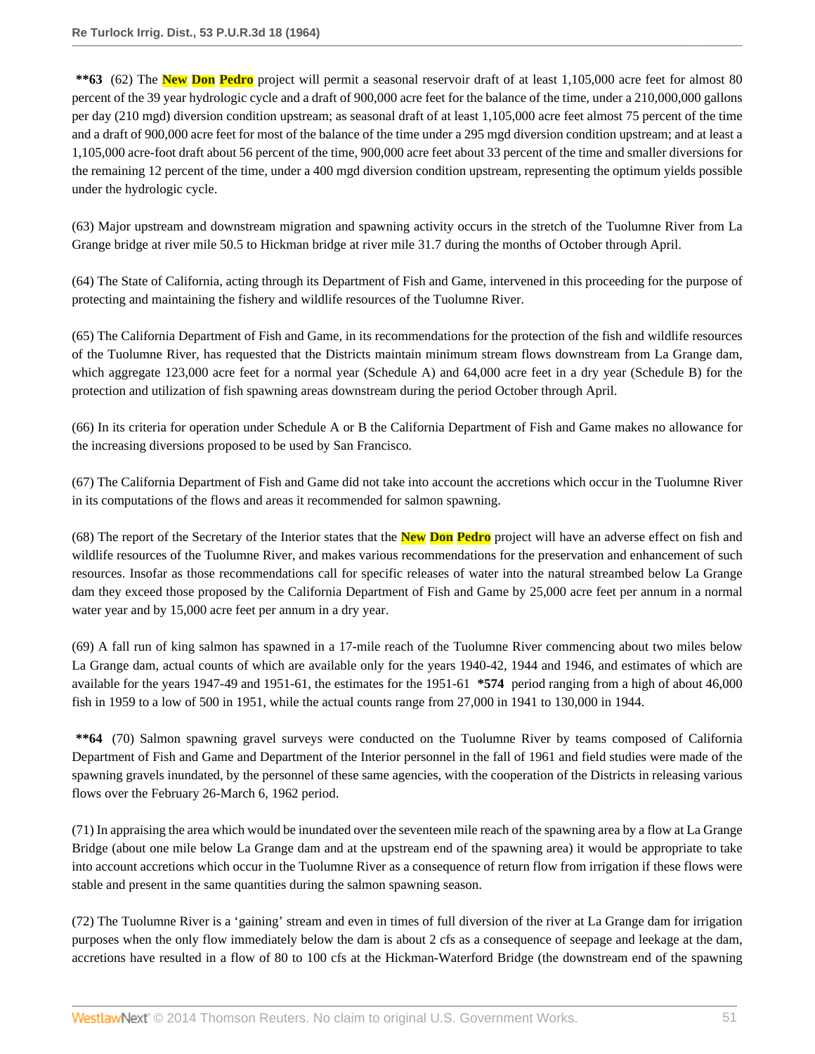**\*\*63** (62) The **New Don Pedro** project will permit a seasonal reservoir draft of at least 1,105,000 acre feet for almost 80 percent of the 39 year hydrologic cycle and a draft of 900,000 acre feet for the balance of the time, under a 210,000,000 gallons per day (210 mgd) diversion condition upstream; as seasonal draft of at least 1,105,000 acre feet almost 75 percent of the time and a draft of 900,000 acre feet for most of the balance of the time under a 295 mgd diversion condition upstream; and at least a 1,105,000 acre-foot draft about 56 percent of the time, 900,000 acre feet about 33 percent of the time and smaller diversions for the remaining 12 percent of the time, under a 400 mgd diversion condition upstream, representing the optimum yields possible under the hydrologic cycle.

(63) Major upstream and downstream migration and spawning activity occurs in the stretch of the Tuolumne River from La Grange bridge at river mile 50.5 to Hickman bridge at river mile 31.7 during the months of October through April.

(64) The State of California, acting through its Department of Fish and Game, intervened in this proceeding for the purpose of protecting and maintaining the fishery and wildlife resources of the Tuolumne River.

(65) The California Department of Fish and Game, in its recommendations for the protection of the fish and wildlife resources of the Tuolumne River, has requested that the Districts maintain minimum stream flows downstream from La Grange dam, which aggregate 123,000 acre feet for a normal year (Schedule A) and 64,000 acre feet in a dry year (Schedule B) for the protection and utilization of fish spawning areas downstream during the period October through April.

(66) In its criteria for operation under Schedule A or B the California Department of Fish and Game makes no allowance for the increasing diversions proposed to be used by San Francisco.

(67) The California Department of Fish and Game did not take into account the accretions which occur in the Tuolumne River in its computations of the flows and areas it recommended for salmon spawning.

(68) The report of the Secretary of the Interior states that the **New Don Pedro** project will have an adverse effect on fish and wildlife resources of the Tuolumne River, and makes various recommendations for the preservation and enhancement of such resources. Insofar as those recommendations call for specific releases of water into the natural streambed below La Grange dam they exceed those proposed by the California Department of Fish and Game by 25,000 acre feet per annum in a normal water year and by 15,000 acre feet per annum in a dry year.

(69) A fall run of king salmon has spawned in a 17-mile reach of the Tuolumne River commencing about two miles below La Grange dam, actual counts of which are available only for the years 1940-42, 1944 and 1946, and estimates of which are available for the years 1947-49 and 1951-61, the estimates for the 1951-61 **\*574** period ranging from a high of about 46,000 fish in 1959 to a low of 500 in 1951, while the actual counts range from 27,000 in 1941 to 130,000 in 1944.

**\*\*64** (70) Salmon spawning gravel surveys were conducted on the Tuolumne River by teams composed of California Department of Fish and Game and Department of the Interior personnel in the fall of 1961 and field studies were made of the spawning gravels inundated, by the personnel of these same agencies, with the cooperation of the Districts in releasing various flows over the February 26-March 6, 1962 period.

(71) In appraising the area which would be inundated over the seventeen mile reach of the spawning area by a flow at La Grange Bridge (about one mile below La Grange dam and at the upstream end of the spawning area) it would be appropriate to take into account accretions which occur in the Tuolumne River as a consequence of return flow from irrigation if these flows were stable and present in the same quantities during the salmon spawning season.

(72) The Tuolumne River is a 'gaining' stream and even in times of full diversion of the river at La Grange dam for irrigation purposes when the only flow immediately below the dam is about 2 cfs as a consequence of seepage and leakage at the dam, accretions have resulted in a flow of 80 to 100 cfs at the Hickman-Waterford Bridge (the downstream end of the spawning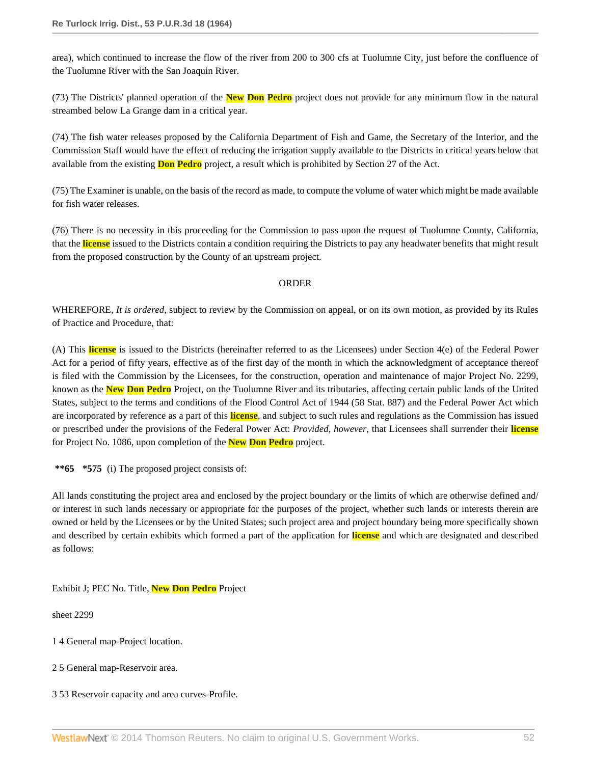area), which continued to increase the flow of the river from 200 to 300 cfs at Tuolumne City, just before the confluence of the Tuolumne River with the San Joaquin River.

(73) The Districts' planned operation of the New Don Pedro project does not provide for any minimum flow in the natural streambed below La Grange dam in a critical year.

(74) The fish water releases proposed by the California Department of Fish and Game, the Secretary of the Interior, and the Commission Staff would have the effect of reducing the irrigation supply available to the Districts in critical years below that available from the existing Don Pedro project, a result which is prohibited by Section 27 of the Act.

(75) The Examiner is unable, on the basis of the record as made, to compute the volume of water which might be made available for fish water releases.

(76) There is no necessity in this proceeding for the Commission to pass upon the request of Tuolumne County, California, that the license issued to the Districts contain a condition requiring the Districts to pay any headwater benefits that might result from the proposed construction by the County of an upstream project.

ORDER

WHEREFORE, *It is ordered*, subject to review by the Commission on appeal, or on its own motion, as provided by its Rules of Practice and Procedure, that:

(A) This license is issued to the Districts (hereinafter referred to as the Licensees) under Section 4(e) of the Federal Power Act for a period of fifty years, effective as of the first day of the month in which the acknowledgment of acceptance thereof is filed with the Commission by the Licensees, for the construction, operation and maintenance of major Project No. 2299, known as the New Don Pedro Project, on the Tuolumne River and its tributaries, affecting certain public lands of the United States, subject to the terms and conditions of the Flood Control Act of 1944 (58 Stat. 887) and the Federal Power Act which are incorporated by reference as a part of this license, and subject to such rules and regulations as the Commission has issued or prescribed under the provisions of the Federal Power Act: *Provided, however*, that Licensees shall surrender their license for Project No. 1086, upon completion of the New Don Pedro project.

**\*\*65 \*575** (i) The proposed project consists of:

All lands constituting the project area and enclosed by the project boundary or the limits of which are otherwise defined and/ or interest in such lands necessary or appropriate for the purposes of the project, whether such lands or interests therein are owned or held by the Licensees or by the United States; such project area and project boundary being more specifically shown and described by certain exhibits which formed a part of the application for license and which are designated and described as follows:

Exhibit J; PEC No. Title, New Don Pedro Project

sheet 2299

1 4 General map-Project location.

2 5 General map-Reservoir area.

3 53 Reservoir capacity and area curves-Profile.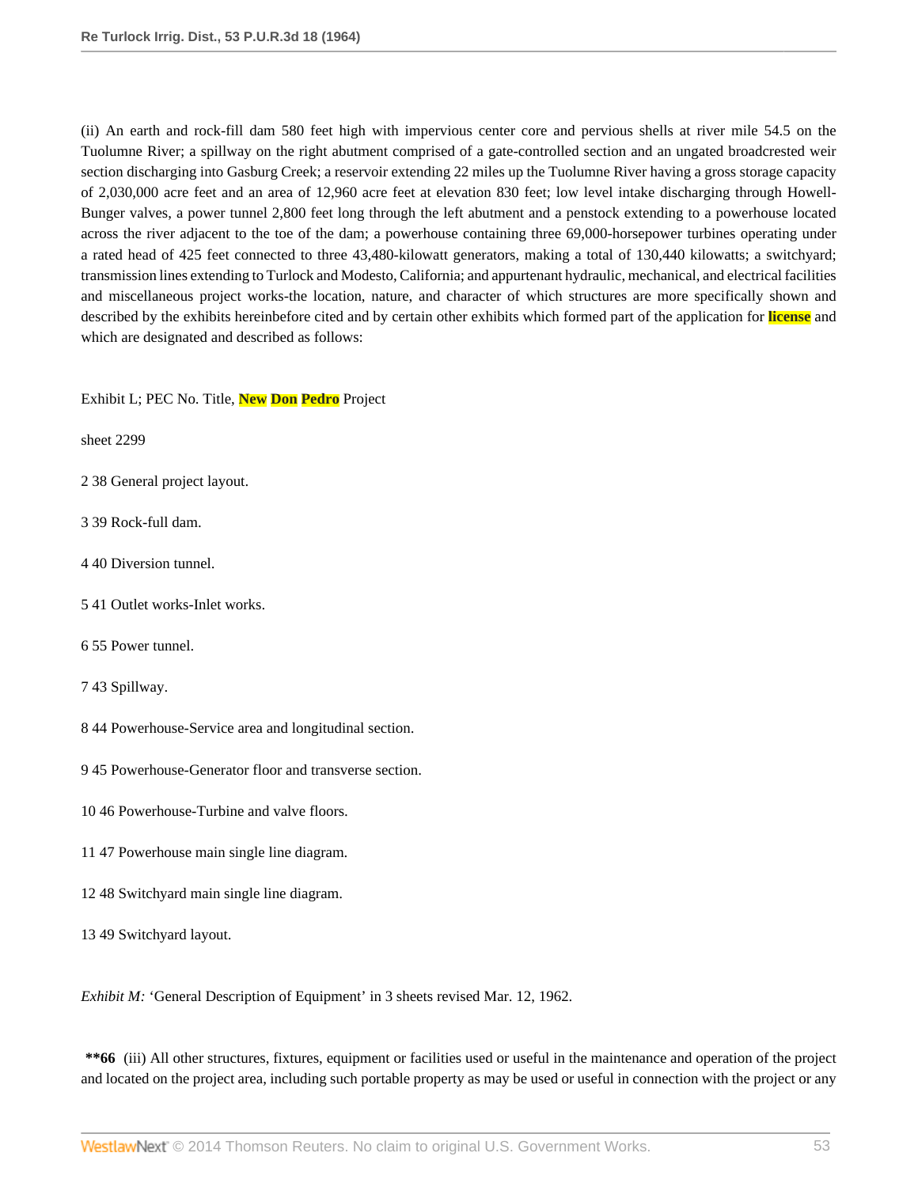(ii) An earth and rock-fill dam 580 feet high with impervious center core and pervious shells at river mile 54.5 on the Tuolumne River; a spillway on the right abutment comprised of a gate-controlled section and an ungated broadcrested weir section discharging into Gasburg Creek; a reservoir extending 22 miles up the Tuolumne River having a gross storage capacity of 2,030,000 acre feet and an area of 12,960 acre feet at elevation 830 feet; low level intake discharging through Howell-Bunger valves, a power tunnel 2,800 feet long through the left abutment and a penstock extending to a powerhouse located across the river adjacent to the toe of the dam; a powerhouse containing three 69,000-horsepower turbines operating under a rated head of 425 feet connected to three 43,480-kilowatt generators, making a total of 130,440 kilowatts; a switchyard; transmission lines extending to Turlock and Modesto, California; and appurtenant hydraulic, mechanical, and electrical facilities and miscellaneous project works-the location, nature, and character of which structures are more specifically shown and described by the exhibits hereinbefore cited and by certain other exhibits which formed part of the application for license and which are designated and described as follows:

Exhibit L; PEC No. Title, New Don Pedro Project

sheet 2299

2 38 General project layout.

3 39 Rock-full dam.

4 40 Diversion tunnel.

5 41 Outlet works-Inlet works.

6 55 Power tunnel.

7 43 Spillway.

8 44 Powerhouse-Service area and longitudinal section.

9 45 Powerhouse-Generator floor and transverse section.

10 46 Powerhouse-Turbine and valve floors.

11 47 Powerhouse main single line diagram.

12 48 Switchyard main single line diagram.

13 49 Switchyard layout.

*Exhibit M:* 'General Description of Equipment' in 3 sheets revised Mar. 12, 1962.

**\*\*66** (iii) All other structures, fixtures, equipment or facilities used or useful in the maintenance and operation of the project and located on the project area, including such portable property as may be used or useful in connection with the project or any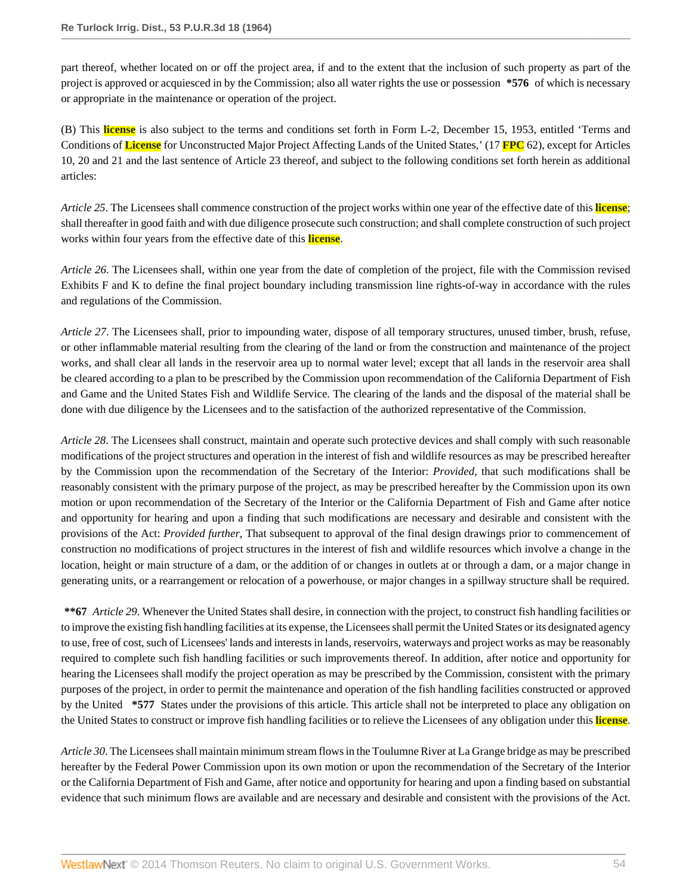part thereof, whether located on or off the project area, if and to the extent that the inclusion of such property as part of the project is approved or acquiesced in by the Commission; also all water rights the use or possession **\*576** of which is necessary or appropriate in the maintenance or operation of the project.

(B) This license is also subject to the terms and conditions set forth in Form L-2, December 15, 1953, entitled 'Terms and Conditions of License for Unconstructed Major Project Affecting Lands of the United States,' (17 FPC 62), except for Articles 10, 20 and 21 and the last sentence of Article 23 thereof, and subject to the following conditions set forth herein as additional articles:

*Article 25*. The Licensees shall commence construction of the project works within one year of the effective date of this license; shall thereafter in good faith and with due diligence prosecute such construction; and shall complete construction of such project works within four years from the effective date of this license.

*Article 26*. The Licensees shall, within one year from the date of completion of the project, file with the Commission revised Exhibits F and K to define the final project boundary including transmission line rights-of-way in accordance with the rules and regulations of the Commission.

*Article 27*. The Licensees shall, prior to impounding water, dispose of all temporary structures, unused timber, brush, refuse, or other inflammable material resulting from the clearing of the land or from the construction and maintenance of the project works, and shall clear all lands in the reservoir area up to normal water level; except that all lands in the reservoir area shall be cleared according to a plan to be prescribed by the Commission upon recommendation of the California Department of Fish and Game and the United States Fish and Wildlife Service. The clearing of the lands and the disposal of the material shall be done with due diligence by the Licensees and to the satisfaction of the authorized representative of the Commission.

*Article 28*. The Licensees shall construct, maintain and operate such protective devices and shall comply with such reasonable modifications of the project structures and operation in the interest of fish and wildlife resources as may be prescribed hereafter by the Commission upon the recommendation of the Secretary of the Interior: *Provided*, that such modifications shall be reasonably consistent with the primary purpose of the project, as may be prescribed hereafter by the Commission upon its own motion or upon recommendation of the Secretary of the Interior or the California Department of Fish and Game after notice and opportunity for hearing and upon a finding that such modifications are necessary and desirable and consistent with the provisions of the Act: *Provided further*, That subsequent to approval of the final design drawings prior to commencement of construction no modifications of project structures in the interest of fish and wildlife resources which involve a change in the location, height or main structure of a dam, or the addition of or changes in outlets at or through a dam, or a major change in generating units, or a rearrangement or relocation of a powerhouse, or major changes in a spillway structure shall be required.

**\*\*67** *Article 29*. Whenever the United States shall desire, in connection with the project, to construct fish handling facilities or to improve the existing fish handling facilities at its expense, the Licensees shall permit the United States or its designated agency to use, free of cost, such of Licensees' lands and interests in lands, reservoirs, waterways and project works as may be reasonably required to complete such fish handling facilities or such improvements thereof. In addition, after notice and opportunity for hearing the Licensees shall modify the project operation as may be prescribed by the Commission, consistent with the primary purposes of the project, in order to permit the maintenance and operation of the fish handling facilities constructed or approved by the United **\*577** States under the provisions of this article. This article shall not be interpreted to place any obligation on the United States to construct or improve fish handling facilities or to relieve the Licensees of any obligation under this license.

*Article 30*. The Licensees shall maintain minimum stream flows in the Toulumne River at La Grange bridge as may be prescribed hereafter by the Federal Power Commission upon its own motion or upon the recommendation of the Secretary of the Interior or the California Department of Fish and Game, after notice and opportunity for hearing and upon a finding based on substantial evidence that such minimum flows are available and are necessary and desirable and consistent with the provisions of the Act.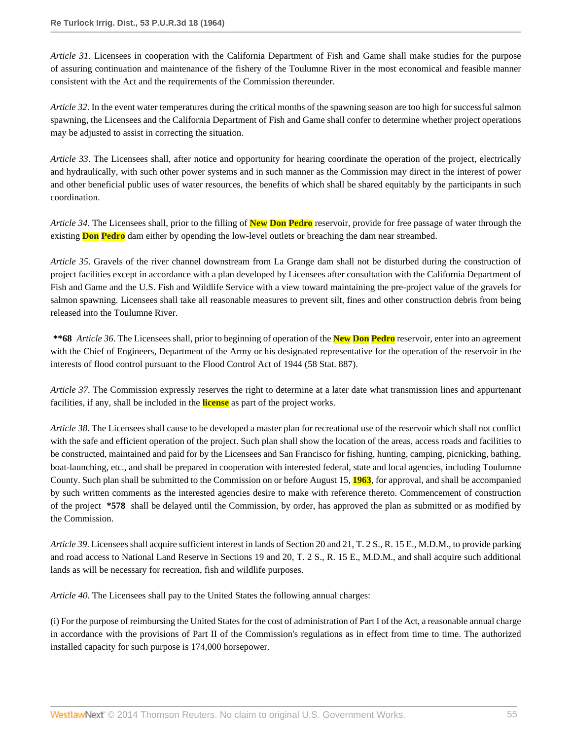*Article 31*. Licensees in cooperation with the California Department of Fish and Game shall make studies for the purpose of assuring continuation and maintenance of the fishery of the Toulumne River in the most economical and feasible manner consistent with the Act and the requirements of the Commission thereunder.

*Article 32*. In the event water temperatures during the critical months of the spawning season are too high for successful salmon spawning, the Licensees and the California Department of Fish and Game shall confer to determine whether project operations may be adjusted to assist in correcting the situation.

*Article 33*. The Licensees shall, after notice and opportunity for hearing coordinate the operation of the project, electrically and hydraulically, with such other power systems and in such manner as the Commission may direct in the interest of power and other beneficial public uses of water resources, the benefits of which shall be shared equitably by the participants in such coordination.

*Article 34*. The Licensees shall, prior to the filling of **New Don Pedro** reservoir, provide for free passage of water through the existing **Don Pedro** dam either by opending the low-level outlets or breaching the dam near streambed.

*Article 35*. Gravels of the river channel downstream from La Grange dam shall not be disturbed during the construction of project facilities except in accordance with a plan developed by Licensees after consultation with the California Department of Fish and Game and the U.S. Fish and Wildlife Service with a view toward maintaining the pre-project value of the gravels for salmon spawning. Licensees shall take all reasonable measures to prevent silt, fines and other construction debris from being released into the Toulumne River.

**\*\*68** *Article 36*. The Licensees shall, prior to beginning of operation of the **New Don Pedro** reservoir, enter into an agreement with the Chief of Engineers, Department of the Army or his designated representative for the operation of the reservoir in the interests of flood control pursuant to the Flood Control Act of 1944 (58 Stat. 887).

*Article 37*. The Commission expressly reserves the right to determine at a later date what transmission lines and appurtenant facilities, if any, shall be included in the **license** as part of the project works.

*Article 38*. The Licensees shall cause to be developed a master plan for recreational use of the reservoir which shall not conflict with the safe and efficient operation of the project. Such plan shall show the location of the areas, access roads and facilities to be constructed, maintained and paid for by the Licensees and San Francisco for fishing, hunting, camping, picnicking, bathing, boat-launching, etc., and shall be prepared in cooperation with interested federal, state and local agencies, including Toulumne County. Such plan shall be submitted to the Commission on or before August 15, **1963**, for approval, and shall be accompanied by such written comments as the interested agencies desire to make with reference thereto. Commencement of construction of the project **\*578** shall be delayed until the Commission, by order, has approved the plan as submitted or as modified by the Commission.

*Article 39*. Licensees shall acquire sufficient interest in lands of Section 20 and 21, T. 2 S., R. 15 E., M.D.M., to provide parking and road access to National Land Reserve in Sections 19 and 20, T. 2 S., R. 15 E., M.D.M., and shall acquire such additional lands as will be necessary for recreation, fish and wildlife purposes.

*Article 40*. The Licensees shall pay to the United States the following annual charges:

(i) For the purpose of reimbursing the United States for the cost of administration of Part I of the Act, a reasonable annual charge in accordance with the provisions of Part II of the Commission's regulations as in effect from time to time. The authorized installed capacity for such purpose is 174,000 horsepower.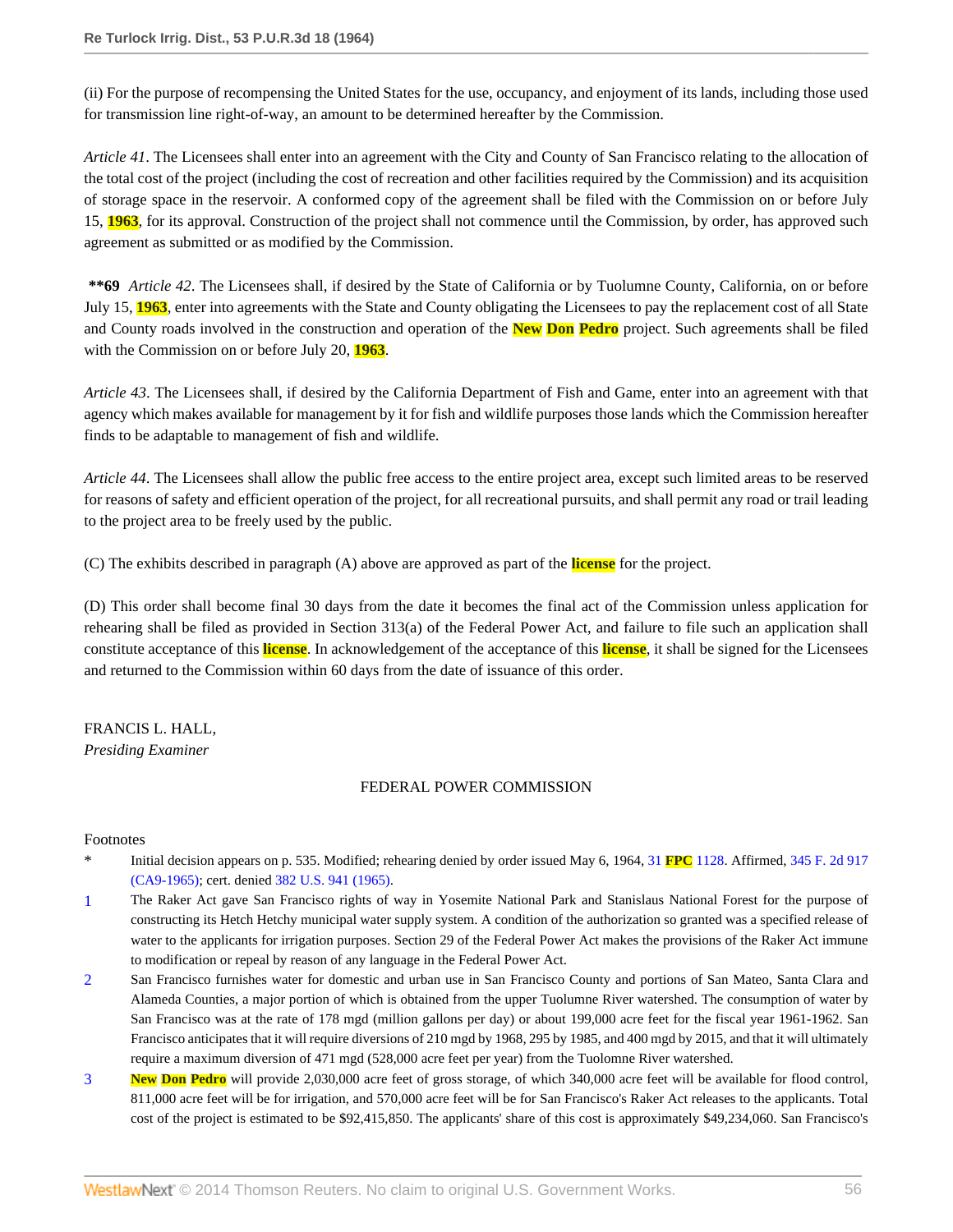(ii) For the purpose of recompensing the United States for the use, occupancy, and enjoyment of its lands, including those used for transmission line right-of-way, an amount to be determined hereafter by the Commission.

*Article 41*. The Licensees shall enter into an agreement with the City and County of San Francisco relating to the allocation of the total cost of the project (including the cost of recreation and other facilities required by the Commission) and its acquisition of storage space in the reservoir. A conformed copy of the agreement shall be filed with the Commission on or before July 15, **1963**, for its approval. Construction of the project shall not commence until the Commission, by order, has approved such agreement as submitted or as modified by the Commission.

**\*\*69** *Article 42*. The Licensees shall, if desired by the State of California or by Tuolumne County, California, on or before July 15, **1963**, enter into agreements with the State and County obligating the Licensees to pay the replacement cost of all State and County roads involved in the construction and operation of the **New Don Pedro** project. Such agreements shall be filed with the Commission on or before July 20, **1963**.

*Article 43*. The Licensees shall, if desired by the California Department of Fish and Game, enter into an agreement with that agency which makes available for management by it for fish and wildlife purposes those lands which the Commission hereafter finds to be adaptable to management of fish and wildlife.

*Article 44*. The Licensees shall allow the public free access to the entire project area, except such limited areas to be reserved for reasons of safety and efficient operation of the project, for all recreational pursuits, and shall permit any road or trail leading to the project area to be freely used by the public.

(C) The exhibits described in paragraph (A) above are approved as part of the **license** for the project.

(D) This order shall become final 30 days from the date it becomes the final act of the Commission unless application for rehearing shall be filed as provided in Section 313(a) of the Federal Power Act, and failure to file such an application shall constitute acceptance of this **license**. In acknowledgement of the acceptance of this **license**, it shall be signed for the Licensees and returned to the Commission within 60 days from the date of issuance of this order.

FRANCIS L. HALL,
*Presiding Examiner*

FEDERAL POWER COMMISSION

Footnotes

\* Initial decision appears on p. 535. Modified; rehearing denied by order issued May 6, 1964, 31 **FPC** 1128. Affirmed, 345 F. 2d 917 (CA9-1965); cert. denied 382 U.S. 941 (1965).

1 The Raker Act gave San Francisco rights of way in Yosemite National Park and Stanislaus National Forest for the purpose of constructing its Hetch Hetchy municipal water supply system. A condition of the authorization so granted was a specified release of water to the applicants for irrigation purposes. Section 29 of the Federal Power Act makes the provisions of the Raker Act immune to modification or repeal by reason of any language in the Federal Power Act.

2 San Francisco furnishes water for domestic and urban use in San Francisco County and portions of San Mateo, Santa Clara and Alameda Counties, a major portion of which is obtained from the upper Tuolumne River watershed. The consumption of water by San Francisco was at the rate of 178 mgd (million gallons per day) or about 199,000 acre feet for the fiscal year 1961-1962. San Francisco anticipates that it will require diversions of 210 mgd by 1968, 295 by 1985, and 400 mgd by 2015, and that it will ultimately require a maximum diversion of 471 mgd (528,000 acre feet per year) from the Tuolomne River watershed.

3 **New Don Pedro** will provide 2,030,000 acre feet of gross storage, of which 340,000 acre feet will be available for flood control, 811,000 acre feet will be for irrigation, and 570,000 acre feet will be for San Francisco's Raker Act releases to the applicants. Total cost of the project is estimated to be $92,415,850. The applicants' share of this cost is approximately $49,234,060. San Francisco's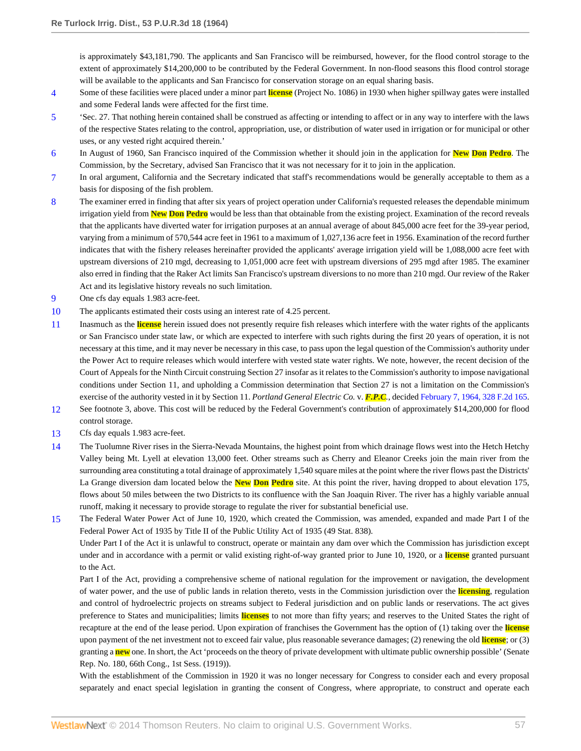is approximately $43,181,790. The applicants and San Francisco will be reimbursed, however, for the flood control storage to the extent of approximately $14,200,000 to be contributed by the Federal Government. In non-flood seasons this flood control storage will be available to the applicants and San Francisco for conservation storage on an equal sharing basis.

4 Some of these facilities were placed under a minor part license (Project No. 1086) in 1930 when higher spillway gates were installed and some Federal lands were affected for the first time.

5 'Sec. 27. That nothing herein contained shall be construed as affecting or intending to affect or in any way to interfere with the laws of the respective States relating to the control, appropriation, use, or distribution of water used in irrigation or for municipal or other uses, or any vested right acquired therein.'

6 In August of 1960, San Francisco inquired of the Commission whether it should join in the application for New Don Pedro. The Commission, by the Secretary, advised San Francisco that it was not necessary for it to join in the application.

7 In oral argument, California and the Secretary indicated that staff's recommendations would be generally acceptable to them as a basis for disposing of the fish problem.

8 The examiner erred in finding that after six years of project operation under California's requested releases the dependable minimum irrigation yield from New Don Pedro would be less than that obtainable from the existing project. Examination of the record reveals that the applicants have diverted water for irrigation purposes at an annual average of about 845,000 acre feet for the 39-year period, varying from a minimum of 570,544 acre feet in 1961 to a maximum of 1,027,136 acre feet in 1956. Examination of the record further indicates that with the fishery releases hereinafter provided the applicants' average irrigation yield will be 1,088,000 acre feet with upstream diversions of 210 mgd, decreasing to 1,051,000 acre feet with upstream diversions of 295 mgd after 1985. The examiner also erred in finding that the Raker Act limits San Francisco's upstream diversions to no more than 210 mgd. Our review of the Raker Act and its legislative history reveals no such limitation.

9 One cfs day equals 1.983 acre-feet.

10 The applicants estimated their costs using an interest rate of 4.25 percent.

11 Inasmuch as the license herein issued does not presently require fish releases which interfere with the water rights of the applicants or San Francisco under state law, or which are expected to interfere with such rights during the first 20 years of operation, it is not necessary at this time, and it may never be necessary in this case, to pass upon the legal question of the Commission's authority under the Power Act to require releases which would interfere with vested state water rights. We note, however, the recent decision of the Court of Appeals for the Ninth Circuit construing Section 27 insofar as it relates to the Commission's authority to impose navigational conditions under Section 11, and upholding a Commission determination that Section 27 is not a limitation on the Commission's exercise of the authority vested in it by Section 11. *Portland General Electric Co.* v. *F.P.C.*, decided February 7, 1964, 328 F.2d 165.

12 See footnote 3, above. This cost will be reduced by the Federal Government's contribution of approximately $14,200,000 for flood control storage.

13 Cfs day equals 1.983 acre-feet.

14 The Tuolumne River rises in the Sierra-Nevada Mountains, the highest point from which drainage flows west into the Hetch Hetchy Valley being Mt. Lyell at elevation 13,000 feet. Other streams such as Cherry and Eleanor Creeks join the main river from the surrounding area constituting a total drainage of approximately 1,540 square miles at the point where the river flows past the Districts' La Grange diversion dam located below the New Don Pedro site. At this point the river, having dropped to about elevation 175, flows about 50 miles between the two Districts to its confluence with the San Joaquin River. The river has a highly variable annual runoff, making it necessary to provide storage to regulate the river for substantial beneficial use.

15 The Federal Water Power Act of June 10, 1920, which created the Commission, was amended, expanded and made Part I of the Federal Power Act of 1935 by Title II of the Public Utility Act of 1935 (49 Stat. 838).

Under Part I of the Act it is unlawful to construct, operate or maintain any dam over which the Commission has jurisdiction except under and in accordance with a permit or valid existing right-of-way granted prior to June 10, 1920, or a license granted pursuant to the Act.

Part I of the Act, providing a comprehensive scheme of national regulation for the improvement or navigation, the development of water power, and the use of public lands in relation thereto, vests in the Commission jurisdiction over the licensing, regulation and control of hydroelectric projects on streams subject to Federal jurisdiction and on public lands or reservations. The act gives preference to States and municipalities; limits licenses to not more than fifty years; and reserves to the United States the right of recapture at the end of the lease period. Upon expiration of franchises the Government has the option of (1) taking over the license upon payment of the net investment not to exceed fair value, plus reasonable severance damages; (2) renewing the old license; or (3) granting a new one. In short, the Act 'proceeds on the theory of private development with ultimate public ownership possible' (Senate Rep. No. 180, 66th Cong., 1st Sess. (1919)).

With the establishment of the Commission in 1920 it was no longer necessary for Congress to consider each and every proposal separately and enact special legislation in granting the consent of Congress, where appropriate, to construct and operate each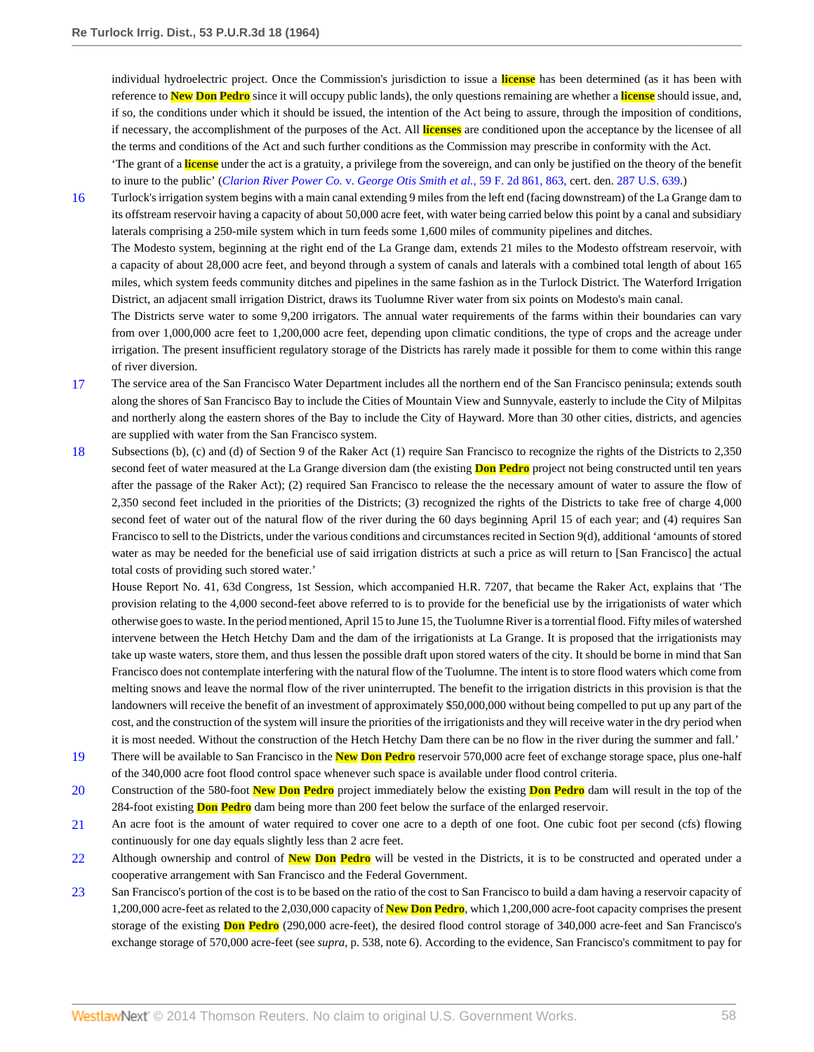individual hydroelectric project. Once the Commission's jurisdiction to issue a license has been determined (as it has been with reference to New Don Pedro since it will occupy public lands), the only questions remaining are whether a license should issue, and, if so, the conditions under which it should be issued, the intention of the Act being to assure, through the imposition of conditions, if necessary, the accomplishment of the purposes of the Act. All licenses are conditioned upon the acceptance by the licensee of all the terms and conditions of the Act and such further conditions as the Commission may prescribe in conformity with the Act.

'The grant of a license under the act is a gratuity, a privilege from the sovereign, and can only be justified on the theory of the benefit to inure to the public' (*Clarion River Power Co.* v. *George Otis Smith et al.*, 59 F. 2d 861, 863, cert. den. 287 U.S. 639.)

16 Turlock's irrigation system begins with a main canal extending 9 miles from the left end (facing downstream) of the La Grange dam to its offstream reservoir having a capacity of about 50,000 acre feet, with water being carried below this point by a canal and subsidiary laterals comprising a 250-mile system which in turn feeds some 1,600 miles of community pipelines and ditches.

The Modesto system, beginning at the right end of the La Grange dam, extends 21 miles to the Modesto offstream reservoir, with a capacity of about 28,000 acre feet, and beyond through a system of canals and laterals with a combined total length of about 165 miles, which system feeds community ditches and pipelines in the same fashion as in the Turlock District. The Waterford Irrigation District, an adjacent small irrigation District, draws its Tuolumne River water from six points on Modesto's main canal.

The Districts serve water to some 9,200 irrigators. The annual water requirements of the farms within their boundaries can vary from over 1,000,000 acre feet to 1,200,000 acre feet, depending upon climatic conditions, the type of crops and the acreage under irrigation. The present insufficient regulatory storage of the Districts has rarely made it possible for them to come within this range of river diversion.

17 The service area of the San Francisco Water Department includes all the northern end of the San Francisco peninsula; extends south along the shores of San Francisco Bay to include the Cities of Mountain View and Sunnyvale, easterly to include the City of Milpitas and northerly along the eastern shores of the Bay to include the City of Hayward. More than 30 other cities, districts, and agencies are supplied with water from the San Francisco system.

18 Subsections (b), (c) and (d) of Section 9 of the Raker Act (1) require San Francisco to recognize the rights of the Districts to 2,350 second feet of water measured at the La Grange diversion dam (the existing Don Pedro project not being constructed until ten years after the passage of the Raker Act); (2) required San Francisco to release the the necessary amount of water to assure the flow of 2,350 second feet included in the priorities of the Districts; (3) recognized the rights of the Districts to take free of charge 4,000 second feet of water out of the natural flow of the river during the 60 days beginning April 15 of each year; and (4) requires San Francisco to sell to the Districts, under the various conditions and circumstances recited in Section 9(d), additional 'amounts of stored water as may be needed for the beneficial use of said irrigation districts at such a price as will return to [San Francisco] the actual total costs of providing such stored water.'

House Report No. 41, 63d Congress, 1st Session, which accompanied H.R. 7207, that became the Raker Act, explains that 'The provision relating to the 4,000 second-feet above referred to is to provide for the beneficial use by the irrigationists of water which otherwise goes to waste. In the period mentioned, April 15 to June 15, the Tuolumne River is a torrential flood. Fifty miles of watershed intervene between the Hetch Hetchy Dam and the dam of the irrigationists at La Grange. It is proposed that the irrigationists may take up waste waters, store them, and thus lessen the possible draft upon stored waters of the city. It should be borne in mind that San Francisco does not contemplate interfering with the natural flow of the Tuolumne. The intent is to store flood waters which come from melting snows and leave the normal flow of the river uninterrupted. The benefit to the irrigation districts in this provision is that the landowners will receive the benefit of an investment of approximately $50,000,000 without being compelled to put up any part of the cost, and the construction of the system will insure the priorities of the irrigationists and they will receive water in the dry period when it is most needed. Without the construction of the Hetch Hetchy Dam there can be no flow in the river during the summer and fall.'

19 There will be available to San Francisco in the New Don Pedro reservoir 570,000 acre feet of exchange storage space, plus one-half of the 340,000 acre foot flood control space whenever such space is available under flood control criteria.

20 Construction of the 580-foot New Don Pedro project immediately below the existing Don Pedro dam will result in the top of the 284-foot existing Don Pedro dam being more than 200 feet below the surface of the enlarged reservoir.

21 An acre foot is the amount of water required to cover one acre to a depth of one foot. One cubic foot per second (cfs) flowing continuously for one day equals slightly less than 2 acre feet.

22 Although ownership and control of New Don Pedro will be vested in the Districts, it is to be constructed and operated under a cooperative arrangement with San Francisco and the Federal Government.

23 San Francisco's portion of the cost is to be based on the ratio of the cost to San Francisco to build a dam having a reservoir capacity of 1,200,000 acre-feet as related to the 2,030,000 capacity of New Don Pedro, which 1,200,000 acre-foot capacity comprises the present storage of the existing Don Pedro (290,000 acre-feet), the desired flood control storage of 340,000 acre-feet and San Francisco's exchange storage of 570,000 acre-feet (see *supra*, p. 538, note 6). According to the evidence, San Francisco's commitment to pay for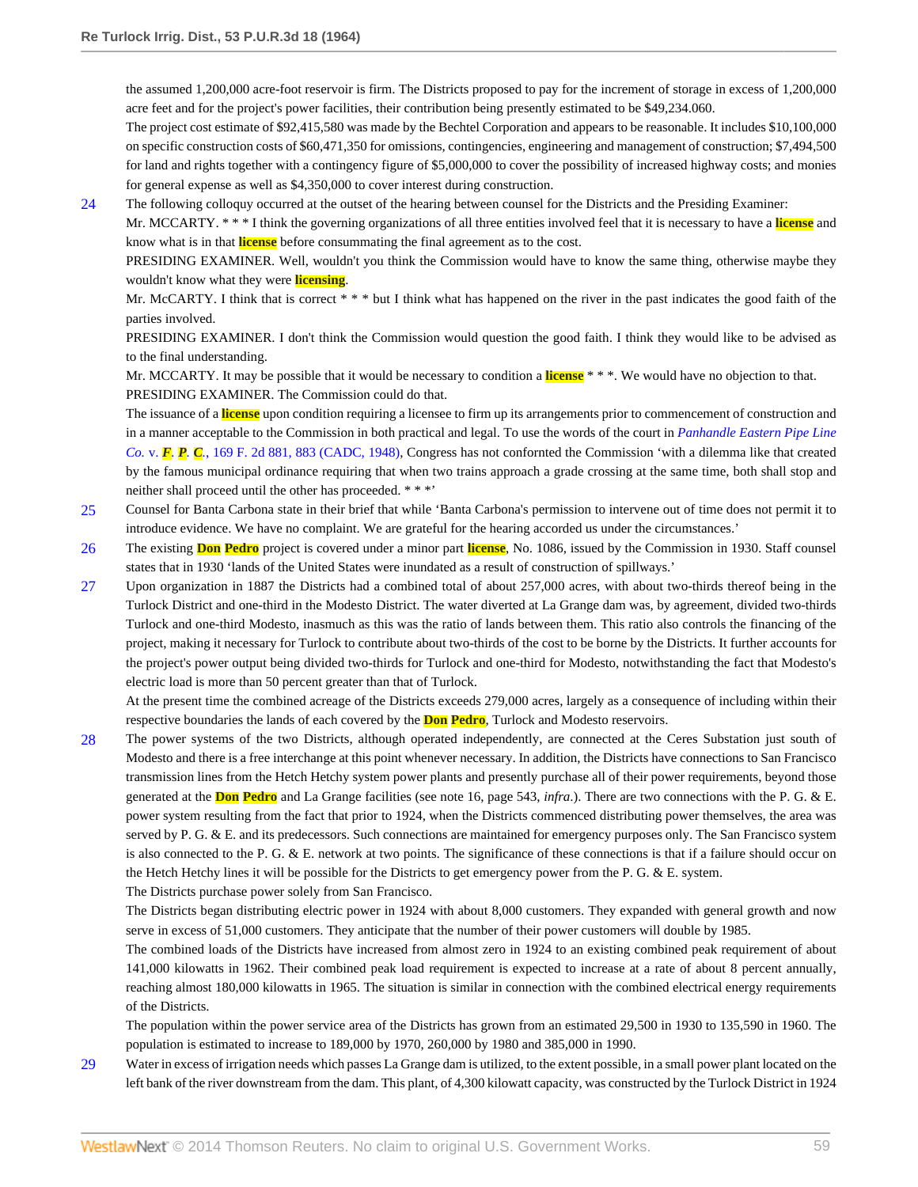the assumed 1,200,000 acre-foot reservoir is firm. The Districts proposed to pay for the increment of storage in excess of 1,200,000 acre feet and for the project's power facilities, their contribution being presently estimated to be $49,234.060.

The project cost estimate of $92,415,580 was made by the Bechtel Corporation and appears to be reasonable. It includes $10,100,000 on specific construction costs of $60,471,350 for omissions, contingencies, engineering and management of construction; $7,494,500 for land and rights together with a contingency figure of $5,000,000 to cover the possibility of increased highway costs; and monies for general expense as well as $4,350,000 to cover interest during construction.

24 The following colloquy occurred at the outset of the hearing between counsel for the Districts and the Presiding Examiner:

Mr. MCCARTY. * * * I think the governing organizations of all three entities involved feel that it is necessary to have a license and know what is in that license before consummating the final agreement as to the cost.

PRESIDING EXAMINER. Well, wouldn't you think the Commission would have to know the same thing, otherwise maybe they wouldn't know what they were licensing.

Mr. McCARTY. I think that is correct * * * but I think what has happened on the river in the past indicates the good faith of the parties involved.

PRESIDING EXAMINER. I don't think the Commission would question the good faith. I think they would like to be advised as to the final understanding.

Mr. MCCARTY. It may be possible that it would be necessary to condition a license * * *. We would have no objection to that.

PRESIDING EXAMINER. The Commission could do that.

The issuance of a license upon condition requiring a licensee to firm up its arrangements prior to commencement of construction and in a manner acceptable to the Commission in both practical and legal. To use the words of the court in *Panhandle Eastern Pipe Line Co.* v. *F. P. C.*, 169 F. 2d 881, 883 (CADC, 1948), Congress has not confornted the Commission 'with a dilemma like that created by the famous municipal ordinance requiring that when two trains approach a grade crossing at the same time, both shall stop and neither shall proceed until the other has proceeded. * * *'

25 Counsel for Banta Carbona state in their brief that while 'Banta Carbona's permission to intervene out of time does not permit it to introduce evidence. We have no complaint. We are grateful for the hearing accorded us under the circumstances.'

26 The existing Don Pedro project is covered under a minor part license, No. 1086, issued by the Commission in 1930. Staff counsel states that in 1930 'lands of the United States were inundated as a result of construction of spillways.'

27 Upon organization in 1887 the Districts had a combined total of about 257,000 acres, with about two-thirds thereof being in the Turlock District and one-third in the Modesto District. The water diverted at La Grange dam was, by agreement, divided two-thirds Turlock and one-third Modesto, inasmuch as this was the ratio of lands between them. This ratio also controls the financing of the project, making it necessary for Turlock to contribute about two-thirds of the cost to be borne by the Districts. It further accounts for the project's power output being divided two-thirds for Turlock and one-third for Modesto, notwithstanding the fact that Modesto's electric load is more than 50 percent greater than that of Turlock.

At the present time the combined acreage of the Districts exceeds 279,000 acres, largely as a consequence of including within their respective boundaries the lands of each covered by the Don Pedro, Turlock and Modesto reservoirs.

28 The power systems of the two Districts, although operated independently, are connected at the Ceres Substation just south of Modesto and there is a free interchange at this point whenever necessary. In addition, the Districts have connections to San Francisco transmission lines from the Hetch Hetchy system power plants and presently purchase all of their power requirements, beyond those generated at the Don Pedro and La Grange facilities (see note 16, page 543, *infra*.). There are two connections with the P. G. & E. power system resulting from the fact that prior to 1924, when the Districts commenced distributing power themselves, the area was served by P. G. & E. and its predecessors. Such connections are maintained for emergency purposes only. The San Francisco system is also connected to the P. G. & E. network at two points. The significance of these connections is that if a failure should occur on the Hetch Hetchy lines it will be possible for the Districts to get emergency power from the P. G. & E. system.

The Districts purchase power solely from San Francisco.

The Districts began distributing electric power in 1924 with about 8,000 customers. They expanded with general growth and now serve in excess of 51,000 customers. They anticipate that the number of their power customers will double by 1985.

The combined loads of the Districts have increased from almost zero in 1924 to an existing combined peak requirement of about 141,000 kilowatts in 1962. Their combined peak load requirement is expected to increase at a rate of about 8 percent annually, reaching almost 180,000 kilowatts in 1965. The situation is similar in connection with the combined electrical energy requirements of the Districts.

The population within the power service area of the Districts has grown from an estimated 29,500 in 1930 to 135,590 in 1960. The population is estimated to increase to 189,000 by 1970, 260,000 by 1980 and 385,000 in 1990.

29 Water in excess of irrigation needs which passes La Grange dam is utilized, to the extent possible, in a small power plant located on the left bank of the river downstream from the dam. This plant, of 4,300 kilowatt capacity, was constructed by the Turlock District in 1924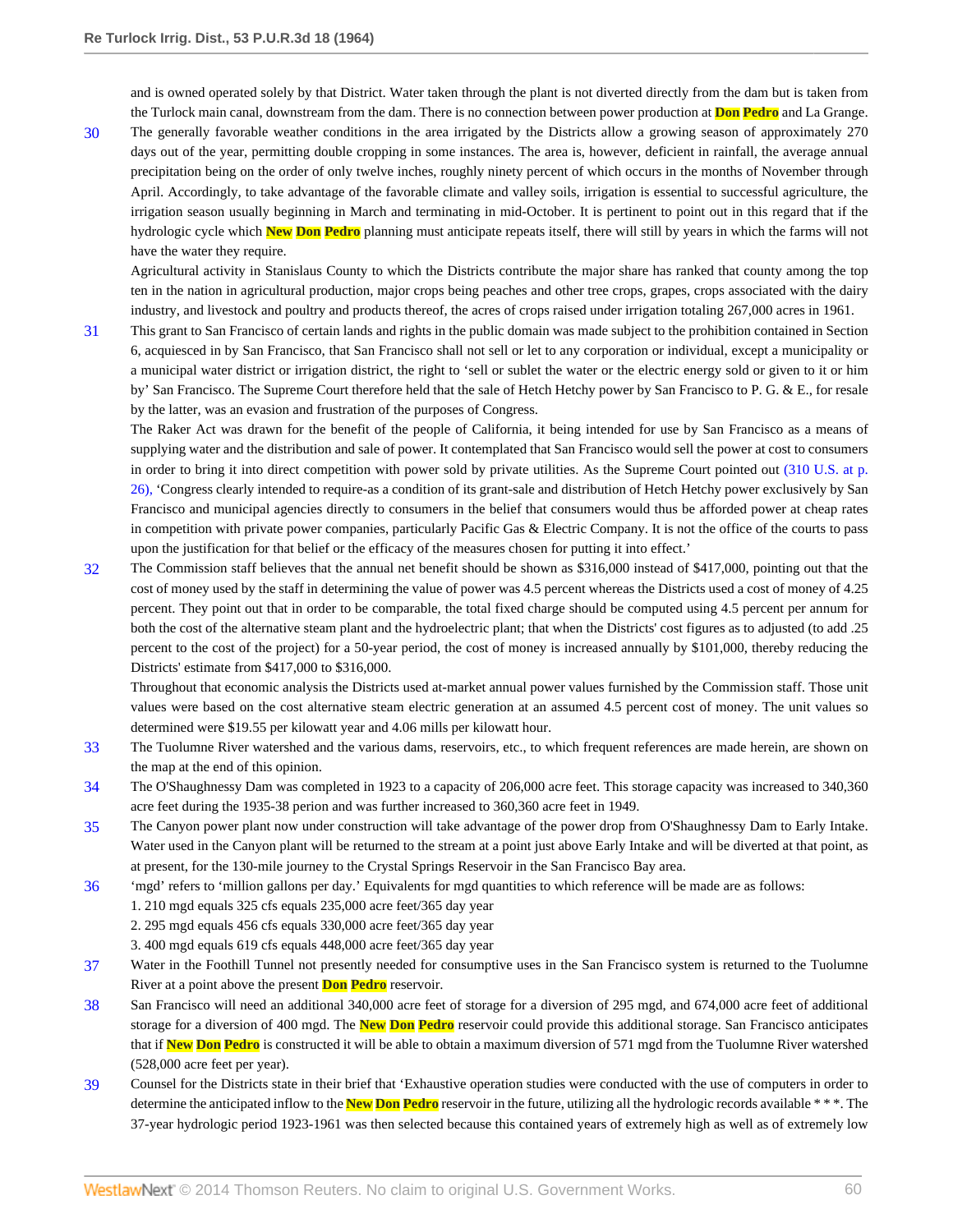and is owned operated solely by that District. Water taken through the plant is not diverted directly from the dam but is taken from the Turlock main canal, downstream from the dam. There is no connection between power production at Don Pedro and La Grange.

30 The generally favorable weather conditions in the area irrigated by the Districts allow a growing season of approximately 270 days out of the year, permitting double cropping in some instances. The area is, however, deficient in rainfall, the average annual precipitation being on the order of only twelve inches, roughly ninety percent of which occurs in the months of November through April. Accordingly, to take advantage of the favorable climate and valley soils, irrigation is essential to successful agriculture, the irrigation season usually beginning in March and terminating in mid-October. It is pertinent to point out in this regard that if the hydrologic cycle which New Don Pedro planning must anticipate repeats itself, there will still by years in which the farms will not have the water they require.

Agricultural activity in Stanislaus County to which the Districts contribute the major share has ranked that county among the top ten in the nation in agricultural production, major crops being peaches and other tree crops, grapes, crops associated with the dairy industry, and livestock and poultry and products thereof, the acres of crops raised under irrigation totaling 267,000 acres in 1961.

31 This grant to San Francisco of certain lands and rights in the public domain was made subject to the prohibition contained in Section 6, acquiesced in by San Francisco, that San Francisco shall not sell or let to any corporation or individual, except a municipality or a municipal water district or irrigation district, the right to 'sell or sublet the water or the electric energy sold or given to it or him by' San Francisco. The Supreme Court therefore held that the sale of Hetch Hetchy power by San Francisco to P. G. & E., for resale by the latter, was an evasion and frustration of the purposes of Congress.

The Raker Act was drawn for the benefit of the people of California, it being intended for use by San Francisco as a means of supplying water and the distribution and sale of power. It contemplated that San Francisco would sell the power at cost to consumers in order to bring it into direct competition with power sold by private utilities. As the Supreme Court pointed out (310 U.S. at p. 26), 'Congress clearly intended to require-as a condition of its grant-sale and distribution of Hetch Hetchy power exclusively by San Francisco and municipal agencies directly to consumers in the belief that consumers would thus be afforded power at cheap rates in competition with private power companies, particularly Pacific Gas & Electric Company. It is not the office of the courts to pass upon the justification for that belief or the efficacy of the measures chosen for putting it into effect.'

32 The Commission staff believes that the annual net benefit should be shown as $316,000 instead of $417,000, pointing out that the cost of money used by the staff in determining the value of power was 4.5 percent whereas the Districts used a cost of money of 4.25 percent. They point out that in order to be comparable, the total fixed charge should be computed using 4.5 percent per annum for both the cost of the alternative steam plant and the hydroelectric plant; that when the Districts' cost figures as to adjusted (to add .25 percent to the cost of the project) for a 50-year period, the cost of money is increased annually by $101,000, thereby reducing the Districts' estimate from $417,000 to $316,000.

Throughout that economic analysis the Districts used at-market annual power values furnished by the Commission staff. Those unit values were based on the cost alternative steam electric generation at an assumed 4.5 percent cost of money. The unit values so determined were $19.55 per kilowatt year and 4.06 mills per kilowatt hour.

33 The Tuolumne River watershed and the various dams, reservoirs, etc., to which frequent references are made herein, are shown on the map at the end of this opinion.

34 The O'Shaughnessy Dam was completed in 1923 to a capacity of 206,000 acre feet. This storage capacity was increased to 340,360 acre feet during the 1935-38 perion and was further increased to 360,360 acre feet in 1949.

35 The Canyon power plant now under construction will take advantage of the power drop from O'Shaughnessy Dam to Early Intake. Water used in the Canyon plant will be returned to the stream at a point just above Early Intake and will be diverted at that point, as at present, for the 130-mile journey to the Crystal Springs Reservoir in the San Francisco Bay area.

36 'mgd' refers to 'million gallons per day.' Equivalents for mgd quantities to which reference will be made are as follows:

1. 210 mgd equals 325 cfs equals 235,000 acre feet/365 day year
2. 295 mgd equals 456 cfs equals 330,000 acre feet/365 day year
3. 400 mgd equals 619 cfs equals 448,000 acre feet/365 day year

37 Water in the Foothill Tunnel not presently needed for consumptive uses in the San Francisco system is returned to the Tuolumne River at a point above the present Don Pedro reservoir.

38 San Francisco will need an additional 340,000 acre feet of storage for a diversion of 295 mgd, and 674,000 acre feet of additional storage for a diversion of 400 mgd. The New Don Pedro reservoir could provide this additional storage. San Francisco anticipates that if New Don Pedro is constructed it will be able to obtain a maximum diversion of 571 mgd from the Tuolumne River watershed (528,000 acre feet per year).

39 Counsel for the Districts state in their brief that 'Exhaustive operation studies were conducted with the use of computers in order to determine the anticipated inflow to the New Don Pedro reservoir in the future, utilizing all the hydrologic records available * * *. The 37-year hydrologic period 1923-1961 was then selected because this contained years of extremely high as well as of extremely low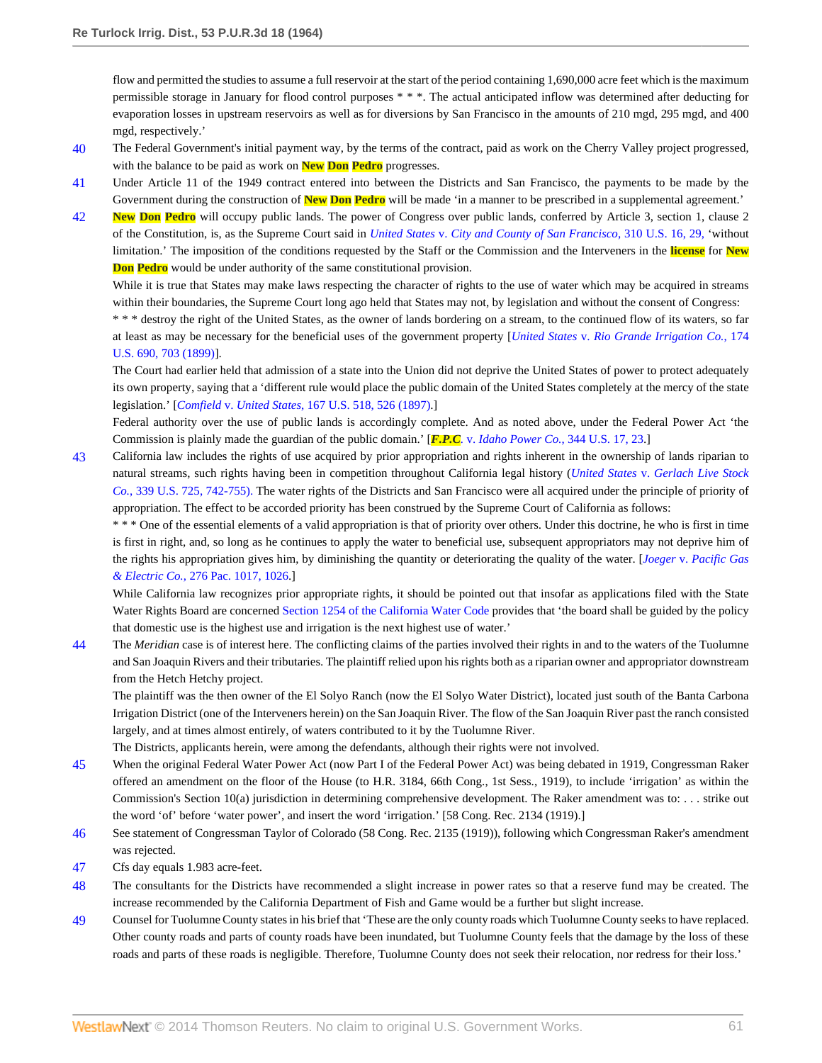flow and permitted the studies to assume a full reservoir at the start of the period containing 1,690,000 acre feet which is the maximum permissible storage in January for flood control purposes * * *. The actual anticipated inflow was determined after deducting for evaporation losses in upstream reservoirs as well as for diversions by San Francisco in the amounts of 210 mgd, 295 mgd, and 400 mgd, respectively.'

40 The Federal Government's initial payment way, by the terms of the contract, paid as work on the Cherry Valley project progressed, with the balance to be paid as work on New Don Pedro progresses.

41 Under Article 11 of the 1949 contract entered into between the Districts and San Francisco, the payments to be made by the Government during the construction of New Don Pedro will be made 'in a manner to be prescribed in a supplemental agreement.'

42 New Don Pedro will occupy public lands. The power of Congress over public lands, conferred by Article 3, section 1, clause 2 of the Constitution, is, as the Supreme Court said in *United States* v. *City and County of San Francisco,* 310 U.S. 16, 29, 'without limitation.' The imposition of the conditions requested by the Staff or the Commission and the Interveners in the license for New Don Pedro would be under authority of the same constitutional provision.

While it is true that States may make laws respecting the character of rights to the use of water which may be acquired in streams within their boundaries, the Supreme Court long ago held that States may not, by legislation and without the consent of Congress: * * * destroy the right of the United States, as the owner of lands bordering on a stream, to the continued flow of its waters, so far at least as may be necessary for the beneficial uses of the government property [*United States* v. *Rio Grande Irrigation Co.,* 174 U.S. 690, 703 (1899)].

The Court had earlier held that admission of a state into the Union did not deprive the United States of power to protect adequately its own property, saying that a 'different rule would place the public domain of the United States completely at the mercy of the state legislation.' [*Comfield* v. *United States,* 167 U.S. 518, 526 (1897).]

Federal authority over the use of public lands is accordingly complete. And as noted above, under the Federal Power Act 'the Commission is plainly made the guardian of the public domain.' [*F.P.C.* v. *Idaho Power Co.,* 344 U.S. 17, 23.]

43 California law includes the rights of use acquired by prior appropriation and rights inherent in the ownership of lands riparian to natural streams, such rights having been in competition throughout California legal history (*United States* v. *Gerlach Live Stock Co.,* 339 U.S. 725, 742-755). The water rights of the Districts and San Francisco were all acquired under the principle of priority of appropriation. The effect to be accorded priority has been construed by the Supreme Court of California as follows:

* * * One of the essential elements of a valid appropriation is that of priority over others. Under this doctrine, he who is first in time is first in right, and, so long as he continues to apply the water to beneficial use, subsequent appropriators may not deprive him of the rights his appropriation gives him, by diminishing the quantity or deteriorating the quality of the water. [*Joeger* v. *Pacific Gas & Electric Co.,* 276 Pac. 1017, 1026.]

While California law recognizes prior appropriate rights, it should be pointed out that insofar as applications filed with the State Water Rights Board are concerned Section 1254 of the California Water Code provides that 'the board shall be guided by the policy that domestic use is the highest use and irrigation is the next highest use of water.'

44 The *Meridian* case is of interest here. The conflicting claims of the parties involved their rights in and to the waters of the Tuolumne and San Joaquin Rivers and their tributaries. The plaintiff relied upon his rights both as a riparian owner and appropriator downstream from the Hetch Hetchy project.

The plaintiff was the then owner of the El Solyo Ranch (now the El Solyo Water District), located just south of the Banta Carbona Irrigation District (one of the Interveners herein) on the San Joaquin River. The flow of the San Joaquin River past the ranch consisted largely, and at times almost entirely, of waters contributed to it by the Tuolumne River.

The Districts, applicants herein, were among the defendants, although their rights were not involved.

45 When the original Federal Water Power Act (now Part I of the Federal Power Act) was being debated in 1919, Congressman Raker offered an amendment on the floor of the House (to H.R. 3184, 66th Cong., 1st Sess., 1919), to include 'irrigation' as within the Commission's Section 10(a) jurisdiction in determining comprehensive development. The Raker amendment was to: . . . strike out the word 'of' before 'water power', and insert the word 'irrigation.' [58 Cong. Rec. 2134 (1919).]

46 See statement of Congressman Taylor of Colorado (58 Cong. Rec. 2135 (1919)), following which Congressman Raker's amendment was rejected.

47 Cfs day equals 1.983 acre-feet.

48 The consultants for the Districts have recommended a slight increase in power rates so that a reserve fund may be created. The increase recommended by the California Department of Fish and Game would be a further but slight increase.

49 Counsel for Tuolumne County states in his brief that 'These are the only county roads which Tuolumne County seeks to have replaced. Other county roads and parts of county roads have been inundated, but Tuolumne County feels that the damage by the loss of these roads and parts of these roads is negligible. Therefore, Tuolumne County does not seek their relocation, nor redress for their loss.'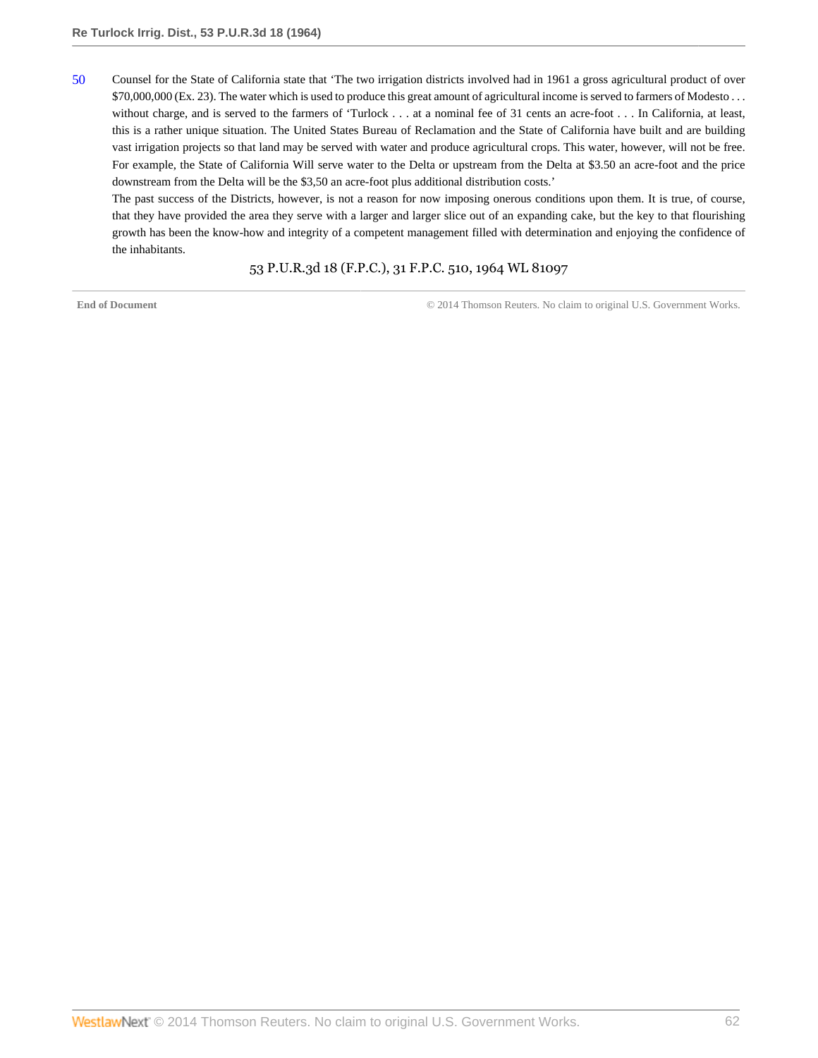50 Counsel for the State of California state that 'The two irrigation districts involved had in 1961 a gross agricultural product of over $70,000,000 (Ex. 23). The water which is used to produce this great amount of agricultural income is served to farmers of Modesto . . . without charge, and is served to the farmers of 'Turlock . . . at a nominal fee of 31 cents an acre-foot . . . In California, at least, this is a rather unique situation. The United States Bureau of Reclamation and the State of California have built and are building vast irrigation projects so that land may be served with water and produce agricultural crops. This water, however, will not be free. For example, the State of California Will serve water to the Delta or upstream from the Delta at $3.50 an acre-foot and the price downstream from the Delta will be the $3,50 an acre-foot plus additional distribution costs.'

The past success of the Districts, however, is not a reason for now imposing onerous conditions upon them. It is true, of course, that they have provided the area they serve with a larger and larger slice out of an expanding cake, but the key to that flourishing growth has been the know-how and integrity of a competent management filled with determination and enjoying the confidence of the inhabitants.

53 P.U.R.3d 18 (F.P.C.), 31 F.P.C. 510, 1964 WL 81097

End of Document © 2014 Thomson Reuters. No claim to original U.S. Government Works.